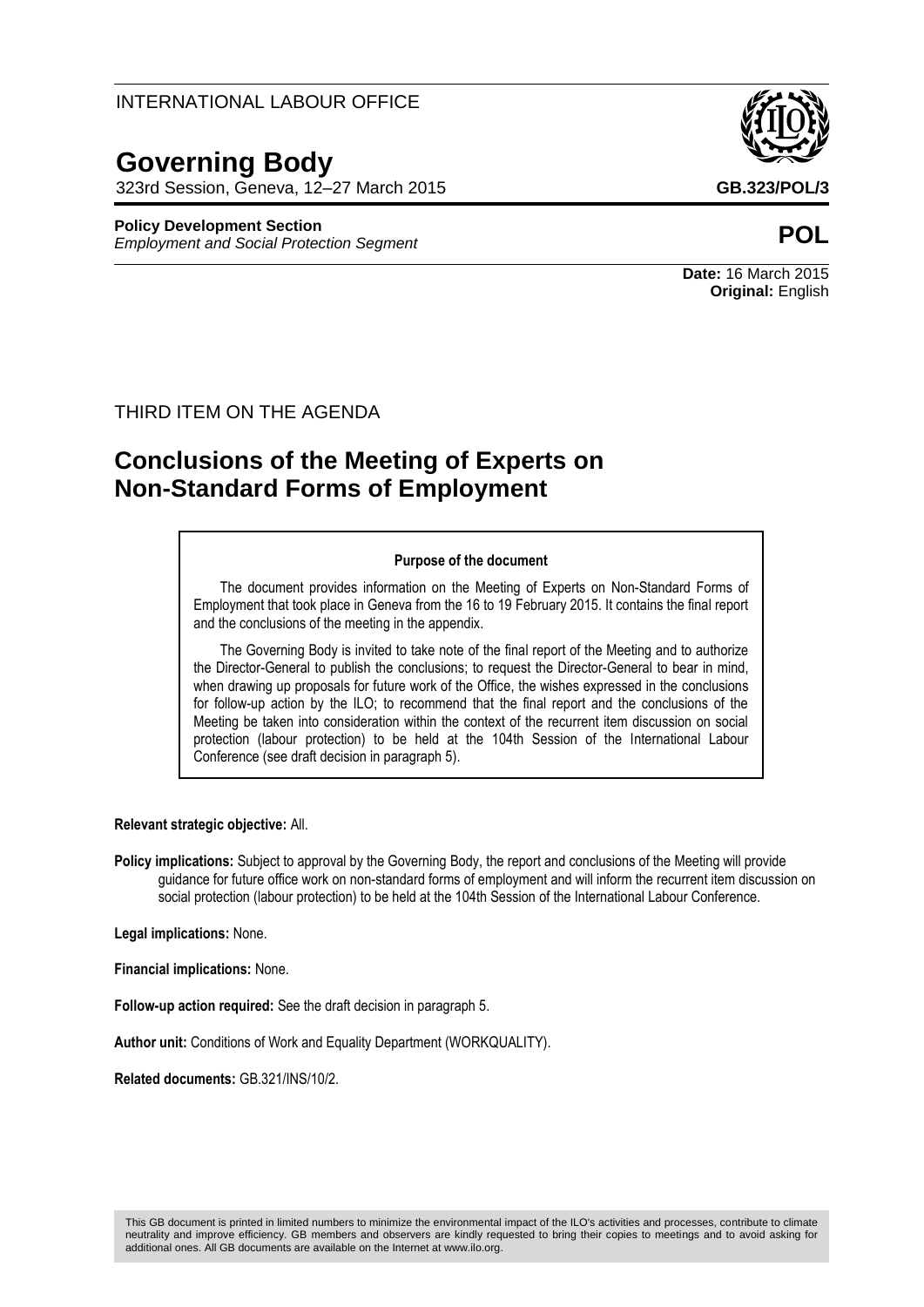INTERNATIONAL LABOUR OFFICE

# Governing Body

323rd Session, Geneva, 12–27 March 2015

**GB.323/POL/3**

**Policy Development Section**
*Employment and Social Protection Segment*

**POL**

**Date:** 16 March 2015
**Original:** English

THIRD ITEM ON THE AGENDA

## Conclusions of the Meeting of Experts on Non-Standard Forms of Employment

**Purpose of the document**

The document provides information on the Meeting of Experts on Non-Standard Forms of Employment that took place in Geneva from the 16 to 19 February 2015. It contains the final report and the conclusions of the meeting in the appendix.

The Governing Body is invited to take note of the final report of the Meeting and to authorize the Director-General to publish the conclusions; to request the Director-General to bear in mind, when drawing up proposals for future work of the Office, the wishes expressed in the conclusions for follow-up action by the ILO; to recommend that the final report and the conclusions of the Meeting be taken into consideration within the context of the recurrent item discussion on social protection (labour protection) to be held at the 104th Session of the International Labour Conference (see draft decision in paragraph 5).

**Relevant strategic objective:** All.

**Policy implications:** Subject to approval by the Governing Body, the report and conclusions of the Meeting will provide guidance for future office work on non-standard forms of employment and will inform the recurrent item discussion on social protection (labour protection) to be held at the 104th Session of the International Labour Conference.

**Legal implications:** None.

**Financial implications:** None.

**Follow-up action required:** See the draft decision in paragraph 5.

**Author unit:** Conditions of Work and Equality Department (WORKQUALITY).

**Related documents:** GB.321/INS/10/2.

This GB document is printed in limited numbers to minimize the environmental impact of the ILO's activities and processes, contribute to climate neutrality and improve efficiency. GB members and observers are kindly requested to bring their copies to meetings and to avoid asking for additional ones. All GB documents are available on the Internet at www.ilo.org.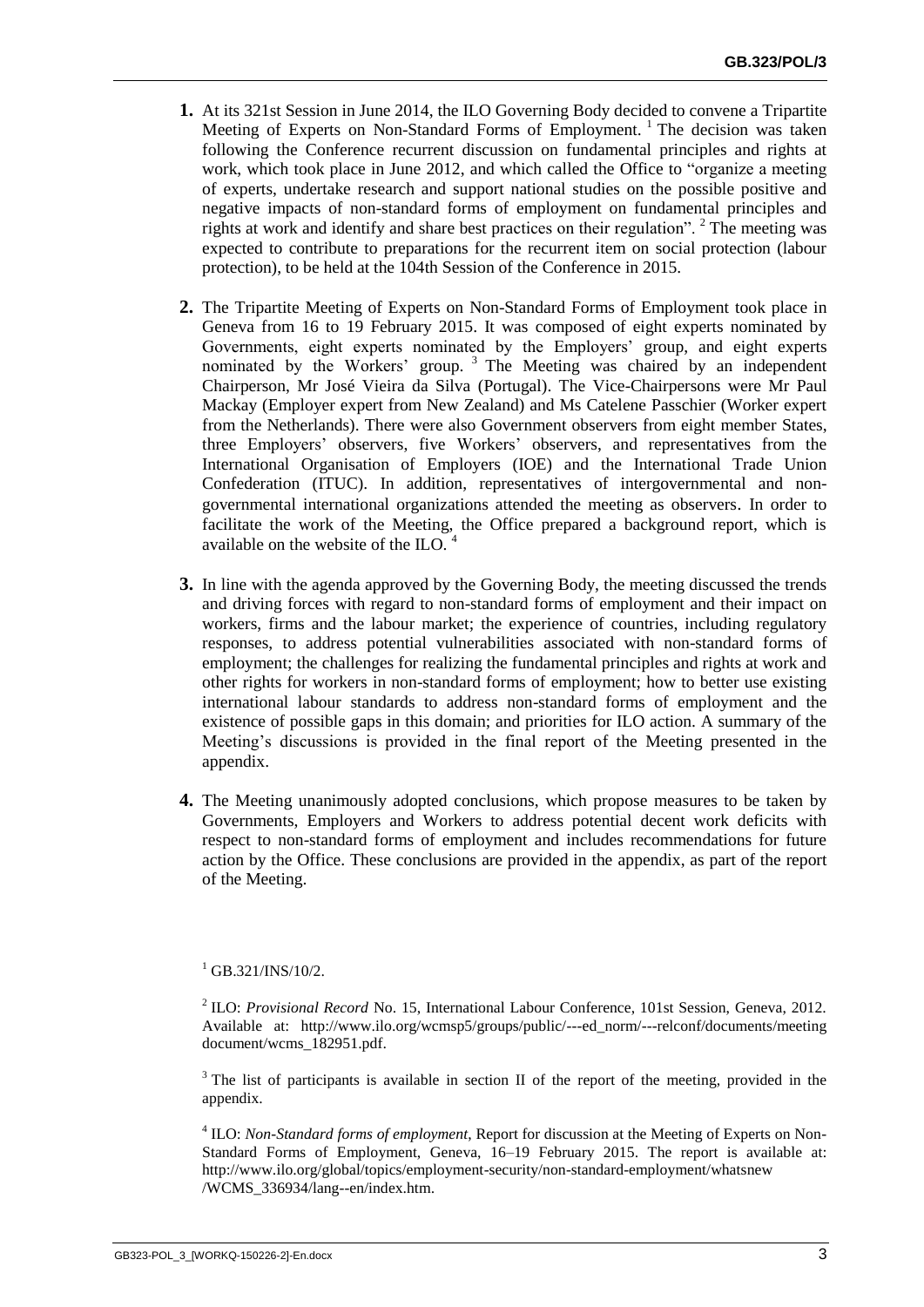**1.** At its 321st Session in June 2014, the ILO Governing Body decided to convene a Tripartite Meeting of Experts on Non-Standard Forms of Employment. [1] The decision was taken following the Conference recurrent discussion on fundamental principles and rights at work, which took place in June 2012, and which called the Office to "organize a meeting of experts, undertake research and support national studies on the possible positive and negative impacts of non-standard forms of employment on fundamental principles and rights at work and identify and share best practices on their regulation". [2] The meeting was expected to contribute to preparations for the recurrent item on social protection (labour protection), to be held at the 104th Session of the Conference in 2015.

**2.** The Tripartite Meeting of Experts on Non-Standard Forms of Employment took place in Geneva from 16 to 19 February 2015. It was composed of eight experts nominated by Governments, eight experts nominated by the Employers' group, and eight experts nominated by the Workers' group. [3] The Meeting was chaired by an independent Chairperson, Mr José Vieira da Silva (Portugal). The Vice-Chairpersons were Mr Paul Mackay (Employer expert from New Zealand) and Ms Catelene Passchier (Worker expert from the Netherlands). There were also Government observers from eight member States, three Employers' observers, five Workers' observers, and representatives from the International Organisation of Employers (IOE) and the International Trade Union Confederation (ITUC). In addition, representatives of intergovernmental and non-governmental international organizations attended the meeting as observers. In order to facilitate the work of the Meeting, the Office prepared a background report, which is available on the website of the ILO. [4]

**3.** In line with the agenda approved by the Governing Body, the meeting discussed the trends and driving forces with regard to non-standard forms of employment and their impact on workers, firms and the labour market; the experience of countries, including regulatory responses, to address potential vulnerabilities associated with non-standard forms of employment; the challenges for realizing the fundamental principles and rights at work and other rights for workers in non-standard forms of employment; how to better use existing international labour standards to address non-standard forms of employment and the existence of possible gaps in this domain; and priorities for ILO action. A summary of the Meeting's discussions is provided in the final report of the Meeting presented in the appendix.

**4.** The Meeting unanimously adopted conclusions, which propose measures to be taken by Governments, Employers and Workers to address potential decent work deficits with respect to non-standard forms of employment and includes recommendations for future action by the Office. These conclusions are provided in the appendix, as part of the report of the Meeting.

---

[1] GB.321/INS/10/2.

[2] ILO: *Provisional Record* No. 15, International Labour Conference, 101st Session, Geneva, 2012. Available at: http://www.ilo.org/wcmsp5/groups/public/---ed_norm/---relconf/documents/meetingdocument/wcms_182951.pdf.

[3] The list of participants is available in section II of the report of the meeting, provided in the appendix.

[4] ILO: *Non-Standard forms of employment*, Report for discussion at the Meeting of Experts on Non-Standard Forms of Employment, Geneva, 16–19 February 2015. The report is available at: http://www.ilo.org/global/topics/employment-security/non-standard-employment/whatsnew/WCMS_336934/lang--en/index.htm.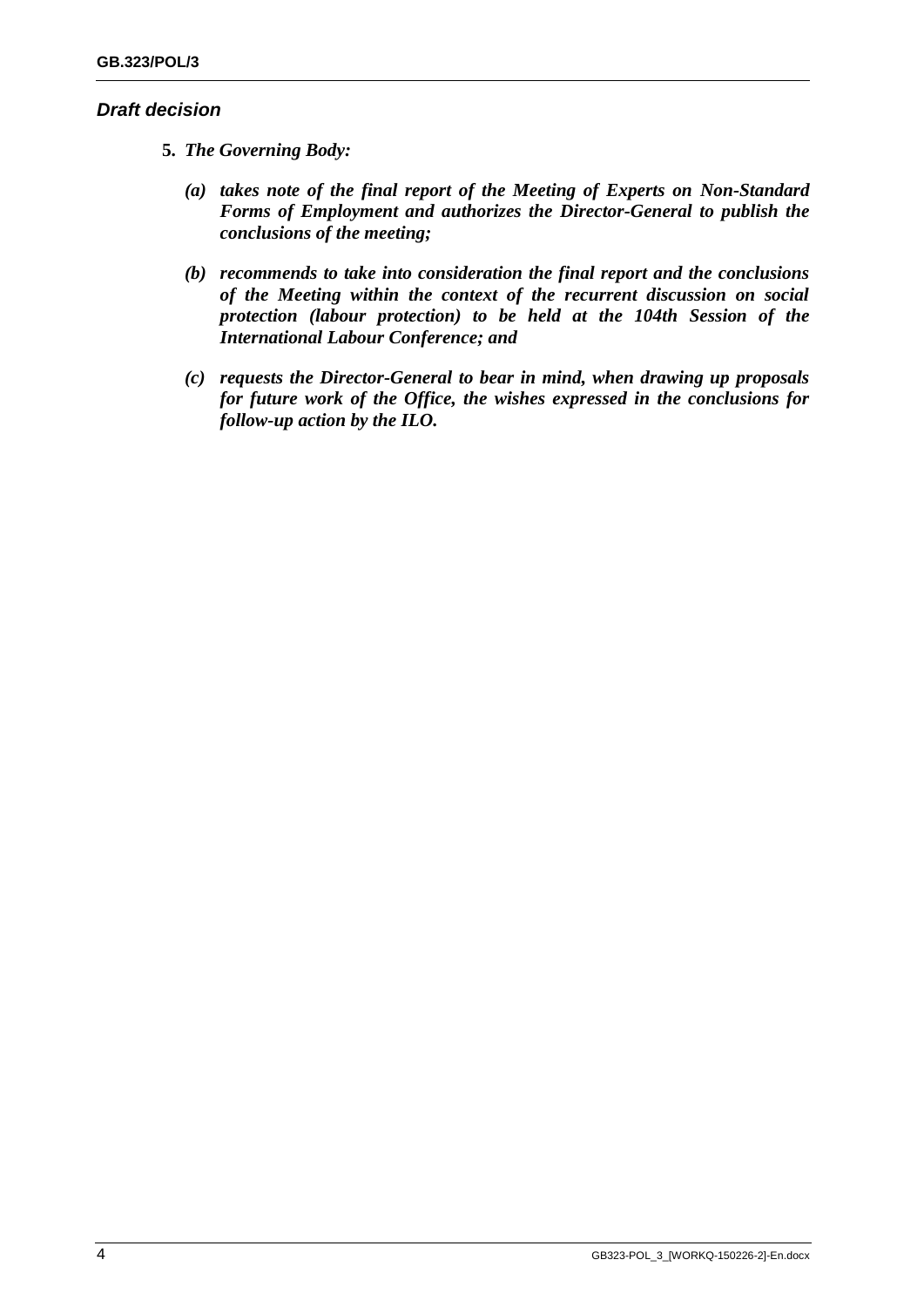### *Draft decision*

**5.** ***The Governing Body:***

***(a)*** ***takes note of the final report of the Meeting of Experts on Non-Standard Forms of Employment and authorizes the Director-General to publish the conclusions of the meeting;***

***(b)*** ***recommends to take into consideration the final report and the conclusions of the Meeting within the context of the recurrent discussion on social protection (labour protection) to be held at the 104th Session of the International Labour Conference; and***

***(c)*** ***requests the Director-General to bear in mind, when drawing up proposals for future work of the Office, the wishes expressed in the conclusions for follow-up action by the ILO.***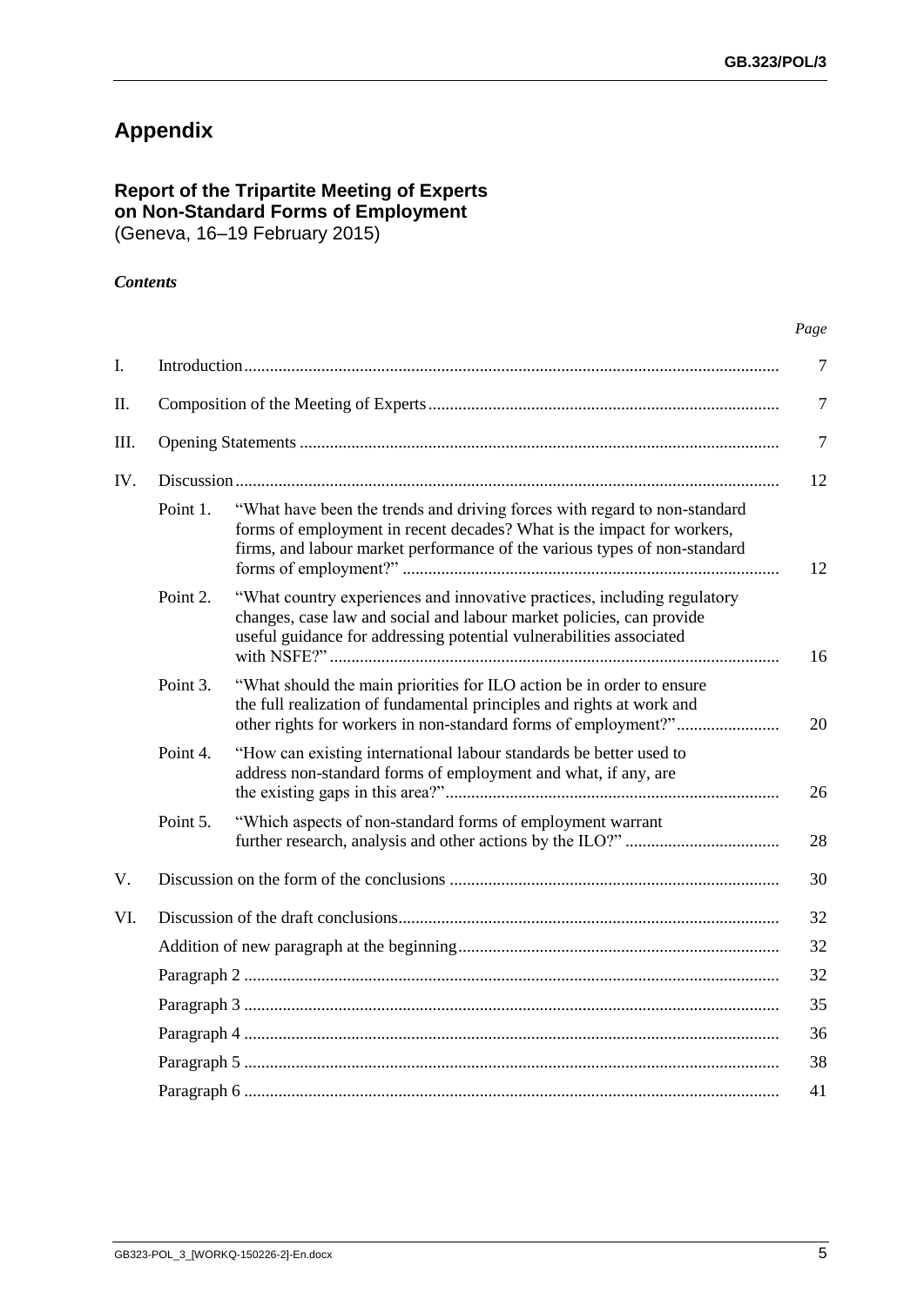# Appendix

## Report of the Tripartite Meeting of Experts on Non-Standard Forms of Employment

(Geneva, 16–19 February 2015)

***Contents***

| | | | *Page* |
|---|---|---|---|
| I. | Introduction | | 7 |
| II. | Composition of the Meeting of Experts | | 7 |
| III. | Opening Statements | | 7 |
| IV. | Discussion | | 12 |
| | Point 1. | "What have been the trends and driving forces with regard to non-standard forms of employment in recent decades? What is the impact for workers, firms, and labour market performance of the various types of non-standard forms of employment?" | 12 |
| | Point 2. | "What country experiences and innovative practices, including regulatory changes, case law and social and labour market policies, can provide useful guidance for addressing potential vulnerabilities associated with NSFE?" | 16 |
| | Point 3. | "What should the main priorities for ILO action be in order to ensure the full realization of fundamental principles and rights at work and other rights for workers in non-standard forms of employment?" | 20 |
| | Point 4. | "How can existing international labour standards be better used to address non-standard forms of employment and what, if any, are the existing gaps in this area?" | 26 |
| | Point 5. | "Which aspects of non-standard forms of employment warrant further research, analysis and other actions by the ILO?" | 28 |
| V. | Discussion on the form of the conclusions | | 30 |
| VI. | Discussion of the draft conclusions | | 32 |
| | Addition of new paragraph at the beginning | | 32 |
| | Paragraph 2 | | 32 |
| | Paragraph 3 | | 35 |
| | Paragraph 4 | | 36 |
| | Paragraph 5 | | 38 |
| | Paragraph 6 | | 41 |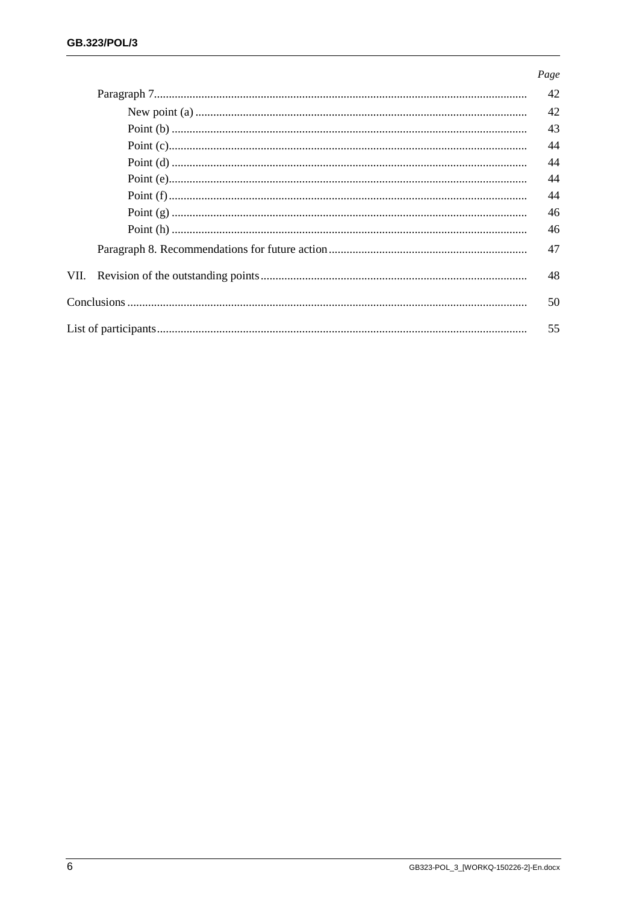| | Page |
|---|---|
| Paragraph 7 | 42 |
| New point (a) | 42 |
| Point (b) | 43 |
| Point (c) | 44 |
| Point (d) | 44 |
| Point (e) | 44 |
| Point (f) | 44 |
| Point (g) | 46 |
| Point (h) | 46 |
| Paragraph 8. Recommendations for future action | 47 |
| VII. Revision of the outstanding points | 48 |
| Conclusions | 50 |
| List of participants | 55 |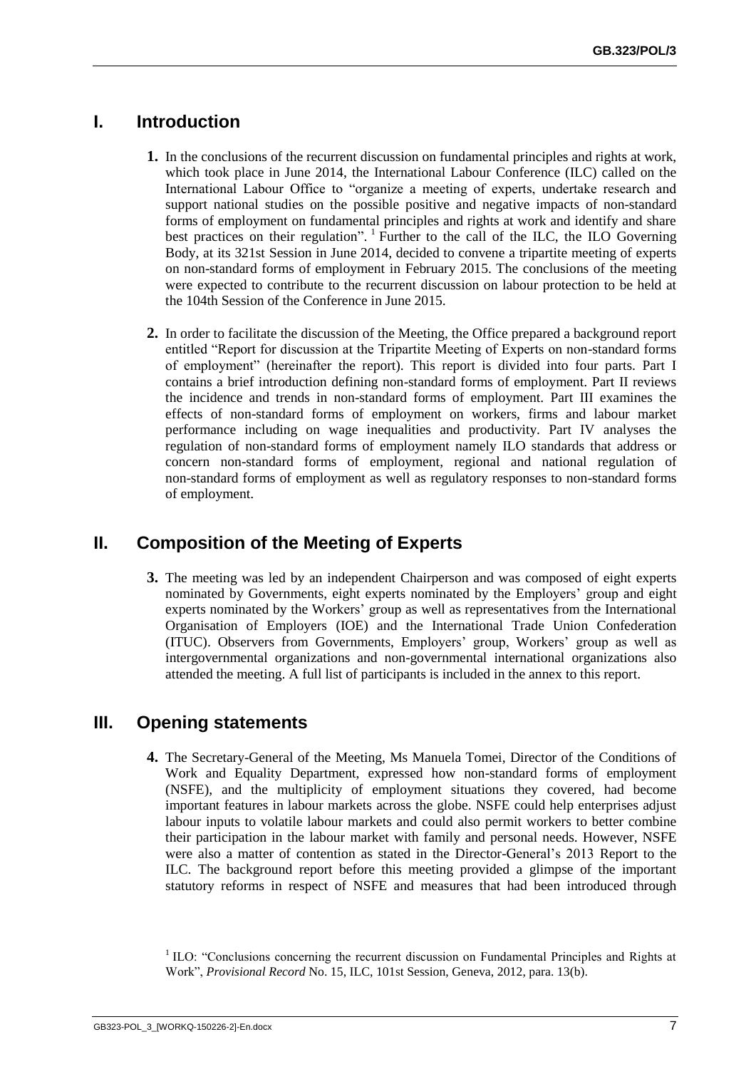## I. Introduction

**1.** In the conclusions of the recurrent discussion on fundamental principles and rights at work, which took place in June 2014, the International Labour Conference (ILC) called on the International Labour Office to "organize a meeting of experts, undertake research and support national studies on the possible positive and negative impacts of non-standard forms of employment on fundamental principles and rights at work and identify and share best practices on their regulation". [1] Further to the call of the ILC, the ILO Governing Body, at its 321st Session in June 2014, decided to convene a tripartite meeting of experts on non-standard forms of employment in February 2015. The conclusions of the meeting were expected to contribute to the recurrent discussion on labour protection to be held at the 104th Session of the Conference in June 2015.

**2.** In order to facilitate the discussion of the Meeting, the Office prepared a background report entitled "Report for discussion at the Tripartite Meeting of Experts on non-standard forms of employment" (hereinafter the report). This report is divided into four parts. Part I contains a brief introduction defining non-standard forms of employment. Part II reviews the incidence and trends in non-standard forms of employment. Part III examines the effects of non-standard forms of employment on workers, firms and labour market performance including on wage inequalities and productivity. Part IV analyses the regulation of non-standard forms of employment namely ILO standards that address or concern non-standard forms of employment, regional and national regulation of non-standard forms of employment as well as regulatory responses to non-standard forms of employment.

## II. Composition of the Meeting of Experts

**3.** The meeting was led by an independent Chairperson and was composed of eight experts nominated by Governments, eight experts nominated by the Employers' group and eight experts nominated by the Workers' group as well as representatives from the International Organisation of Employers (IOE) and the International Trade Union Confederation (ITUC). Observers from Governments, Employers' group, Workers' group as well as intergovernmental organizations and non-governmental international organizations also attended the meeting. A full list of participants is included in the annex to this report.

## III. Opening statements

**4.** The Secretary-General of the Meeting, Ms Manuela Tomei, Director of the Conditions of Work and Equality Department, expressed how non-standard forms of employment (NSFE), and the multiplicity of employment situations they covered, had become important features in labour markets across the globe. NSFE could help enterprises adjust labour inputs to volatile labour markets and could also permit workers to better combine their participation in the labour market with family and personal needs. However, NSFE were also a matter of contention as stated in the Director-General's 2013 Report to the ILC. The background report before this meeting provided a glimpse of the important statutory reforms in respect of NSFE and measures that had been introduced through

[1] ILO: "Conclusions concerning the recurrent discussion on Fundamental Principles and Rights at Work", *Provisional Record* No. 15, ILC, 101st Session, Geneva, 2012, para. 13(b).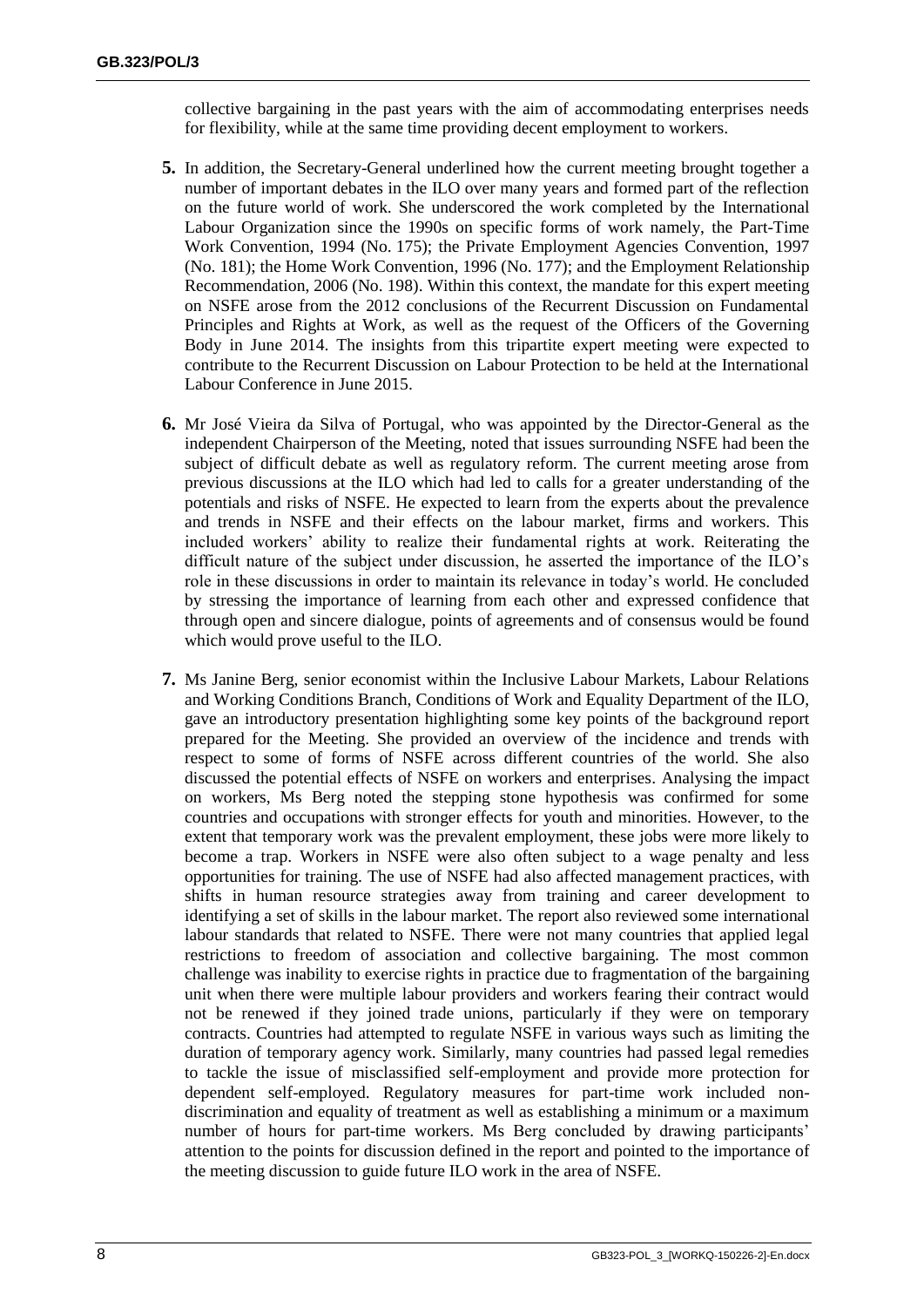collective bargaining in the past years with the aim of accommodating enterprises needs for flexibility, while at the same time providing decent employment to workers.

**5.** In addition, the Secretary-General underlined how the current meeting brought together a number of important debates in the ILO over many years and formed part of the reflection on the future world of work. She underscored the work completed by the International Labour Organization since the 1990s on specific forms of work namely, the Part-Time Work Convention, 1994 (No. 175); the Private Employment Agencies Convention, 1997 (No. 181); the Home Work Convention, 1996 (No. 177); and the Employment Relationship Recommendation, 2006 (No. 198). Within this context, the mandate for this expert meeting on NSFE arose from the 2012 conclusions of the Recurrent Discussion on Fundamental Principles and Rights at Work, as well as the request of the Officers of the Governing Body in June 2014. The insights from this tripartite expert meeting were expected to contribute to the Recurrent Discussion on Labour Protection to be held at the International Labour Conference in June 2015.

**6.** Mr José Vieira da Silva of Portugal, who was appointed by the Director-General as the independent Chairperson of the Meeting, noted that issues surrounding NSFE had been the subject of difficult debate as well as regulatory reform. The current meeting arose from previous discussions at the ILO which had led to calls for a greater understanding of the potentials and risks of NSFE. He expected to learn from the experts about the prevalence and trends in NSFE and their effects on the labour market, firms and workers. This included workers' ability to realize their fundamental rights at work. Reiterating the difficult nature of the subject under discussion, he asserted the importance of the ILO's role in these discussions in order to maintain its relevance in today's world. He concluded by stressing the importance of learning from each other and expressed confidence that through open and sincere dialogue, points of agreements and of consensus would be found which would prove useful to the ILO.

**7.** Ms Janine Berg, senior economist within the Inclusive Labour Markets, Labour Relations and Working Conditions Branch, Conditions of Work and Equality Department of the ILO, gave an introductory presentation highlighting some key points of the background report prepared for the Meeting. She provided an overview of the incidence and trends with respect to some of forms of NSFE across different countries of the world. She also discussed the potential effects of NSFE on workers and enterprises. Analysing the impact on workers, Ms Berg noted the stepping stone hypothesis was confirmed for some countries and occupations with stronger effects for youth and minorities. However, to the extent that temporary work was the prevalent employment, these jobs were more likely to become a trap. Workers in NSFE were also often subject to a wage penalty and less opportunities for training. The use of NSFE had also affected management practices, with shifts in human resource strategies away from training and career development to identifying a set of skills in the labour market. The report also reviewed some international labour standards that related to NSFE. There were not many countries that applied legal restrictions to freedom of association and collective bargaining. The most common challenge was inability to exercise rights in practice due to fragmentation of the bargaining unit when there were multiple labour providers and workers fearing their contract would not be renewed if they joined trade unions, particularly if they were on temporary contracts. Countries had attempted to regulate NSFE in various ways such as limiting the duration of temporary agency work. Similarly, many countries had passed legal remedies to tackle the issue of misclassified self-employment and provide more protection for dependent self-employed. Regulatory measures for part-time work included non-discrimination and equality of treatment as well as establishing a minimum or a maximum number of hours for part-time workers. Ms Berg concluded by drawing participants' attention to the points for discussion defined in the report and pointed to the importance of the meeting discussion to guide future ILO work in the area of NSFE.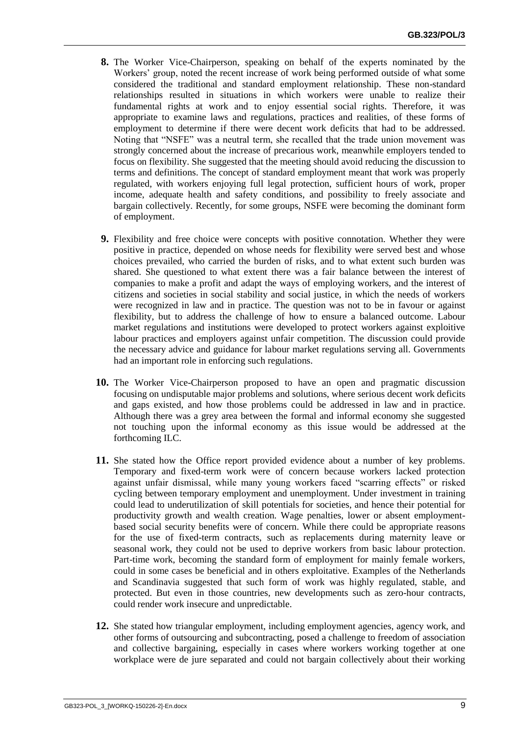**8.** The Worker Vice-Chairperson, speaking on behalf of the experts nominated by the Workers' group, noted the recent increase of work being performed outside of what some considered the traditional and standard employment relationship. These non-standard relationships resulted in situations in which workers were unable to realize their fundamental rights at work and to enjoy essential social rights. Therefore, it was appropriate to examine laws and regulations, practices and realities, of these forms of employment to determine if there were decent work deficits that had to be addressed. Noting that "NSFE" was a neutral term, she recalled that the trade union movement was strongly concerned about the increase of precarious work, meanwhile employers tended to focus on flexibility. She suggested that the meeting should avoid reducing the discussion to terms and definitions. The concept of standard employment meant that work was properly regulated, with workers enjoying full legal protection, sufficient hours of work, proper income, adequate health and safety conditions, and possibility to freely associate and bargain collectively. Recently, for some groups, NSFE were becoming the dominant form of employment.

**9.** Flexibility and free choice were concepts with positive connotation. Whether they were positive in practice, depended on whose needs for flexibility were served best and whose choices prevailed, who carried the burden of risks, and to what extent such burden was shared. She questioned to what extent there was a fair balance between the interest of companies to make a profit and adapt the ways of employing workers, and the interest of citizens and societies in social stability and social justice, in which the needs of workers were recognized in law and in practice. The question was not to be in favour or against flexibility, but to address the challenge of how to ensure a balanced outcome. Labour market regulations and institutions were developed to protect workers against exploitive labour practices and employers against unfair competition. The discussion could provide the necessary advice and guidance for labour market regulations serving all. Governments had an important role in enforcing such regulations.

**10.** The Worker Vice-Chairperson proposed to have an open and pragmatic discussion focusing on undisputable major problems and solutions, where serious decent work deficits and gaps existed, and how those problems could be addressed in law and in practice. Although there was a grey area between the formal and informal economy she suggested not touching upon the informal economy as this issue would be addressed at the forthcoming ILC.

**11.** She stated how the Office report provided evidence about a number of key problems. Temporary and fixed-term work were of concern because workers lacked protection against unfair dismissal, while many young workers faced "scarring effects" or risked cycling between temporary employment and unemployment. Under investment in training could lead to underutilization of skill potentials for societies, and hence their potential for productivity growth and wealth creation. Wage penalties, lower or absent employment-based social security benefits were of concern. While there could be appropriate reasons for the use of fixed-term contracts, such as replacements during maternity leave or seasonal work, they could not be used to deprive workers from basic labour protection. Part-time work, becoming the standard form of employment for mainly female workers, could in some cases be beneficial and in others exploitative. Examples of the Netherlands and Scandinavia suggested that such form of work was highly regulated, stable, and protected. But even in those countries, new developments such as zero-hour contracts, could render work insecure and unpredictable.

**12.** She stated how triangular employment, including employment agencies, agency work, and other forms of outsourcing and subcontracting, posed a challenge to freedom of association and collective bargaining, especially in cases where workers working together at one workplace were de jure separated and could not bargain collectively about their working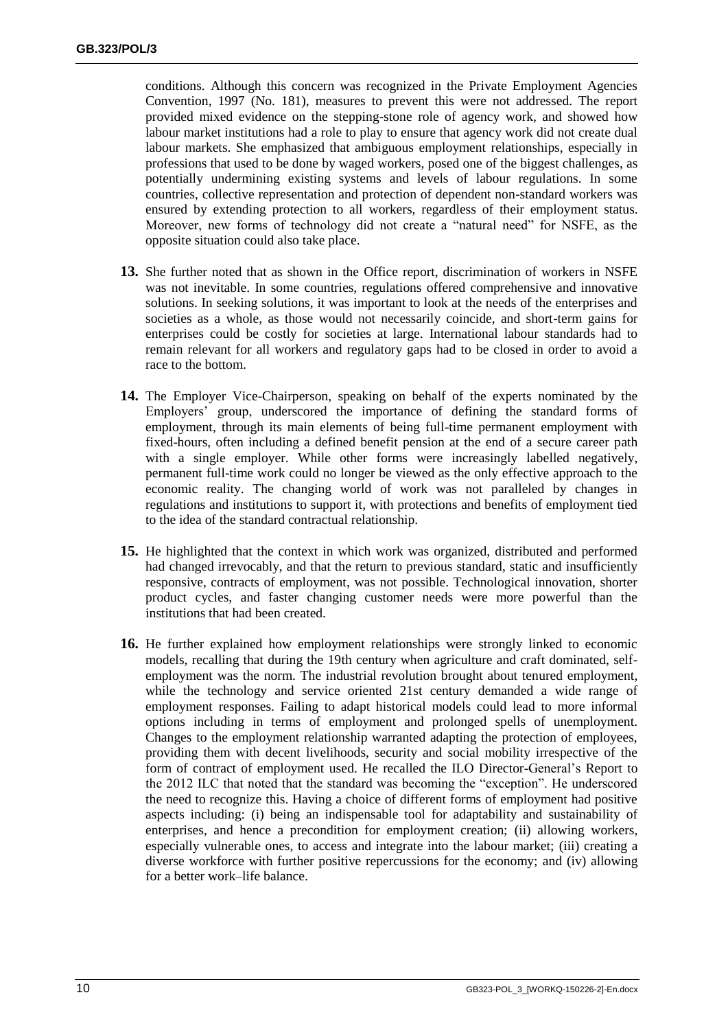conditions. Although this concern was recognized in the Private Employment Agencies Convention, 1997 (No. 181), measures to prevent this were not addressed. The report provided mixed evidence on the stepping-stone role of agency work, and showed how labour market institutions had a role to play to ensure that agency work did not create dual labour markets. She emphasized that ambiguous employment relationships, especially in professions that used to be done by waged workers, posed one of the biggest challenges, as potentially undermining existing systems and levels of labour regulations. In some countries, collective representation and protection of dependent non-standard workers was ensured by extending protection to all workers, regardless of their employment status. Moreover, new forms of technology did not create a "natural need" for NSFE, as the opposite situation could also take place.

**13.** She further noted that as shown in the Office report, discrimination of workers in NSFE was not inevitable. In some countries, regulations offered comprehensive and innovative solutions. In seeking solutions, it was important to look at the needs of the enterprises and societies as a whole, as those would not necessarily coincide, and short-term gains for enterprises could be costly for societies at large. International labour standards had to remain relevant for all workers and regulatory gaps had to be closed in order to avoid a race to the bottom.

**14.** The Employer Vice-Chairperson, speaking on behalf of the experts nominated by the Employers' group, underscored the importance of defining the standard forms of employment, through its main elements of being full-time permanent employment with fixed-hours, often including a defined benefit pension at the end of a secure career path with a single employer. While other forms were increasingly labelled negatively, permanent full-time work could no longer be viewed as the only effective approach to the economic reality. The changing world of work was not paralleled by changes in regulations and institutions to support it, with protections and benefits of employment tied to the idea of the standard contractual relationship.

**15.** He highlighted that the context in which work was organized, distributed and performed had changed irrevocably, and that the return to previous standard, static and insufficiently responsive, contracts of employment, was not possible. Technological innovation, shorter product cycles, and faster changing customer needs were more powerful than the institutions that had been created.

**16.** He further explained how employment relationships were strongly linked to economic models, recalling that during the 19th century when agriculture and craft dominated, self-employment was the norm. The industrial revolution brought about tenured employment, while the technology and service oriented 21st century demanded a wide range of employment responses. Failing to adapt historical models could lead to more informal options including in terms of employment and prolonged spells of unemployment. Changes to the employment relationship warranted adapting the protection of employees, providing them with decent livelihoods, security and social mobility irrespective of the form of contract of employment used. He recalled the ILO Director-General's Report to the 2012 ILC that noted that the standard was becoming the "exception". He underscored the need to recognize this. Having a choice of different forms of employment had positive aspects including: (i) being an indispensable tool for adaptability and sustainability of enterprises, and hence a precondition for employment creation; (ii) allowing workers, especially vulnerable ones, to access and integrate into the labour market; (iii) creating a diverse workforce with further positive repercussions for the economy; and (iv) allowing for a better work–life balance.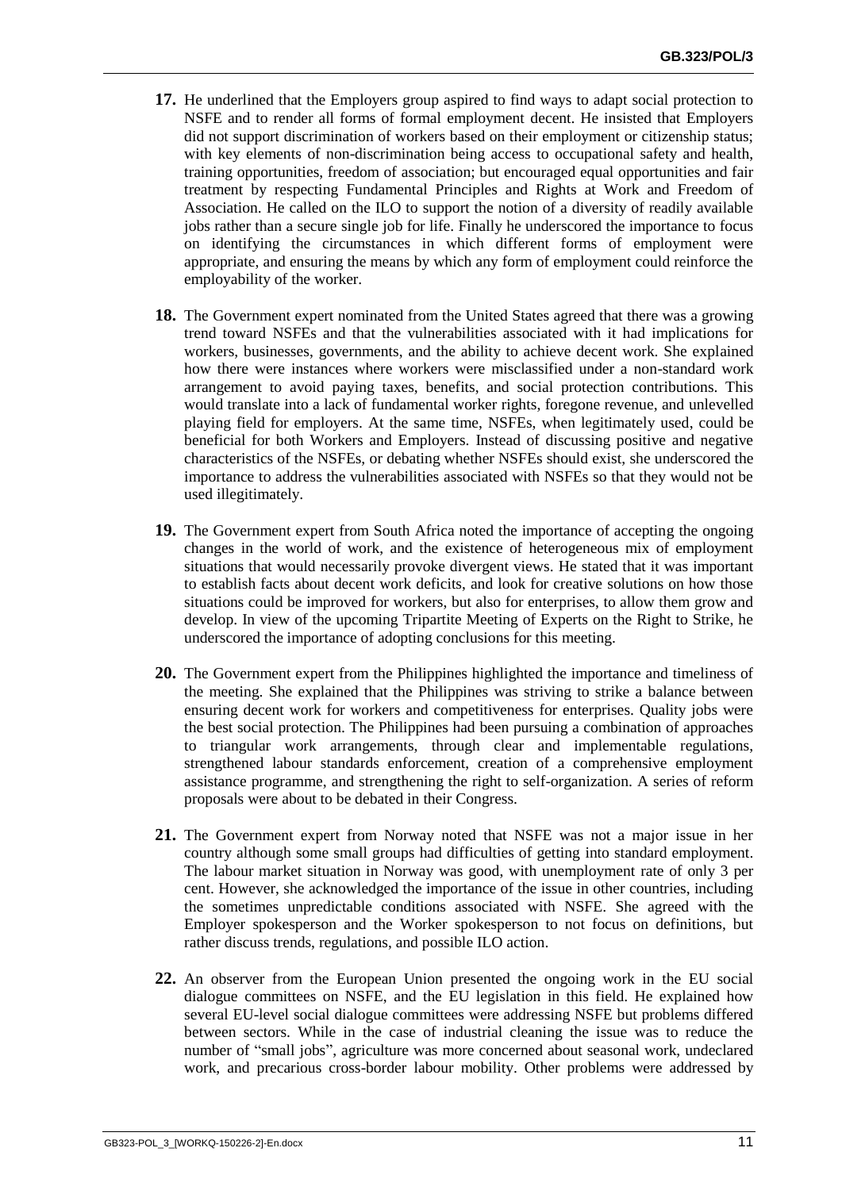**17.** He underlined that the Employers group aspired to find ways to adapt social protection to NSFE and to render all forms of formal employment decent. He insisted that Employers did not support discrimination of workers based on their employment or citizenship status; with key elements of non-discrimination being access to occupational safety and health, training opportunities, freedom of association; but encouraged equal opportunities and fair treatment by respecting Fundamental Principles and Rights at Work and Freedom of Association. He called on the ILO to support the notion of a diversity of readily available jobs rather than a secure single job for life. Finally he underscored the importance to focus on identifying the circumstances in which different forms of employment were appropriate, and ensuring the means by which any form of employment could reinforce the employability of the worker.

**18.** The Government expert nominated from the United States agreed that there was a growing trend toward NSFEs and that the vulnerabilities associated with it had implications for workers, businesses, governments, and the ability to achieve decent work. She explained how there were instances where workers were misclassified under a non-standard work arrangement to avoid paying taxes, benefits, and social protection contributions. This would translate into a lack of fundamental worker rights, foregone revenue, and unlevelled playing field for employers. At the same time, NSFEs, when legitimately used, could be beneficial for both Workers and Employers. Instead of discussing positive and negative characteristics of the NSFEs, or debating whether NSFEs should exist, she underscored the importance to address the vulnerabilities associated with NSFEs so that they would not be used illegitimately.

**19.** The Government expert from South Africa noted the importance of accepting the ongoing changes in the world of work, and the existence of heterogeneous mix of employment situations that would necessarily provoke divergent views. He stated that it was important to establish facts about decent work deficits, and look for creative solutions on how those situations could be improved for workers, but also for enterprises, to allow them grow and develop. In view of the upcoming Tripartite Meeting of Experts on the Right to Strike, he underscored the importance of adopting conclusions for this meeting.

**20.** The Government expert from the Philippines highlighted the importance and timeliness of the meeting. She explained that the Philippines was striving to strike a balance between ensuring decent work for workers and competitiveness for enterprises. Quality jobs were the best social protection. The Philippines had been pursuing a combination of approaches to triangular work arrangements, through clear and implementable regulations, strengthened labour standards enforcement, creation of a comprehensive employment assistance programme, and strengthening the right to self-organization. A series of reform proposals were about to be debated in their Congress.

**21.** The Government expert from Norway noted that NSFE was not a major issue in her country although some small groups had difficulties of getting into standard employment. The labour market situation in Norway was good, with unemployment rate of only 3 per cent. However, she acknowledged the importance of the issue in other countries, including the sometimes unpredictable conditions associated with NSFE. She agreed with the Employer spokesperson and the Worker spokesperson to not focus on definitions, but rather discuss trends, regulations, and possible ILO action.

**22.** An observer from the European Union presented the ongoing work in the EU social dialogue committees on NSFE, and the EU legislation in this field. He explained how several EU-level social dialogue committees were addressing NSFE but problems differed between sectors. While in the case of industrial cleaning the issue was to reduce the number of "small jobs", agriculture was more concerned about seasonal work, undeclared work, and precarious cross-border labour mobility. Other problems were addressed by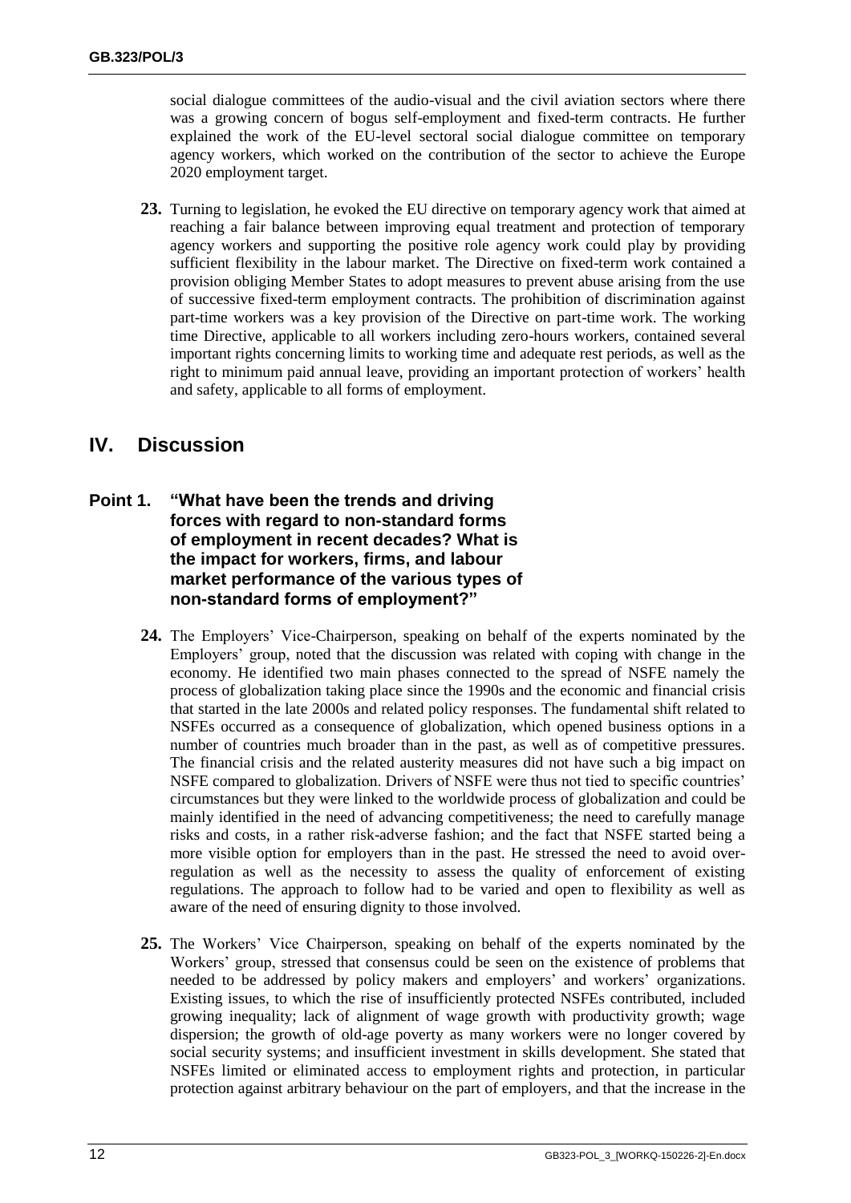social dialogue committees of the audio-visual and the civil aviation sectors where there was a growing concern of bogus self-employment and fixed-term contracts. He further explained the work of the EU-level sectoral social dialogue committee on temporary agency workers, which worked on the contribution of the sector to achieve the Europe 2020 employment target.

**23.** Turning to legislation, he evoked the EU directive on temporary agency work that aimed at reaching a fair balance between improving equal treatment and protection of temporary agency workers and supporting the positive role agency work could play by providing sufficient flexibility in the labour market. The Directive on fixed-term work contained a provision obliging Member States to adopt measures to prevent abuse arising from the use of successive fixed-term employment contracts. The prohibition of discrimination against part-time workers was a key provision of the Directive on part-time work. The working time Directive, applicable to all workers including zero-hours workers, contained several important rights concerning limits to working time and adequate rest periods, as well as the right to minimum paid annual leave, providing an important protection of workers' health and safety, applicable to all forms of employment.

## IV. Discussion

### Point 1. "What have been the trends and driving forces with regard to non-standard forms of employment in recent decades? What is the impact for workers, firms, and labour market performance of the various types of non-standard forms of employment?"

**24.** The Employers' Vice-Chairperson, speaking on behalf of the experts nominated by the Employers' group, noted that the discussion was related with coping with change in the economy. He identified two main phases connected to the spread of NSFE namely the process of globalization taking place since the 1990s and the economic and financial crisis that started in the late 2000s and related policy responses. The fundamental shift related to NSFEs occurred as a consequence of globalization, which opened business options in a number of countries much broader than in the past, as well as of competitive pressures. The financial crisis and the related austerity measures did not have such a big impact on NSFE compared to globalization. Drivers of NSFE were thus not tied to specific countries' circumstances but they were linked to the worldwide process of globalization and could be mainly identified in the need of advancing competitiveness; the need to carefully manage risks and costs, in a rather risk-adverse fashion; and the fact that NSFE started being a more visible option for employers than in the past. He stressed the need to avoid over-regulation as well as the necessity to assess the quality of enforcement of existing regulations. The approach to follow had to be varied and open to flexibility as well as aware of the need of ensuring dignity to those involved.

**25.** The Workers' Vice Chairperson, speaking on behalf of the experts nominated by the Workers' group, stressed that consensus could be seen on the existence of problems that needed to be addressed by policy makers and employers' and workers' organizations. Existing issues, to which the rise of insufficiently protected NSFEs contributed, included growing inequality; lack of alignment of wage growth with productivity growth; wage dispersion; the growth of old-age poverty as many workers were no longer covered by social security systems; and insufficient investment in skills development. She stated that NSFEs limited or eliminated access to employment rights and protection, in particular protection against arbitrary behaviour on the part of employers, and that the increase in the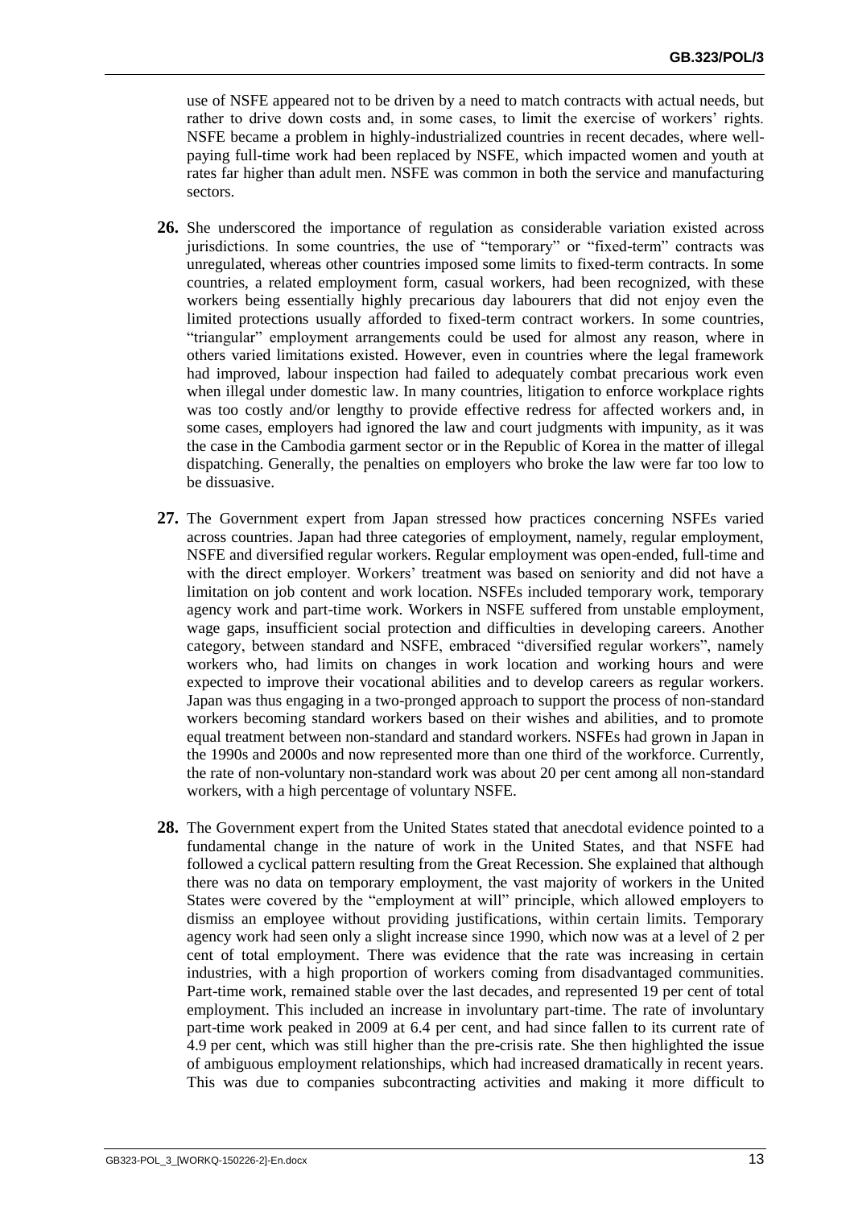use of NSFE appeared not to be driven by a need to match contracts with actual needs, but rather to drive down costs and, in some cases, to limit the exercise of workers' rights. NSFE became a problem in highly-industrialized countries in recent decades, where well-paying full-time work had been replaced by NSFE, which impacted women and youth at rates far higher than adult men. NSFE was common in both the service and manufacturing sectors.

**26.** She underscored the importance of regulation as considerable variation existed across jurisdictions. In some countries, the use of "temporary" or "fixed-term" contracts was unregulated, whereas other countries imposed some limits to fixed-term contracts. In some countries, a related employment form, casual workers, had been recognized, with these workers being essentially highly precarious day labourers that did not enjoy even the limited protections usually afforded to fixed-term contract workers. In some countries, "triangular" employment arrangements could be used for almost any reason, where in others varied limitations existed. However, even in countries where the legal framework had improved, labour inspection had failed to adequately combat precarious work even when illegal under domestic law. In many countries, litigation to enforce workplace rights was too costly and/or lengthy to provide effective redress for affected workers and, in some cases, employers had ignored the law and court judgments with impunity, as it was the case in the Cambodia garment sector or in the Republic of Korea in the matter of illegal dispatching. Generally, the penalties on employers who broke the law were far too low to be dissuasive.

**27.** The Government expert from Japan stressed how practices concerning NSFEs varied across countries. Japan had three categories of employment, namely, regular employment, NSFE and diversified regular workers. Regular employment was open-ended, full-time and with the direct employer. Workers' treatment was based on seniority and did not have a limitation on job content and work location. NSFEs included temporary work, temporary agency work and part-time work. Workers in NSFE suffered from unstable employment, wage gaps, insufficient social protection and difficulties in developing careers. Another category, between standard and NSFE, embraced "diversified regular workers", namely workers who, had limits on changes in work location and working hours and were expected to improve their vocational abilities and to develop careers as regular workers. Japan was thus engaging in a two-pronged approach to support the process of non-standard workers becoming standard workers based on their wishes and abilities, and to promote equal treatment between non-standard and standard workers. NSFEs had grown in Japan in the 1990s and 2000s and now represented more than one third of the workforce. Currently, the rate of non-voluntary non-standard work was about 20 per cent among all non-standard workers, with a high percentage of voluntary NSFE.

**28.** The Government expert from the United States stated that anecdotal evidence pointed to a fundamental change in the nature of work in the United States, and that NSFE had followed a cyclical pattern resulting from the Great Recession. She explained that although there was no data on temporary employment, the vast majority of workers in the United States were covered by the "employment at will" principle, which allowed employers to dismiss an employee without providing justifications, within certain limits. Temporary agency work had seen only a slight increase since 1990, which now was at a level of 2 per cent of total employment. There was evidence that the rate was increasing in certain industries, with a high proportion of workers coming from disadvantaged communities. Part-time work, remained stable over the last decades, and represented 19 per cent of total employment. This included an increase in involuntary part-time. The rate of involuntary part-time work peaked in 2009 at 6.4 per cent, and had since fallen to its current rate of 4.9 per cent, which was still higher than the pre-crisis rate. She then highlighted the issue of ambiguous employment relationships, which had increased dramatically in recent years. This was due to companies subcontracting activities and making it more difficult to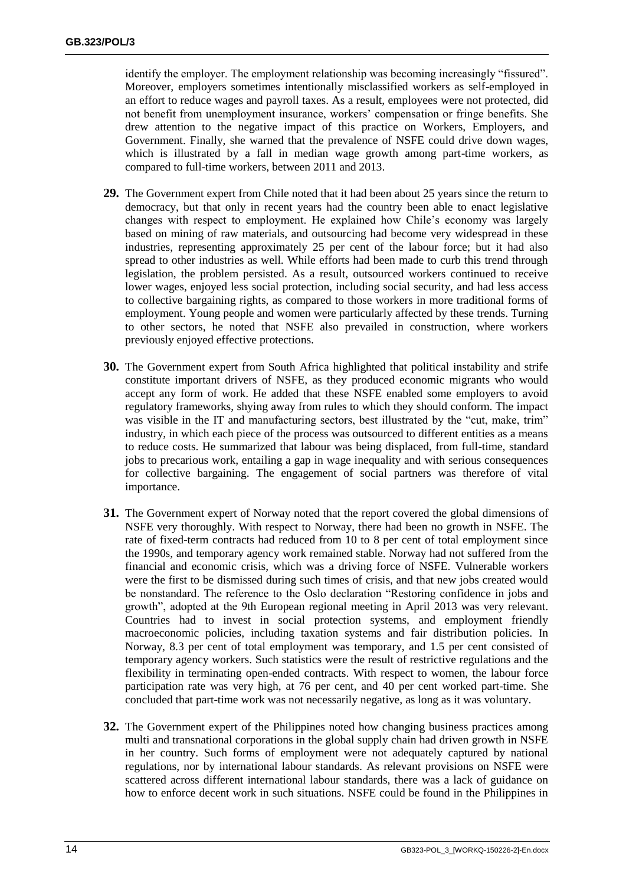identify the employer. The employment relationship was becoming increasingly "fissured". Moreover, employers sometimes intentionally misclassified workers as self-employed in an effort to reduce wages and payroll taxes. As a result, employees were not protected, did not benefit from unemployment insurance, workers' compensation or fringe benefits. She drew attention to the negative impact of this practice on Workers, Employers, and Government. Finally, she warned that the prevalence of NSFE could drive down wages, which is illustrated by a fall in median wage growth among part-time workers, as compared to full-time workers, between 2011 and 2013.

**29.** The Government expert from Chile noted that it had been about 25 years since the return to democracy, but that only in recent years had the country been able to enact legislative changes with respect to employment. He explained how Chile's economy was largely based on mining of raw materials, and outsourcing had become very widespread in these industries, representing approximately 25 per cent of the labour force; but it had also spread to other industries as well. While efforts had been made to curb this trend through legislation, the problem persisted. As a result, outsourced workers continued to receive lower wages, enjoyed less social protection, including social security, and had less access to collective bargaining rights, as compared to those workers in more traditional forms of employment. Young people and women were particularly affected by these trends. Turning to other sectors, he noted that NSFE also prevailed in construction, where workers previously enjoyed effective protections.

**30.** The Government expert from South Africa highlighted that political instability and strife constitute important drivers of NSFE, as they produced economic migrants who would accept any form of work. He added that these NSFE enabled some employers to avoid regulatory frameworks, shying away from rules to which they should conform. The impact was visible in the IT and manufacturing sectors, best illustrated by the "cut, make, trim" industry, in which each piece of the process was outsourced to different entities as a means to reduce costs. He summarized that labour was being displaced, from full-time, standard jobs to precarious work, entailing a gap in wage inequality and with serious consequences for collective bargaining. The engagement of social partners was therefore of vital importance.

**31.** The Government expert of Norway noted that the report covered the global dimensions of NSFE very thoroughly. With respect to Norway, there had been no growth in NSFE. The rate of fixed-term contracts had reduced from 10 to 8 per cent of total employment since the 1990s, and temporary agency work remained stable. Norway had not suffered from the financial and economic crisis, which was a driving force of NSFE. Vulnerable workers were the first to be dismissed during such times of crisis, and that new jobs created would be nonstandard. The reference to the Oslo declaration "Restoring confidence in jobs and growth", adopted at the 9th European regional meeting in April 2013 was very relevant. Countries had to invest in social protection systems, and employment friendly macroeconomic policies, including taxation systems and fair distribution policies. In Norway, 8.3 per cent of total employment was temporary, and 1.5 per cent consisted of temporary agency workers. Such statistics were the result of restrictive regulations and the flexibility in terminating open-ended contracts. With respect to women, the labour force participation rate was very high, at 76 per cent, and 40 per cent worked part-time. She concluded that part-time work was not necessarily negative, as long as it was voluntary.

**32.** The Government expert of the Philippines noted how changing business practices among multi and transnational corporations in the global supply chain had driven growth in NSFE in her country. Such forms of employment were not adequately captured by national regulations, nor by international labour standards. As relevant provisions on NSFE were scattered across different international labour standards, there was a lack of guidance on how to enforce decent work in such situations. NSFE could be found in the Philippines in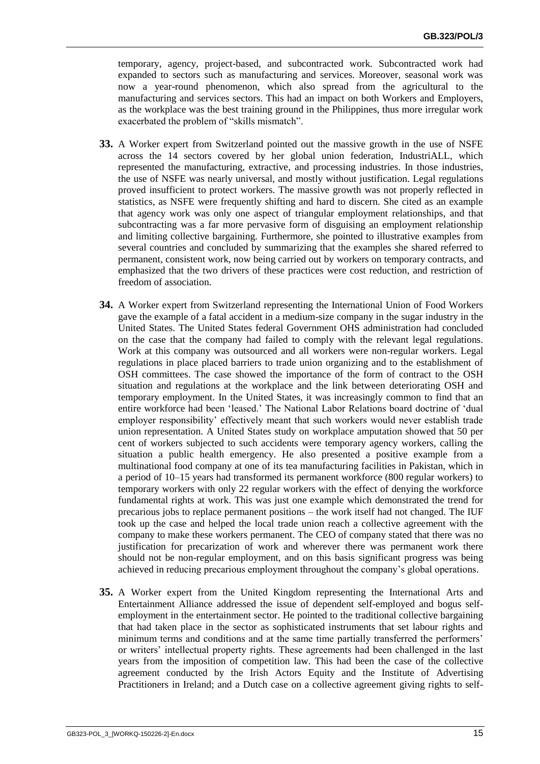temporary, agency, project-based, and subcontracted work. Subcontracted work had expanded to sectors such as manufacturing and services. Moreover, seasonal work was now a year-round phenomenon, which also spread from the agricultural to the manufacturing and services sectors. This had an impact on both Workers and Employers, as the workplace was the best training ground in the Philippines, thus more irregular work exacerbated the problem of "skills mismatch".

**33.** A Worker expert from Switzerland pointed out the massive growth in the use of NSFE across the 14 sectors covered by her global union federation, IndustriALL, which represented the manufacturing, extractive, and processing industries. In those industries, the use of NSFE was nearly universal, and mostly without justification. Legal regulations proved insufficient to protect workers. The massive growth was not properly reflected in statistics, as NSFE were frequently shifting and hard to discern. She cited as an example that agency work was only one aspect of triangular employment relationships, and that subcontracting was a far more pervasive form of disguising an employment relationship and limiting collective bargaining. Furthermore, she pointed to illustrative examples from several countries and concluded by summarizing that the examples she shared referred to permanent, consistent work, now being carried out by workers on temporary contracts, and emphasized that the two drivers of these practices were cost reduction, and restriction of freedom of association.

**34.** A Worker expert from Switzerland representing the International Union of Food Workers gave the example of a fatal accident in a medium-size company in the sugar industry in the United States. The United States federal Government OHS administration had concluded on the case that the company had failed to comply with the relevant legal regulations. Work at this company was outsourced and all workers were non-regular workers. Legal regulations in place placed barriers to trade union organizing and to the establishment of OSH committees. The case showed the importance of the form of contract to the OSH situation and regulations at the workplace and the link between deteriorating OSH and temporary employment. In the United States, it was increasingly common to find that an entire workforce had been 'leased.' The National Labor Relations board doctrine of 'dual employer responsibility' effectively meant that such workers would never establish trade union representation. A United States study on workplace amputation showed that 50 per cent of workers subjected to such accidents were temporary agency workers, calling the situation a public health emergency. He also presented a positive example from a multinational food company at one of its tea manufacturing facilities in Pakistan, which in a period of 10–15 years had transformed its permanent workforce (800 regular workers) to temporary workers with only 22 regular workers with the effect of denying the workforce fundamental rights at work. This was just one example which demonstrated the trend for precarious jobs to replace permanent positions – the work itself had not changed. The IUF took up the case and helped the local trade union reach a collective agreement with the company to make these workers permanent. The CEO of company stated that there was no justification for precarization of work and wherever there was permanent work there should not be non-regular employment, and on this basis significant progress was being achieved in reducing precarious employment throughout the company's global operations.

**35.** A Worker expert from the United Kingdom representing the International Arts and Entertainment Alliance addressed the issue of dependent self-employed and bogus self-employment in the entertainment sector. He pointed to the traditional collective bargaining that had taken place in the sector as sophisticated instruments that set labour rights and minimum terms and conditions and at the same time partially transferred the performers' or writers' intellectual property rights. These agreements had been challenged in the last years from the imposition of competition law. This had been the case of the collective agreement conducted by the Irish Actors Equity and the Institute of Advertising Practitioners in Ireland; and a Dutch case on a collective agreement giving rights to self-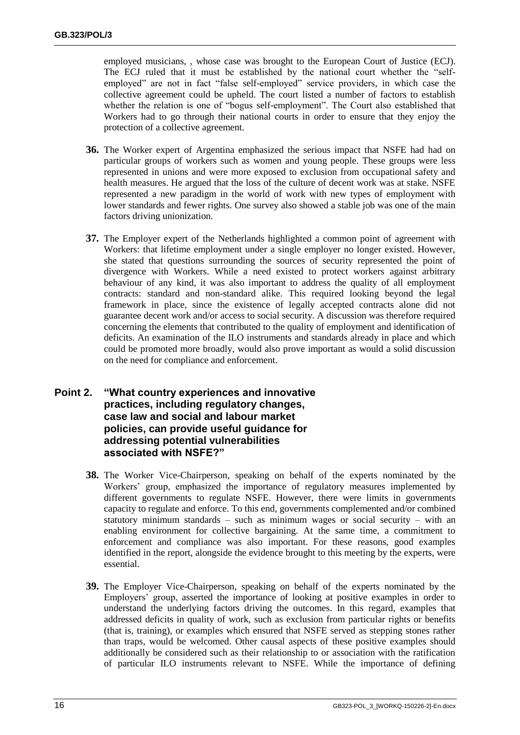employed musicians, , whose case was brought to the European Court of Justice (ECJ). The ECJ ruled that it must be established by the national court whether the "self-employed" are not in fact "false self-employed" service providers, in which case the collective agreement could be upheld. The court listed a number of factors to establish whether the relation is one of "bogus self-employment". The Court also established that Workers had to go through their national courts in order to ensure that they enjoy the protection of a collective agreement.

**36.** The Worker expert of Argentina emphasized the serious impact that NSFE had had on particular groups of workers such as women and young people. These groups were less represented in unions and were more exposed to exclusion from occupational safety and health measures. He argued that the loss of the culture of decent work was at stake. NSFE represented a new paradigm in the world of work with new types of employment with lower standards and fewer rights. One survey also showed a stable job was one of the main factors driving unionization.

**37.** The Employer expert of the Netherlands highlighted a common point of agreement with Workers: that lifetime employment under a single employer no longer existed. However, she stated that questions surrounding the sources of security represented the point of divergence with Workers. While a need existed to protect workers against arbitrary behaviour of any kind, it was also important to address the quality of all employment contracts: standard and non-standard alike. This required looking beyond the legal framework in place, since the existence of legally accepted contracts alone did not guarantee decent work and/or access to social security. A discussion was therefore required concerning the elements that contributed to the quality of employment and identification of deficits. An examination of the ILO instruments and standards already in place and which could be promoted more broadly, would also prove important as would a solid discussion on the need for compliance and enforcement.

### Point 2. "What country experiences and innovative practices, including regulatory changes, case law and social and labour market policies, can provide useful guidance for addressing potential vulnerabilities associated with NSFE?"

**38.** The Worker Vice-Chairperson, speaking on behalf of the experts nominated by the Workers' group, emphasized the importance of regulatory measures implemented by different governments to regulate NSFE. However, there were limits in governments capacity to regulate and enforce. To this end, governments complemented and/or combined statutory minimum standards – such as minimum wages or social security – with an enabling environment for collective bargaining. At the same time, a commitment to enforcement and compliance was also important. For these reasons, good examples identified in the report, alongside the evidence brought to this meeting by the experts, were essential.

**39.** The Employer Vice-Chairperson, speaking on behalf of the experts nominated by the Employers' group, asserted the importance of looking at positive examples in order to understand the underlying factors driving the outcomes. In this regard, examples that addressed deficits in quality of work, such as exclusion from particular rights or benefits (that is, training), or examples which ensured that NSFE served as stepping stones rather than traps, would be welcomed. Other causal aspects of these positive examples should additionally be considered such as their relationship to or association with the ratification of particular ILO instruments relevant to NSFE. While the importance of defining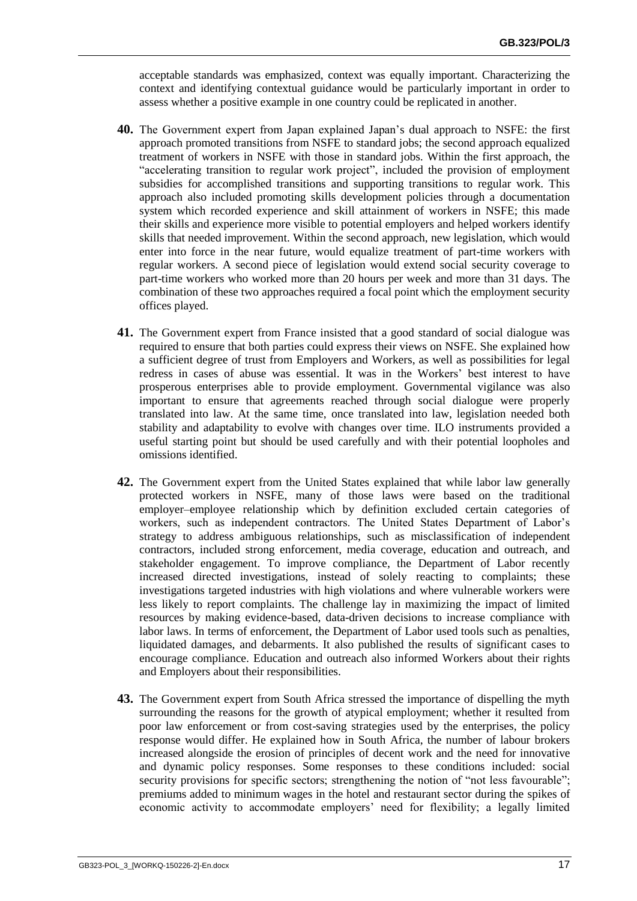acceptable standards was emphasized, context was equally important. Characterizing the context and identifying contextual guidance would be particularly important in order to assess whether a positive example in one country could be replicated in another.

**40.** The Government expert from Japan explained Japan's dual approach to NSFE: the first approach promoted transitions from NSFE to standard jobs; the second approach equalized treatment of workers in NSFE with those in standard jobs. Within the first approach, the "accelerating transition to regular work project", included the provision of employment subsidies for accomplished transitions and supporting transitions to regular work. This approach also included promoting skills development policies through a documentation system which recorded experience and skill attainment of workers in NSFE; this made their skills and experience more visible to potential employers and helped workers identify skills that needed improvement. Within the second approach, new legislation, which would enter into force in the near future, would equalize treatment of part-time workers with regular workers. A second piece of legislation would extend social security coverage to part-time workers who worked more than 20 hours per week and more than 31 days. The combination of these two approaches required a focal point which the employment security offices played.

**41.** The Government expert from France insisted that a good standard of social dialogue was required to ensure that both parties could express their views on NSFE. She explained how a sufficient degree of trust from Employers and Workers, as well as possibilities for legal redress in cases of abuse was essential. It was in the Workers' best interest to have prosperous enterprises able to provide employment. Governmental vigilance was also important to ensure that agreements reached through social dialogue were properly translated into law. At the same time, once translated into law, legislation needed both stability and adaptability to evolve with changes over time. ILO instruments provided a useful starting point but should be used carefully and with their potential loopholes and omissions identified.

**42.** The Government expert from the United States explained that while labor law generally protected workers in NSFE, many of those laws were based on the traditional employer–employee relationship which by definition excluded certain categories of workers, such as independent contractors. The United States Department of Labor's strategy to address ambiguous relationships, such as misclassification of independent contractors, included strong enforcement, media coverage, education and outreach, and stakeholder engagement. To improve compliance, the Department of Labor recently increased directed investigations, instead of solely reacting to complaints; these investigations targeted industries with high violations and where vulnerable workers were less likely to report complaints. The challenge lay in maximizing the impact of limited resources by making evidence-based, data-driven decisions to increase compliance with labor laws. In terms of enforcement, the Department of Labor used tools such as penalties, liquidated damages, and debarments. It also published the results of significant cases to encourage compliance. Education and outreach also informed Workers about their rights and Employers about their responsibilities.

**43.** The Government expert from South Africa stressed the importance of dispelling the myth surrounding the reasons for the growth of atypical employment; whether it resulted from poor law enforcement or from cost-saving strategies used by the enterprises, the policy response would differ. He explained how in South Africa, the number of labour brokers increased alongside the erosion of principles of decent work and the need for innovative and dynamic policy responses. Some responses to these conditions included: social security provisions for specific sectors; strengthening the notion of "not less favourable"; premiums added to minimum wages in the hotel and restaurant sector during the spikes of economic activity to accommodate employers' need for flexibility; a legally limited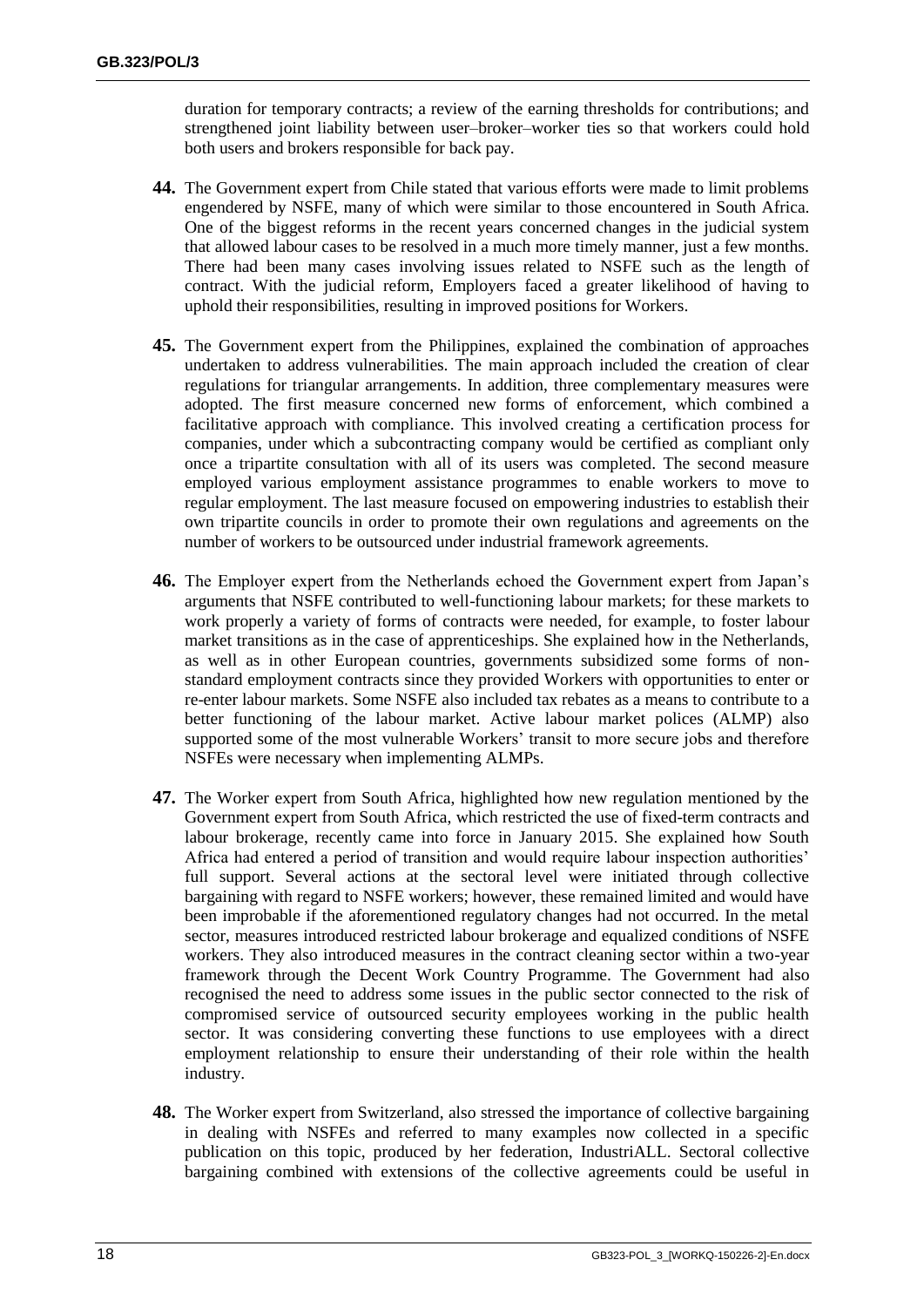duration for temporary contracts; a review of the earning thresholds for contributions; and strengthened joint liability between user–broker–worker ties so that workers could hold both users and brokers responsible for back pay.

**44.** The Government expert from Chile stated that various efforts were made to limit problems engendered by NSFE, many of which were similar to those encountered in South Africa. One of the biggest reforms in the recent years concerned changes in the judicial system that allowed labour cases to be resolved in a much more timely manner, just a few months. There had been many cases involving issues related to NSFE such as the length of contract. With the judicial reform, Employers faced a greater likelihood of having to uphold their responsibilities, resulting in improved positions for Workers.

**45.** The Government expert from the Philippines, explained the combination of approaches undertaken to address vulnerabilities. The main approach included the creation of clear regulations for triangular arrangements. In addition, three complementary measures were adopted. The first measure concerned new forms of enforcement, which combined a facilitative approach with compliance. This involved creating a certification process for companies, under which a subcontracting company would be certified as compliant only once a tripartite consultation with all of its users was completed. The second measure employed various employment assistance programmes to enable workers to move to regular employment. The last measure focused on empowering industries to establish their own tripartite councils in order to promote their own regulations and agreements on the number of workers to be outsourced under industrial framework agreements.

**46.** The Employer expert from the Netherlands echoed the Government expert from Japan's arguments that NSFE contributed to well-functioning labour markets; for these markets to work properly a variety of forms of contracts were needed, for example, to foster labour market transitions as in the case of apprenticeships. She explained how in the Netherlands, as well as in other European countries, governments subsidized some forms of non-standard employment contracts since they provided Workers with opportunities to enter or re-enter labour markets. Some NSFE also included tax rebates as a means to contribute to a better functioning of the labour market. Active labour market polices (ALMP) also supported some of the most vulnerable Workers' transit to more secure jobs and therefore NSFEs were necessary when implementing ALMPs.

**47.** The Worker expert from South Africa, highlighted how new regulation mentioned by the Government expert from South Africa, which restricted the use of fixed-term contracts and labour brokerage, recently came into force in January 2015. She explained how South Africa had entered a period of transition and would require labour inspection authorities' full support. Several actions at the sectoral level were initiated through collective bargaining with regard to NSFE workers; however, these remained limited and would have been improbable if the aforementioned regulatory changes had not occurred. In the metal sector, measures introduced restricted labour brokerage and equalized conditions of NSFE workers. They also introduced measures in the contract cleaning sector within a two-year framework through the Decent Work Country Programme. The Government had also recognised the need to address some issues in the public sector connected to the risk of compromised service of outsourced security employees working in the public health sector. It was considering converting these functions to use employees with a direct employment relationship to ensure their understanding of their role within the health industry.

**48.** The Worker expert from Switzerland, also stressed the importance of collective bargaining in dealing with NSFEs and referred to many examples now collected in a specific publication on this topic, produced by her federation, IndustriALL. Sectoral collective bargaining combined with extensions of the collective agreements could be useful in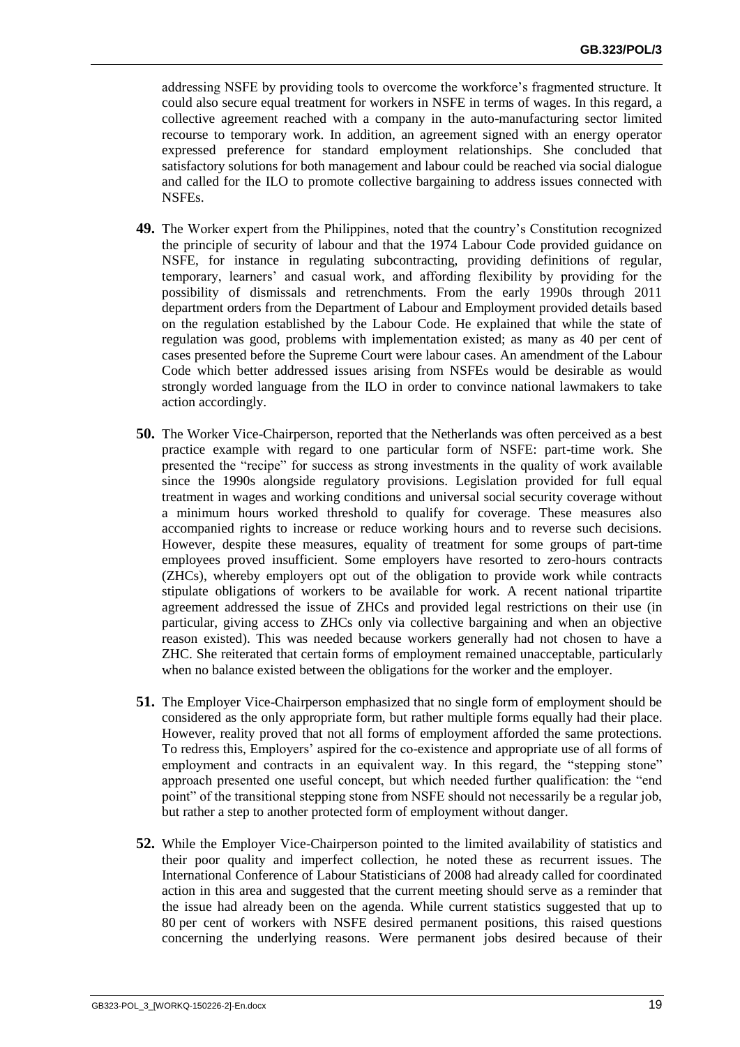addressing NSFE by providing tools to overcome the workforce's fragmented structure. It could also secure equal treatment for workers in NSFE in terms of wages. In this regard, a collective agreement reached with a company in the auto-manufacturing sector limited recourse to temporary work. In addition, an agreement signed with an energy operator expressed preference for standard employment relationships. She concluded that satisfactory solutions for both management and labour could be reached via social dialogue and called for the ILO to promote collective bargaining to address issues connected with NSFEs.

**49.** The Worker expert from the Philippines, noted that the country's Constitution recognized the principle of security of labour and that the 1974 Labour Code provided guidance on NSFE, for instance in regulating subcontracting, providing definitions of regular, temporary, learners' and casual work, and affording flexibility by providing for the possibility of dismissals and retrenchments. From the early 1990s through 2011 department orders from the Department of Labour and Employment provided details based on the regulation established by the Labour Code. He explained that while the state of regulation was good, problems with implementation existed; as many as 40 per cent of cases presented before the Supreme Court were labour cases. An amendment of the Labour Code which better addressed issues arising from NSFEs would be desirable as would strongly worded language from the ILO in order to convince national lawmakers to take action accordingly.

**50.** The Worker Vice-Chairperson, reported that the Netherlands was often perceived as a best practice example with regard to one particular form of NSFE: part-time work. She presented the "recipe" for success as strong investments in the quality of work available since the 1990s alongside regulatory provisions. Legislation provided for full equal treatment in wages and working conditions and universal social security coverage without a minimum hours worked threshold to qualify for coverage. These measures also accompanied rights to increase or reduce working hours and to reverse such decisions. However, despite these measures, equality of treatment for some groups of part-time employees proved insufficient. Some employers have resorted to zero-hours contracts (ZHCs), whereby employers opt out of the obligation to provide work while contracts stipulate obligations of workers to be available for work. A recent national tripartite agreement addressed the issue of ZHCs and provided legal restrictions on their use (in particular, giving access to ZHCs only via collective bargaining and when an objective reason existed). This was needed because workers generally had not chosen to have a ZHC. She reiterated that certain forms of employment remained unacceptable, particularly when no balance existed between the obligations for the worker and the employer.

**51.** The Employer Vice-Chairperson emphasized that no single form of employment should be considered as the only appropriate form, but rather multiple forms equally had their place. However, reality proved that not all forms of employment afforded the same protections. To redress this, Employers' aspired for the co-existence and appropriate use of all forms of employment and contracts in an equivalent way. In this regard, the "stepping stone" approach presented one useful concept, but which needed further qualification: the "end point" of the transitional stepping stone from NSFE should not necessarily be a regular job, but rather a step to another protected form of employment without danger.

**52.** While the Employer Vice-Chairperson pointed to the limited availability of statistics and their poor quality and imperfect collection, he noted these as recurrent issues. The International Conference of Labour Statisticians of 2008 had already called for coordinated action in this area and suggested that the current meeting should serve as a reminder that the issue had already been on the agenda. While current statistics suggested that up to 80 per cent of workers with NSFE desired permanent positions, this raised questions concerning the underlying reasons. Were permanent jobs desired because of their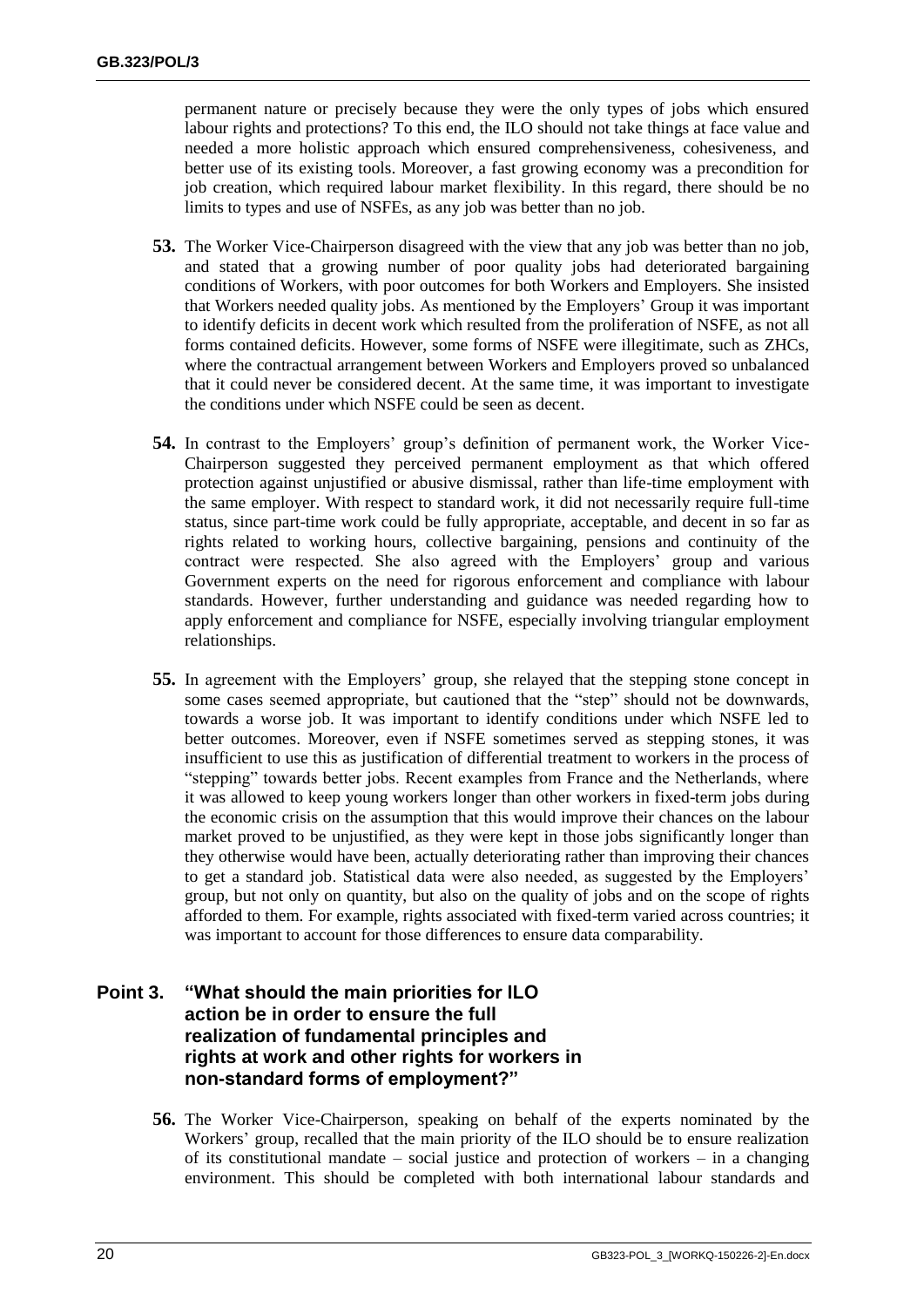permanent nature or precisely because they were the only types of jobs which ensured labour rights and protections? To this end, the ILO should not take things at face value and needed a more holistic approach which ensured comprehensiveness, cohesiveness, and better use of its existing tools. Moreover, a fast growing economy was a precondition for job creation, which required labour market flexibility. In this regard, there should be no limits to types and use of NSFEs, as any job was better than no job.

**53.** The Worker Vice-Chairperson disagreed with the view that any job was better than no job, and stated that a growing number of poor quality jobs had deteriorated bargaining conditions of Workers, with poor outcomes for both Workers and Employers. She insisted that Workers needed quality jobs. As mentioned by the Employers' Group it was important to identify deficits in decent work which resulted from the proliferation of NSFE, as not all forms contained deficits. However, some forms of NSFE were illegitimate, such as ZHCs, where the contractual arrangement between Workers and Employers proved so unbalanced that it could never be considered decent. At the same time, it was important to investigate the conditions under which NSFE could be seen as decent.

**54.** In contrast to the Employers' group's definition of permanent work, the Worker Vice-Chairperson suggested they perceived permanent employment as that which offered protection against unjustified or abusive dismissal, rather than life-time employment with the same employer. With respect to standard work, it did not necessarily require full-time status, since part-time work could be fully appropriate, acceptable, and decent in so far as rights related to working hours, collective bargaining, pensions and continuity of the contract were respected. She also agreed with the Employers' group and various Government experts on the need for rigorous enforcement and compliance with labour standards. However, further understanding and guidance was needed regarding how to apply enforcement and compliance for NSFE, especially involving triangular employment relationships.

**55.** In agreement with the Employers' group, she relayed that the stepping stone concept in some cases seemed appropriate, but cautioned that the "step" should not be downwards, towards a worse job. It was important to identify conditions under which NSFE led to better outcomes. Moreover, even if NSFE sometimes served as stepping stones, it was insufficient to use this as justification of differential treatment to workers in the process of "stepping" towards better jobs. Recent examples from France and the Netherlands, where it was allowed to keep young workers longer than other workers in fixed-term jobs during the economic crisis on the assumption that this would improve their chances on the labour market proved to be unjustified, as they were kept in those jobs significantly longer than they otherwise would have been, actually deteriorating rather than improving their chances to get a standard job. Statistical data were also needed, as suggested by the Employers' group, but not only on quantity, but also on the quality of jobs and on the scope of rights afforded to them. For example, rights associated with fixed-term varied across countries; it was important to account for those differences to ensure data comparability.

## Point 3. "What should the main priorities for ILO action be in order to ensure the full realization of fundamental principles and rights at work and other rights for workers in non-standard forms of employment?"

**56.** The Worker Vice-Chairperson, speaking on behalf of the experts nominated by the Workers' group, recalled that the main priority of the ILO should be to ensure realization of its constitutional mandate – social justice and protection of workers – in a changing environment. This should be completed with both international labour standards and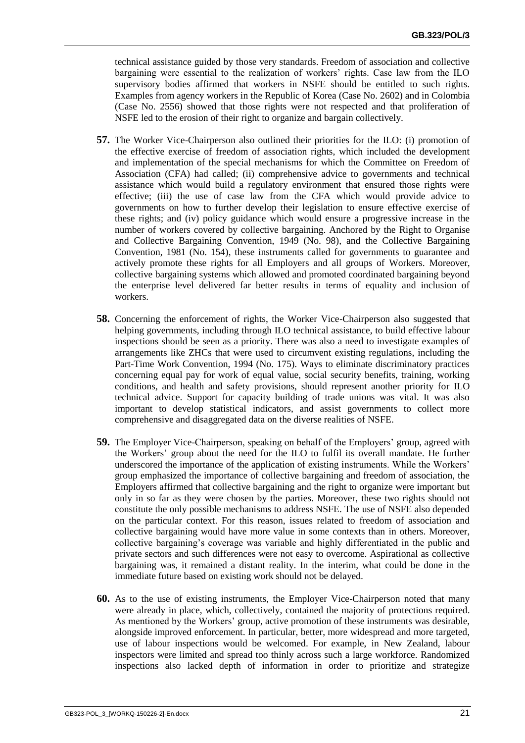technical assistance guided by those very standards. Freedom of association and collective bargaining were essential to the realization of workers' rights. Case law from the ILO supervisory bodies affirmed that workers in NSFE should be entitled to such rights. Examples from agency workers in the Republic of Korea (Case No. 2602) and in Colombia (Case No. 2556) showed that those rights were not respected and that proliferation of NSFE led to the erosion of their right to organize and bargain collectively.

**57.** The Worker Vice-Chairperson also outlined their priorities for the ILO: (i) promotion of the effective exercise of freedom of association rights, which included the development and implementation of the special mechanisms for which the Committee on Freedom of Association (CFA) had called; (ii) comprehensive advice to governments and technical assistance which would build a regulatory environment that ensured those rights were effective; (iii) the use of case law from the CFA which would provide advice to governments on how to further develop their legislation to ensure effective exercise of these rights; and (iv) policy guidance which would ensure a progressive increase in the number of workers covered by collective bargaining. Anchored by the Right to Organise and Collective Bargaining Convention, 1949 (No. 98), and the Collective Bargaining Convention, 1981 (No. 154), these instruments called for governments to guarantee and actively promote these rights for all Employers and all groups of Workers. Moreover, collective bargaining systems which allowed and promoted coordinated bargaining beyond the enterprise level delivered far better results in terms of equality and inclusion of workers.

**58.** Concerning the enforcement of rights, the Worker Vice-Chairperson also suggested that helping governments, including through ILO technical assistance, to build effective labour inspections should be seen as a priority. There was also a need to investigate examples of arrangements like ZHCs that were used to circumvent existing regulations, including the Part-Time Work Convention, 1994 (No. 175). Ways to eliminate discriminatory practices concerning equal pay for work of equal value, social security benefits, training, working conditions, and health and safety provisions, should represent another priority for ILO technical advice. Support for capacity building of trade unions was vital. It was also important to develop statistical indicators, and assist governments to collect more comprehensive and disaggregated data on the diverse realities of NSFE.

**59.** The Employer Vice-Chairperson, speaking on behalf of the Employers' group, agreed with the Workers' group about the need for the ILO to fulfil its overall mandate. He further underscored the importance of the application of existing instruments. While the Workers' group emphasized the importance of collective bargaining and freedom of association, the Employers affirmed that collective bargaining and the right to organize were important but only in so far as they were chosen by the parties. Moreover, these two rights should not constitute the only possible mechanisms to address NSFE. The use of NSFE also depended on the particular context. For this reason, issues related to freedom of association and collective bargaining would have more value in some contexts than in others. Moreover, collective bargaining's coverage was variable and highly differentiated in the public and private sectors and such differences were not easy to overcome. Aspirational as collective bargaining was, it remained a distant reality. In the interim, what could be done in the immediate future based on existing work should not be delayed.

**60.** As to the use of existing instruments, the Employer Vice-Chairperson noted that many were already in place, which, collectively, contained the majority of protections required. As mentioned by the Workers' group, active promotion of these instruments was desirable, alongside improved enforcement. In particular, better, more widespread and more targeted, use of labour inspections would be welcomed. For example, in New Zealand, labour inspectors were limited and spread too thinly across such a large workforce. Randomized inspections also lacked depth of information in order to prioritize and strategize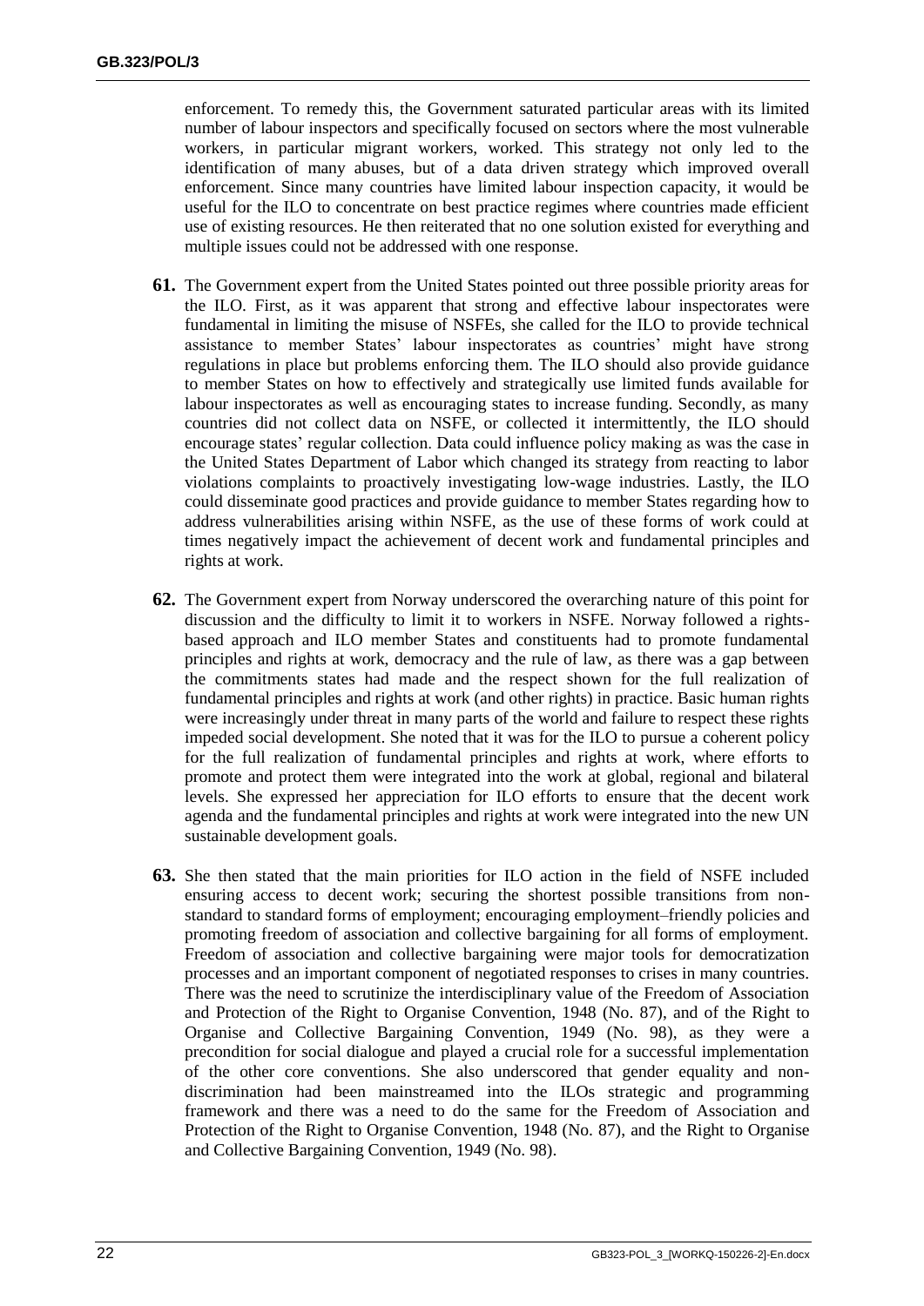enforcement. To remedy this, the Government saturated particular areas with its limited number of labour inspectors and specifically focused on sectors where the most vulnerable workers, in particular migrant workers, worked. This strategy not only led to the identification of many abuses, but of a data driven strategy which improved overall enforcement. Since many countries have limited labour inspection capacity, it would be useful for the ILO to concentrate on best practice regimes where countries made efficient use of existing resources. He then reiterated that no one solution existed for everything and multiple issues could not be addressed with one response.

**61.** The Government expert from the United States pointed out three possible priority areas for the ILO. First, as it was apparent that strong and effective labour inspectorates were fundamental in limiting the misuse of NSFEs, she called for the ILO to provide technical assistance to member States' labour inspectorates as countries' might have strong regulations in place but problems enforcing them. The ILO should also provide guidance to member States on how to effectively and strategically use limited funds available for labour inspectorates as well as encouraging states to increase funding. Secondly, as many countries did not collect data on NSFE, or collected it intermittently, the ILO should encourage states' regular collection. Data could influence policy making as was the case in the United States Department of Labor which changed its strategy from reacting to labor violations complaints to proactively investigating low-wage industries. Lastly, the ILO could disseminate good practices and provide guidance to member States regarding how to address vulnerabilities arising within NSFE, as the use of these forms of work could at times negatively impact the achievement of decent work and fundamental principles and rights at work.

**62.** The Government expert from Norway underscored the overarching nature of this point for discussion and the difficulty to limit it to workers in NSFE. Norway followed a rights-based approach and ILO member States and constituents had to promote fundamental principles and rights at work, democracy and the rule of law, as there was a gap between the commitments states had made and the respect shown for the full realization of fundamental principles and rights at work (and other rights) in practice. Basic human rights were increasingly under threat in many parts of the world and failure to respect these rights impeded social development. She noted that it was for the ILO to pursue a coherent policy for the full realization of fundamental principles and rights at work, where efforts to promote and protect them were integrated into the work at global, regional and bilateral levels. She expressed her appreciation for ILO efforts to ensure that the decent work agenda and the fundamental principles and rights at work were integrated into the new UN sustainable development goals.

**63.** She then stated that the main priorities for ILO action in the field of NSFE included ensuring access to decent work; securing the shortest possible transitions from non-standard to standard forms of employment; encouraging employment–friendly policies and promoting freedom of association and collective bargaining for all forms of employment. Freedom of association and collective bargaining were major tools for democratization processes and an important component of negotiated responses to crises in many countries. There was the need to scrutinize the interdisciplinary value of the Freedom of Association and Protection of the Right to Organise Convention, 1948 (No. 87), and of the Right to Organise and Collective Bargaining Convention, 1949 (No. 98), as they were a precondition for social dialogue and played a crucial role for a successful implementation of the other core conventions. She also underscored that gender equality and non-discrimination had been mainstreamed into the ILOs strategic and programming framework and there was a need to do the same for the Freedom of Association and Protection of the Right to Organise Convention, 1948 (No. 87), and the Right to Organise and Collective Bargaining Convention, 1949 (No. 98).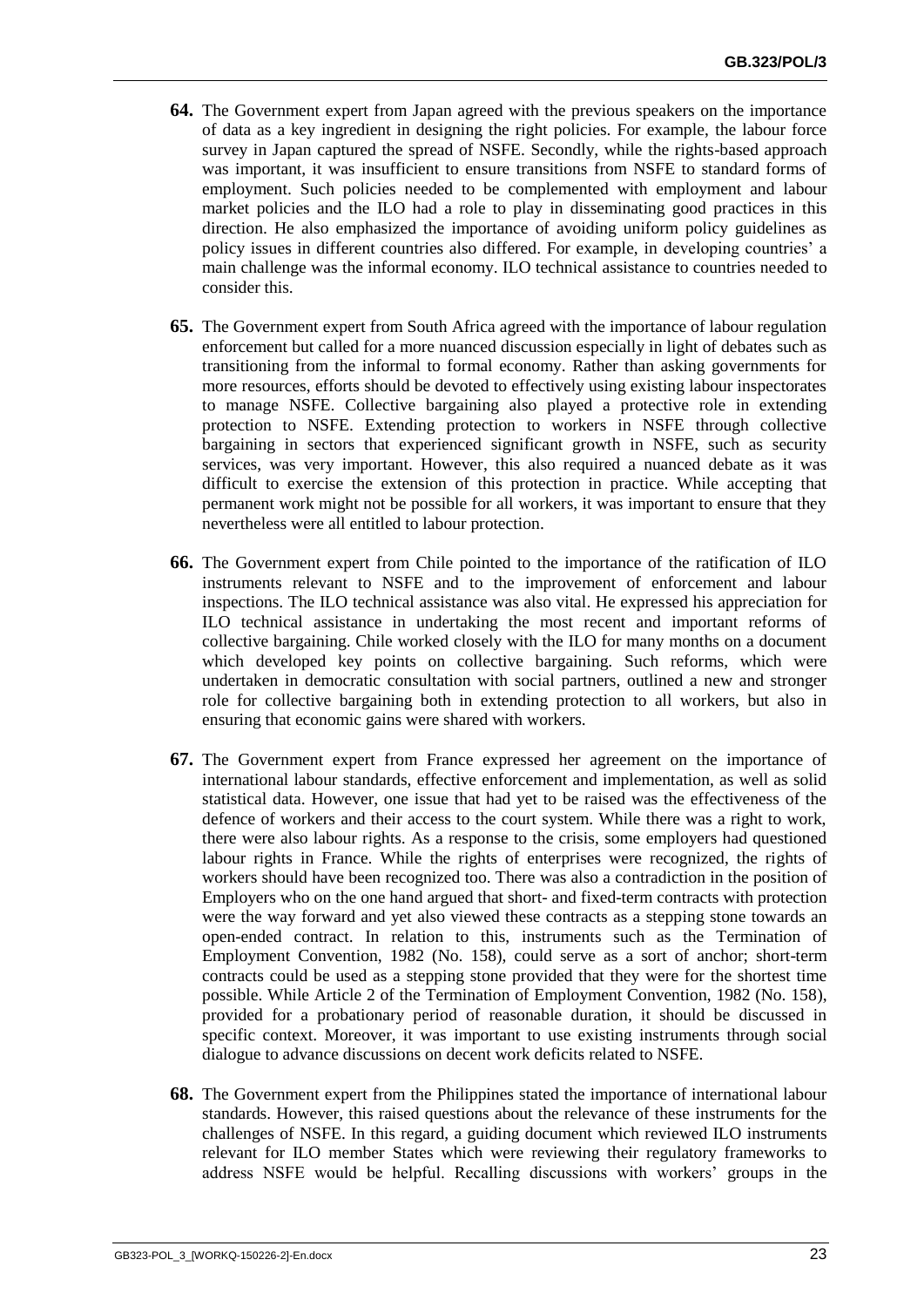**64.** The Government expert from Japan agreed with the previous speakers on the importance of data as a key ingredient in designing the right policies. For example, the labour force survey in Japan captured the spread of NSFE. Secondly, while the rights-based approach was important, it was insufficient to ensure transitions from NSFE to standard forms of employment. Such policies needed to be complemented with employment and labour market policies and the ILO had a role to play in disseminating good practices in this direction. He also emphasized the importance of avoiding uniform policy guidelines as policy issues in different countries also differed. For example, in developing countries' a main challenge was the informal economy. ILO technical assistance to countries needed to consider this.

**65.** The Government expert from South Africa agreed with the importance of labour regulation enforcement but called for a more nuanced discussion especially in light of debates such as transitioning from the informal to formal economy. Rather than asking governments for more resources, efforts should be devoted to effectively using existing labour inspectorates to manage NSFE. Collective bargaining also played a protective role in extending protection to NSFE. Extending protection to workers in NSFE through collective bargaining in sectors that experienced significant growth in NSFE, such as security services, was very important. However, this also required a nuanced debate as it was difficult to exercise the extension of this protection in practice. While accepting that permanent work might not be possible for all workers, it was important to ensure that they nevertheless were all entitled to labour protection.

**66.** The Government expert from Chile pointed to the importance of the ratification of ILO instruments relevant to NSFE and to the improvement of enforcement and labour inspections. The ILO technical assistance was also vital. He expressed his appreciation for ILO technical assistance in undertaking the most recent and important reforms of collective bargaining. Chile worked closely with the ILO for many months on a document which developed key points on collective bargaining. Such reforms, which were undertaken in democratic consultation with social partners, outlined a new and stronger role for collective bargaining both in extending protection to all workers, but also in ensuring that economic gains were shared with workers.

**67.** The Government expert from France expressed her agreement on the importance of international labour standards, effective enforcement and implementation, as well as solid statistical data. However, one issue that had yet to be raised was the effectiveness of the defence of workers and their access to the court system. While there was a right to work, there were also labour rights. As a response to the crisis, some employers had questioned labour rights in France. While the rights of enterprises were recognized, the rights of workers should have been recognized too. There was also a contradiction in the position of Employers who on the one hand argued that short- and fixed-term contracts with protection were the way forward and yet also viewed these contracts as a stepping stone towards an open-ended contract. In relation to this, instruments such as the Termination of Employment Convention, 1982 (No. 158), could serve as a sort of anchor; short-term contracts could be used as a stepping stone provided that they were for the shortest time possible. While Article 2 of the Termination of Employment Convention, 1982 (No. 158), provided for a probationary period of reasonable duration, it should be discussed in specific context. Moreover, it was important to use existing instruments through social dialogue to advance discussions on decent work deficits related to NSFE.

**68.** The Government expert from the Philippines stated the importance of international labour standards. However, this raised questions about the relevance of these instruments for the challenges of NSFE. In this regard, a guiding document which reviewed ILO instruments relevant for ILO member States which were reviewing their regulatory frameworks to address NSFE would be helpful. Recalling discussions with workers' groups in the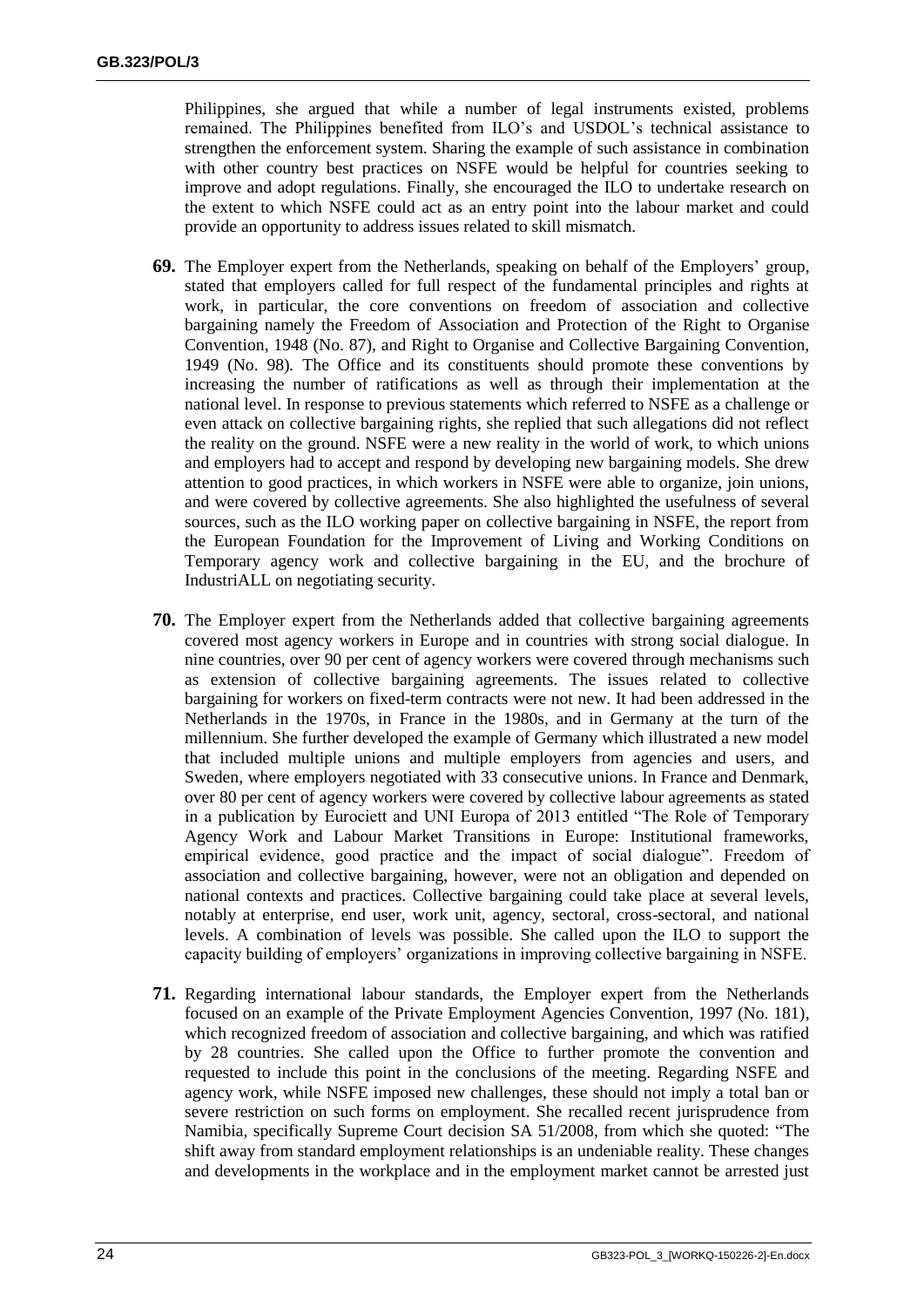Philippines, she argued that while a number of legal instruments existed, problems remained. The Philippines benefited from ILO's and USDOL's technical assistance to strengthen the enforcement system. Sharing the example of such assistance in combination with other country best practices on NSFE would be helpful for countries seeking to improve and adopt regulations. Finally, she encouraged the ILO to undertake research on the extent to which NSFE could act as an entry point into the labour market and could provide an opportunity to address issues related to skill mismatch.

**69.** The Employer expert from the Netherlands, speaking on behalf of the Employers' group, stated that employers called for full respect of the fundamental principles and rights at work, in particular, the core conventions on freedom of association and collective bargaining namely the Freedom of Association and Protection of the Right to Organise Convention, 1948 (No. 87), and Right to Organise and Collective Bargaining Convention, 1949 (No. 98). The Office and its constituents should promote these conventions by increasing the number of ratifications as well as through their implementation at the national level. In response to previous statements which referred to NSFE as a challenge or even attack on collective bargaining rights, she replied that such allegations did not reflect the reality on the ground. NSFE were a new reality in the world of work, to which unions and employers had to accept and respond by developing new bargaining models. She drew attention to good practices, in which workers in NSFE were able to organize, join unions, and were covered by collective agreements. She also highlighted the usefulness of several sources, such as the ILO working paper on collective bargaining in NSFE, the report from the European Foundation for the Improvement of Living and Working Conditions on Temporary agency work and collective bargaining in the EU, and the brochure of IndustriALL on negotiating security.

**70.** The Employer expert from the Netherlands added that collective bargaining agreements covered most agency workers in Europe and in countries with strong social dialogue. In nine countries, over 90 per cent of agency workers were covered through mechanisms such as extension of collective bargaining agreements. The issues related to collective bargaining for workers on fixed-term contracts were not new. It had been addressed in the Netherlands in the 1970s, in France in the 1980s, and in Germany at the turn of the millennium. She further developed the example of Germany which illustrated a new model that included multiple unions and multiple employers from agencies and users, and Sweden, where employers negotiated with 33 consecutive unions. In France and Denmark, over 80 per cent of agency workers were covered by collective labour agreements as stated in a publication by Eurociett and UNI Europa of 2013 entitled "The Role of Temporary Agency Work and Labour Market Transitions in Europe: Institutional frameworks, empirical evidence, good practice and the impact of social dialogue". Freedom of association and collective bargaining, however, were not an obligation and depended on national contexts and practices. Collective bargaining could take place at several levels, notably at enterprise, end user, work unit, agency, sectoral, cross-sectoral, and national levels. A combination of levels was possible. She called upon the ILO to support the capacity building of employers' organizations in improving collective bargaining in NSFE.

**71.** Regarding international labour standards, the Employer expert from the Netherlands focused on an example of the Private Employment Agencies Convention, 1997 (No. 181), which recognized freedom of association and collective bargaining, and which was ratified by 28 countries. She called upon the Office to further promote the convention and requested to include this point in the conclusions of the meeting. Regarding NSFE and agency work, while NSFE imposed new challenges, these should not imply a total ban or severe restriction on such forms on employment. She recalled recent jurisprudence from Namibia, specifically Supreme Court decision SA 51/2008, from which she quoted: "The shift away from standard employment relationships is an undeniable reality. These changes and developments in the workplace and in the employment market cannot be arrested just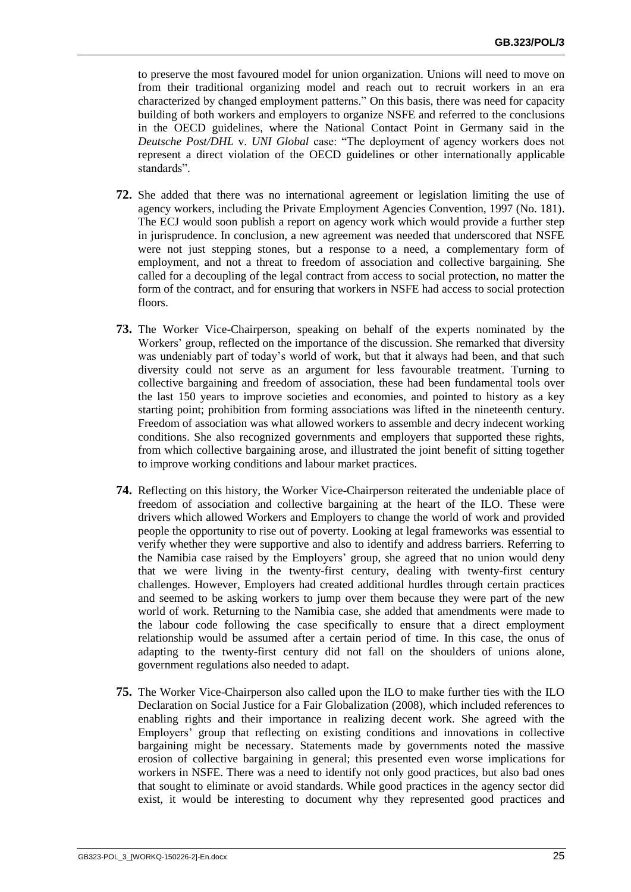to preserve the most favoured model for union organization. Unions will need to move on from their traditional organizing model and reach out to recruit workers in an era characterized by changed employment patterns." On this basis, there was need for capacity building of both workers and employers to organize NSFE and referred to the conclusions in the OECD guidelines, where the National Contact Point in Germany said in the *Deutsche Post/DHL* v. *UNI Global* case: "The deployment of agency workers does not represent a direct violation of the OECD guidelines or other internationally applicable standards".

**72.** She added that there was no international agreement or legislation limiting the use of agency workers, including the Private Employment Agencies Convention, 1997 (No. 181). The ECJ would soon publish a report on agency work which would provide a further step in jurisprudence. In conclusion, a new agreement was needed that underscored that NSFE were not just stepping stones, but a response to a need, a complementary form of employment, and not a threat to freedom of association and collective bargaining. She called for a decoupling of the legal contract from access to social protection, no matter the form of the contract, and for ensuring that workers in NSFE had access to social protection floors.

**73.** The Worker Vice-Chairperson, speaking on behalf of the experts nominated by the Workers' group, reflected on the importance of the discussion. She remarked that diversity was undeniably part of today's world of work, but that it always had been, and that such diversity could not serve as an argument for less favourable treatment. Turning to collective bargaining and freedom of association, these had been fundamental tools over the last 150 years to improve societies and economies, and pointed to history as a key starting point; prohibition from forming associations was lifted in the nineteenth century. Freedom of association was what allowed workers to assemble and decry indecent working conditions. She also recognized governments and employers that supported these rights, from which collective bargaining arose, and illustrated the joint benefit of sitting together to improve working conditions and labour market practices.

**74.** Reflecting on this history, the Worker Vice-Chairperson reiterated the undeniable place of freedom of association and collective bargaining at the heart of the ILO. These were drivers which allowed Workers and Employers to change the world of work and provided people the opportunity to rise out of poverty. Looking at legal frameworks was essential to verify whether they were supportive and also to identify and address barriers. Referring to the Namibia case raised by the Employers' group, she agreed that no union would deny that we were living in the twenty-first century, dealing with twenty-first century challenges. However, Employers had created additional hurdles through certain practices and seemed to be asking workers to jump over them because they were part of the new world of work. Returning to the Namibia case, she added that amendments were made to the labour code following the case specifically to ensure that a direct employment relationship would be assumed after a certain period of time. In this case, the onus of adapting to the twenty-first century did not fall on the shoulders of unions alone, government regulations also needed to adapt.

**75.** The Worker Vice-Chairperson also called upon the ILO to make further ties with the ILO Declaration on Social Justice for a Fair Globalization (2008), which included references to enabling rights and their importance in realizing decent work. She agreed with the Employers' group that reflecting on existing conditions and innovations in collective bargaining might be necessary. Statements made by governments noted the massive erosion of collective bargaining in general; this presented even worse implications for workers in NSFE. There was a need to identify not only good practices, but also bad ones that sought to eliminate or avoid standards. While good practices in the agency sector did exist, it would be interesting to document why they represented good practices and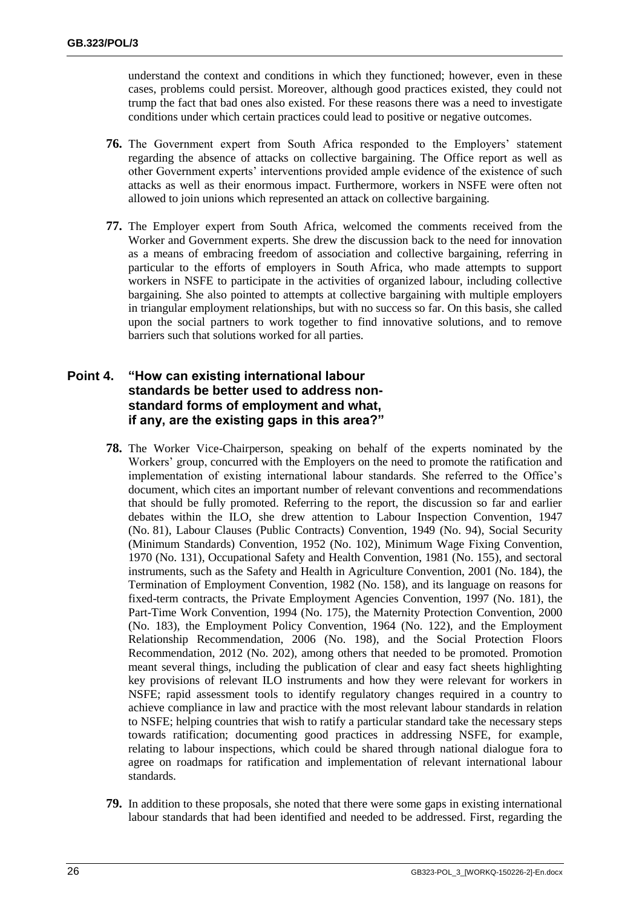understand the context and conditions in which they functioned; however, even in these cases, problems could persist. Moreover, although good practices existed, they could not trump the fact that bad ones also existed. For these reasons there was a need to investigate conditions under which certain practices could lead to positive or negative outcomes.

**76.** The Government expert from South Africa responded to the Employers' statement regarding the absence of attacks on collective bargaining. The Office report as well as other Government experts' interventions provided ample evidence of the existence of such attacks as well as their enormous impact. Furthermore, workers in NSFE were often not allowed to join unions which represented an attack on collective bargaining.

**77.** The Employer expert from South Africa, welcomed the comments received from the Worker and Government experts. She drew the discussion back to the need for innovation as a means of embracing freedom of association and collective bargaining, referring in particular to the efforts of employers in South Africa, who made attempts to support workers in NSFE to participate in the activities of organized labour, including collective bargaining. She also pointed to attempts at collective bargaining with multiple employers in triangular employment relationships, but with no success so far. On this basis, she called upon the social partners to work together to find innovative solutions, and to remove barriers such that solutions worked for all parties.

## Point 4. "How can existing international labour standards be better used to address non-standard forms of employment and what, if any, are the existing gaps in this area?"

**78.** The Worker Vice-Chairperson, speaking on behalf of the experts nominated by the Workers' group, concurred with the Employers on the need to promote the ratification and implementation of existing international labour standards. She referred to the Office's document, which cites an important number of relevant conventions and recommendations that should be fully promoted. Referring to the report, the discussion so far and earlier debates within the ILO, she drew attention to Labour Inspection Convention, 1947 (No. 81), Labour Clauses (Public Contracts) Convention, 1949 (No. 94), Social Security (Minimum Standards) Convention, 1952 (No. 102), Minimum Wage Fixing Convention, 1970 (No. 131), Occupational Safety and Health Convention, 1981 (No. 155), and sectoral instruments, such as the Safety and Health in Agriculture Convention, 2001 (No. 184), the Termination of Employment Convention, 1982 (No. 158), and its language on reasons for fixed-term contracts, the Private Employment Agencies Convention, 1997 (No. 181), the Part-Time Work Convention, 1994 (No. 175), the Maternity Protection Convention, 2000 (No. 183), the Employment Policy Convention, 1964 (No. 122), and the Employment Relationship Recommendation, 2006 (No. 198), and the Social Protection Floors Recommendation, 2012 (No. 202), among others that needed to be promoted. Promotion meant several things, including the publication of clear and easy fact sheets highlighting key provisions of relevant ILO instruments and how they were relevant for workers in NSFE; rapid assessment tools to identify regulatory changes required in a country to achieve compliance in law and practice with the most relevant labour standards in relation to NSFE; helping countries that wish to ratify a particular standard take the necessary steps towards ratification; documenting good practices in addressing NSFE, for example, relating to labour inspections, which could be shared through national dialogue fora to agree on roadmaps for ratification and implementation of relevant international labour standards.

**79.** In addition to these proposals, she noted that there were some gaps in existing international labour standards that had been identified and needed to be addressed. First, regarding the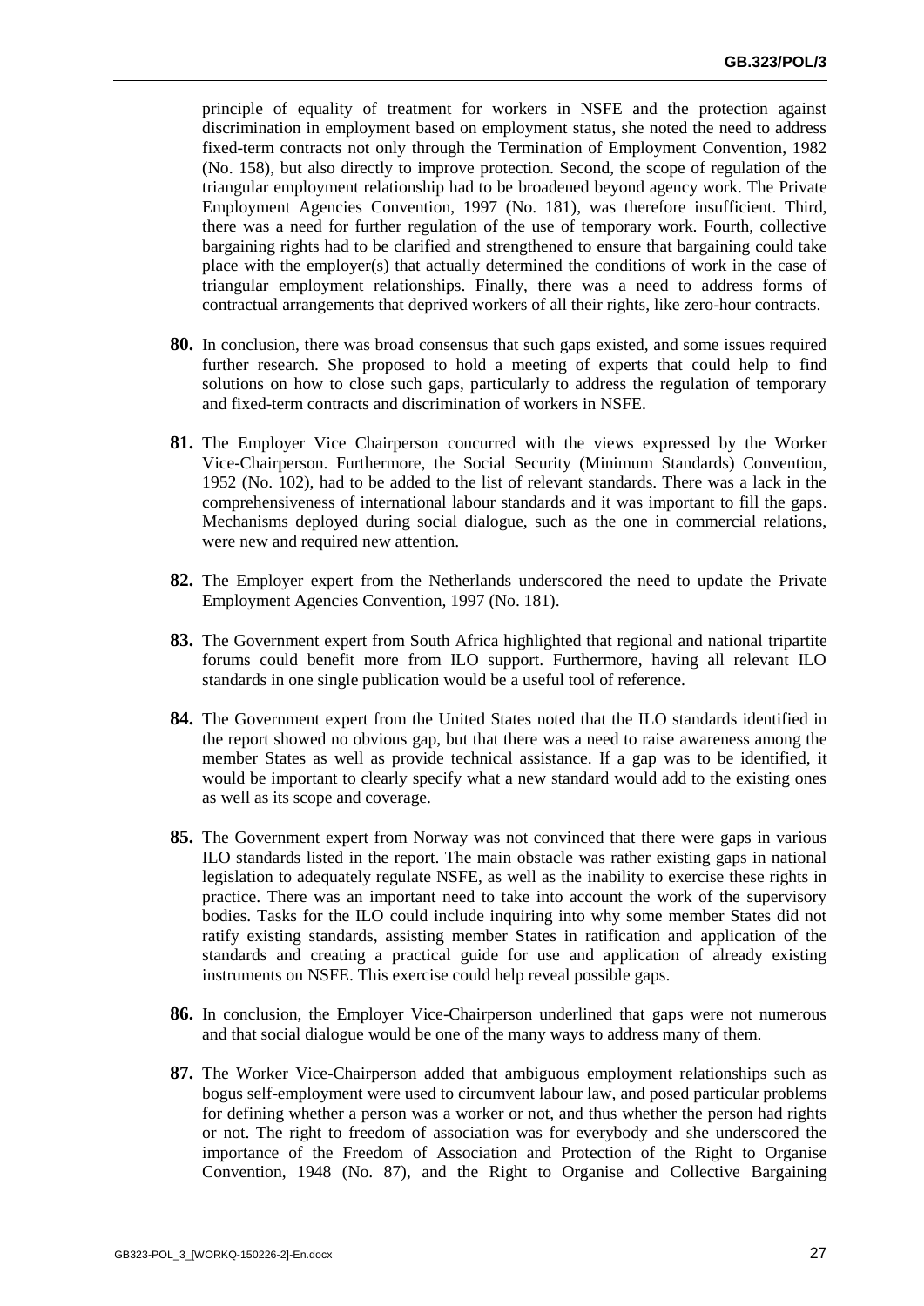principle of equality of treatment for workers in NSFE and the protection against discrimination in employment based on employment status, she noted the need to address fixed-term contracts not only through the Termination of Employment Convention, 1982 (No. 158), but also directly to improve protection. Second, the scope of regulation of the triangular employment relationship had to be broadened beyond agency work. The Private Employment Agencies Convention, 1997 (No. 181), was therefore insufficient. Third, there was a need for further regulation of the use of temporary work. Fourth, collective bargaining rights had to be clarified and strengthened to ensure that bargaining could take place with the employer(s) that actually determined the conditions of work in the case of triangular employment relationships. Finally, there was a need to address forms of contractual arrangements that deprived workers of all their rights, like zero-hour contracts.

**80.** In conclusion, there was broad consensus that such gaps existed, and some issues required further research. She proposed to hold a meeting of experts that could help to find solutions on how to close such gaps, particularly to address the regulation of temporary and fixed-term contracts and discrimination of workers in NSFE.

**81.** The Employer Vice Chairperson concurred with the views expressed by the Worker Vice-Chairperson. Furthermore, the Social Security (Minimum Standards) Convention, 1952 (No. 102), had to be added to the list of relevant standards. There was a lack in the comprehensiveness of international labour standards and it was important to fill the gaps. Mechanisms deployed during social dialogue, such as the one in commercial relations, were new and required new attention.

**82.** The Employer expert from the Netherlands underscored the need to update the Private Employment Agencies Convention, 1997 (No. 181).

**83.** The Government expert from South Africa highlighted that regional and national tripartite forums could benefit more from ILO support. Furthermore, having all relevant ILO standards in one single publication would be a useful tool of reference.

**84.** The Government expert from the United States noted that the ILO standards identified in the report showed no obvious gap, but that there was a need to raise awareness among the member States as well as provide technical assistance. If a gap was to be identified, it would be important to clearly specify what a new standard would add to the existing ones as well as its scope and coverage.

**85.** The Government expert from Norway was not convinced that there were gaps in various ILO standards listed in the report. The main obstacle was rather existing gaps in national legislation to adequately regulate NSFE, as well as the inability to exercise these rights in practice. There was an important need to take into account the work of the supervisory bodies. Tasks for the ILO could include inquiring into why some member States did not ratify existing standards, assisting member States in ratification and application of the standards and creating a practical guide for use and application of already existing instruments on NSFE. This exercise could help reveal possible gaps.

**86.** In conclusion, the Employer Vice-Chairperson underlined that gaps were not numerous and that social dialogue would be one of the many ways to address many of them.

**87.** The Worker Vice-Chairperson added that ambiguous employment relationships such as bogus self-employment were used to circumvent labour law, and posed particular problems for defining whether a person was a worker or not, and thus whether the person had rights or not. The right to freedom of association was for everybody and she underscored the importance of the Freedom of Association and Protection of the Right to Organise Convention, 1948 (No. 87), and the Right to Organise and Collective Bargaining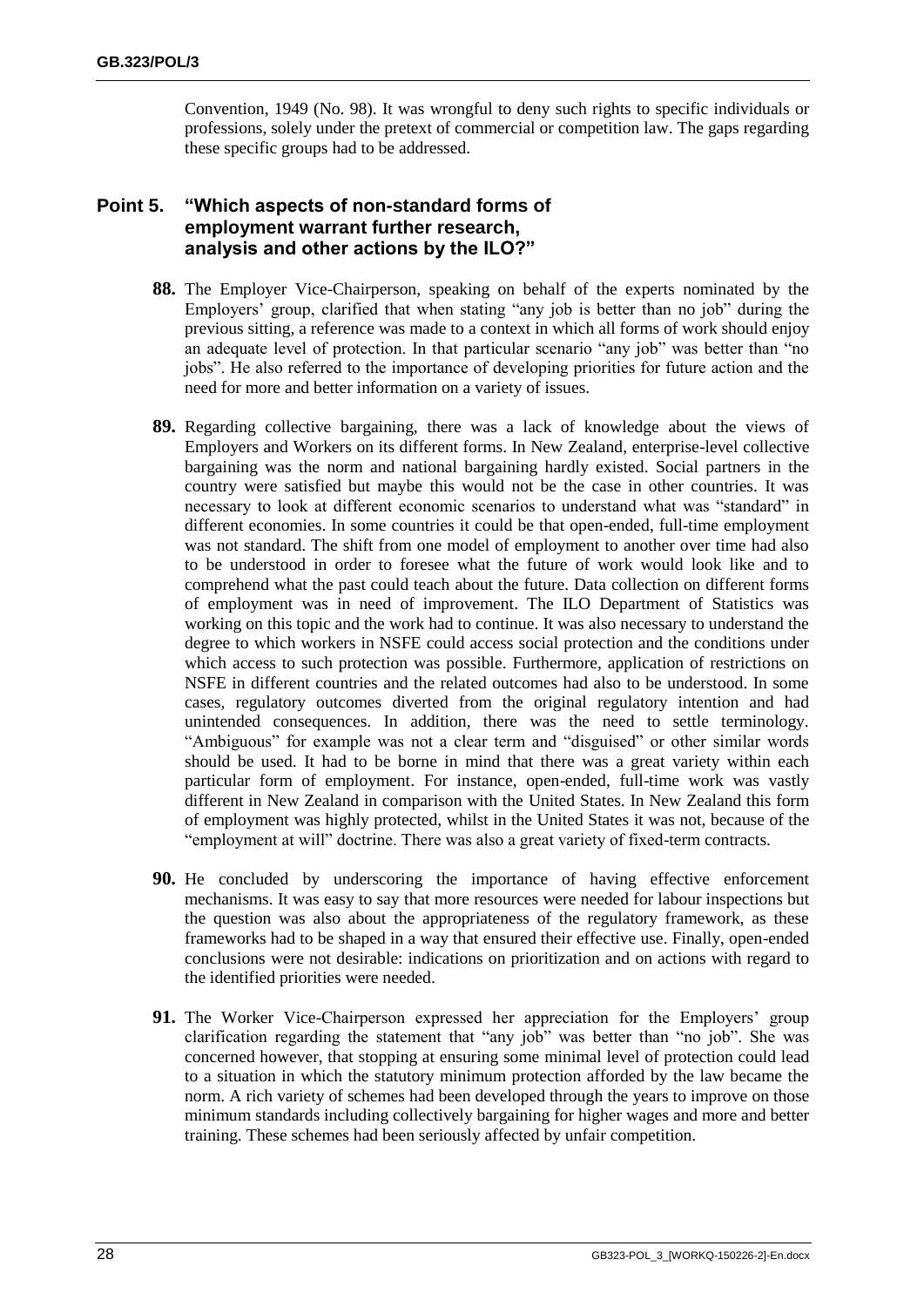Convention, 1949 (No. 98). It was wrongful to deny such rights to specific individuals or professions, solely under the pretext of commercial or competition law. The gaps regarding these specific groups had to be addressed.

### Point 5. "Which aspects of non-standard forms of employment warrant further research, analysis and other actions by the ILO?"

**88.** The Employer Vice-Chairperson, speaking on behalf of the experts nominated by the Employers' group, clarified that when stating "any job is better than no job" during the previous sitting, a reference was made to a context in which all forms of work should enjoy an adequate level of protection. In that particular scenario "any job" was better than "no jobs". He also referred to the importance of developing priorities for future action and the need for more and better information on a variety of issues.

**89.** Regarding collective bargaining, there was a lack of knowledge about the views of Employers and Workers on its different forms. In New Zealand, enterprise-level collective bargaining was the norm and national bargaining hardly existed. Social partners in the country were satisfied but maybe this would not be the case in other countries. It was necessary to look at different economic scenarios to understand what was "standard" in different economies. In some countries it could be that open-ended, full-time employment was not standard. The shift from one model of employment to another over time had also to be understood in order to foresee what the future of work would look like and to comprehend what the past could teach about the future. Data collection on different forms of employment was in need of improvement. The ILO Department of Statistics was working on this topic and the work had to continue. It was also necessary to understand the degree to which workers in NSFE could access social protection and the conditions under which access to such protection was possible. Furthermore, application of restrictions on NSFE in different countries and the related outcomes had also to be understood. In some cases, regulatory outcomes diverted from the original regulatory intention and had unintended consequences. In addition, there was the need to settle terminology. "Ambiguous" for example was not a clear term and "disguised" or other similar words should be used. It had to be borne in mind that there was a great variety within each particular form of employment. For instance, open-ended, full-time work was vastly different in New Zealand in comparison with the United States. In New Zealand this form of employment was highly protected, whilst in the United States it was not, because of the "employment at will" doctrine. There was also a great variety of fixed-term contracts.

**90.** He concluded by underscoring the importance of having effective enforcement mechanisms. It was easy to say that more resources were needed for labour inspections but the question was also about the appropriateness of the regulatory framework, as these frameworks had to be shaped in a way that ensured their effective use. Finally, open-ended conclusions were not desirable: indications on prioritization and on actions with regard to the identified priorities were needed.

**91.** The Worker Vice-Chairperson expressed her appreciation for the Employers' group clarification regarding the statement that "any job" was better than "no job". She was concerned however, that stopping at ensuring some minimal level of protection could lead to a situation in which the statutory minimum protection afforded by the law became the norm. A rich variety of schemes had been developed through the years to improve on those minimum standards including collectively bargaining for higher wages and more and better training. These schemes had been seriously affected by unfair competition.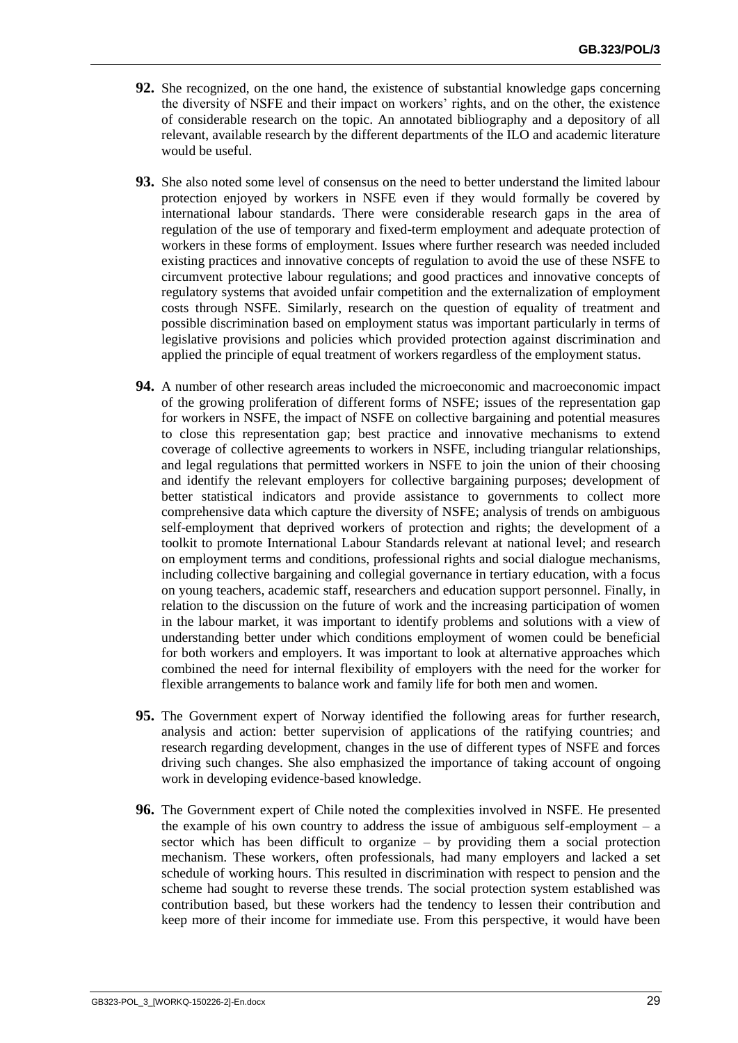**92.** She recognized, on the one hand, the existence of substantial knowledge gaps concerning the diversity of NSFE and their impact on workers' rights, and on the other, the existence of considerable research on the topic. An annotated bibliography and a depository of all relevant, available research by the different departments of the ILO and academic literature would be useful.

**93.** She also noted some level of consensus on the need to better understand the limited labour protection enjoyed by workers in NSFE even if they would formally be covered by international labour standards. There were considerable research gaps in the area of regulation of the use of temporary and fixed-term employment and adequate protection of workers in these forms of employment. Issues where further research was needed included existing practices and innovative concepts of regulation to avoid the use of these NSFE to circumvent protective labour regulations; and good practices and innovative concepts of regulatory systems that avoided unfair competition and the externalization of employment costs through NSFE. Similarly, research on the question of equality of treatment and possible discrimination based on employment status was important particularly in terms of legislative provisions and policies which provided protection against discrimination and applied the principle of equal treatment of workers regardless of the employment status.

**94.** A number of other research areas included the microeconomic and macroeconomic impact of the growing proliferation of different forms of NSFE; issues of the representation gap for workers in NSFE, the impact of NSFE on collective bargaining and potential measures to close this representation gap; best practice and innovative mechanisms to extend coverage of collective agreements to workers in NSFE, including triangular relationships, and legal regulations that permitted workers in NSFE to join the union of their choosing and identify the relevant employers for collective bargaining purposes; development of better statistical indicators and provide assistance to governments to collect more comprehensive data which capture the diversity of NSFE; analysis of trends on ambiguous self-employment that deprived workers of protection and rights; the development of a toolkit to promote International Labour Standards relevant at national level; and research on employment terms and conditions, professional rights and social dialogue mechanisms, including collective bargaining and collegial governance in tertiary education, with a focus on young teachers, academic staff, researchers and education support personnel. Finally, in relation to the discussion on the future of work and the increasing participation of women in the labour market, it was important to identify problems and solutions with a view of understanding better under which conditions employment of women could be beneficial for both workers and employers. It was important to look at alternative approaches which combined the need for internal flexibility of employers with the need for the worker for flexible arrangements to balance work and family life for both men and women.

**95.** The Government expert of Norway identified the following areas for further research, analysis and action: better supervision of applications of the ratifying countries; and research regarding development, changes in the use of different types of NSFE and forces driving such changes. She also emphasized the importance of taking account of ongoing work in developing evidence-based knowledge.

**96.** The Government expert of Chile noted the complexities involved in NSFE. He presented the example of his own country to address the issue of ambiguous self-employment – a sector which has been difficult to organize – by providing them a social protection mechanism. These workers, often professionals, had many employers and lacked a set schedule of working hours. This resulted in discrimination with respect to pension and the scheme had sought to reverse these trends. The social protection system established was contribution based, but these workers had the tendency to lessen their contribution and keep more of their income for immediate use. From this perspective, it would have been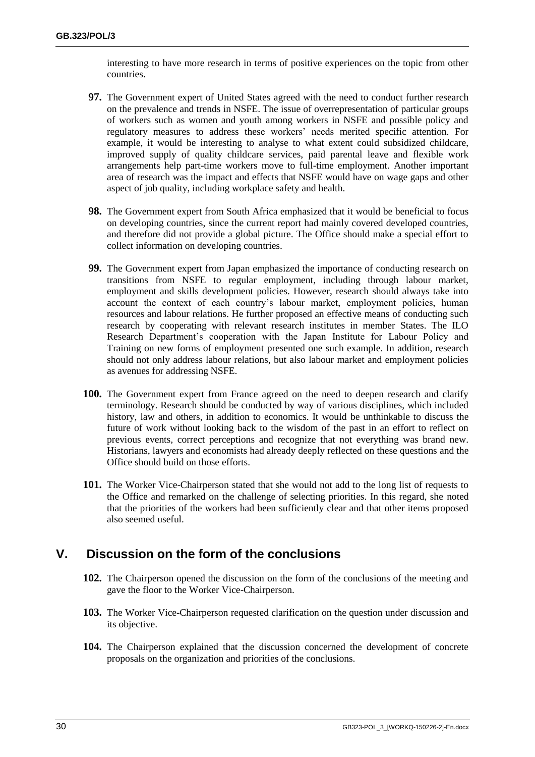interesting to have more research in terms of positive experiences on the topic from other countries.

**97.** The Government expert of United States agreed with the need to conduct further research on the prevalence and trends in NSFE. The issue of overrepresentation of particular groups of workers such as women and youth among workers in NSFE and possible policy and regulatory measures to address these workers' needs merited specific attention. For example, it would be interesting to analyse to what extent could subsidized childcare, improved supply of quality childcare services, paid parental leave and flexible work arrangements help part-time workers move to full-time employment. Another important area of research was the impact and effects that NSFE would have on wage gaps and other aspect of job quality, including workplace safety and health.

**98.** The Government expert from South Africa emphasized that it would be beneficial to focus on developing countries, since the current report had mainly covered developed countries, and therefore did not provide a global picture. The Office should make a special effort to collect information on developing countries.

**99.** The Government expert from Japan emphasized the importance of conducting research on transitions from NSFE to regular employment, including through labour market, employment and skills development policies. However, research should always take into account the context of each country's labour market, employment policies, human resources and labour relations. He further proposed an effective means of conducting such research by cooperating with relevant research institutes in member States. The ILO Research Department's cooperation with the Japan Institute for Labour Policy and Training on new forms of employment presented one such example. In addition, research should not only address labour relations, but also labour market and employment policies as avenues for addressing NSFE.

**100.** The Government expert from France agreed on the need to deepen research and clarify terminology. Research should be conducted by way of various disciplines, which included history, law and others, in addition to economics. It would be unthinkable to discuss the future of work without looking back to the wisdom of the past in an effort to reflect on previous events, correct perceptions and recognize that not everything was brand new. Historians, lawyers and economists had already deeply reflected on these questions and the Office should build on those efforts.

**101.** The Worker Vice-Chairperson stated that she would not add to the long list of requests to the Office and remarked on the challenge of selecting priorities. In this regard, she noted that the priorities of the workers had been sufficiently clear and that other items proposed also seemed useful.

## V. Discussion on the form of the conclusions

**102.** The Chairperson opened the discussion on the form of the conclusions of the meeting and gave the floor to the Worker Vice-Chairperson.

**103.** The Worker Vice-Chairperson requested clarification on the question under discussion and its objective.

**104.** The Chairperson explained that the discussion concerned the development of concrete proposals on the organization and priorities of the conclusions.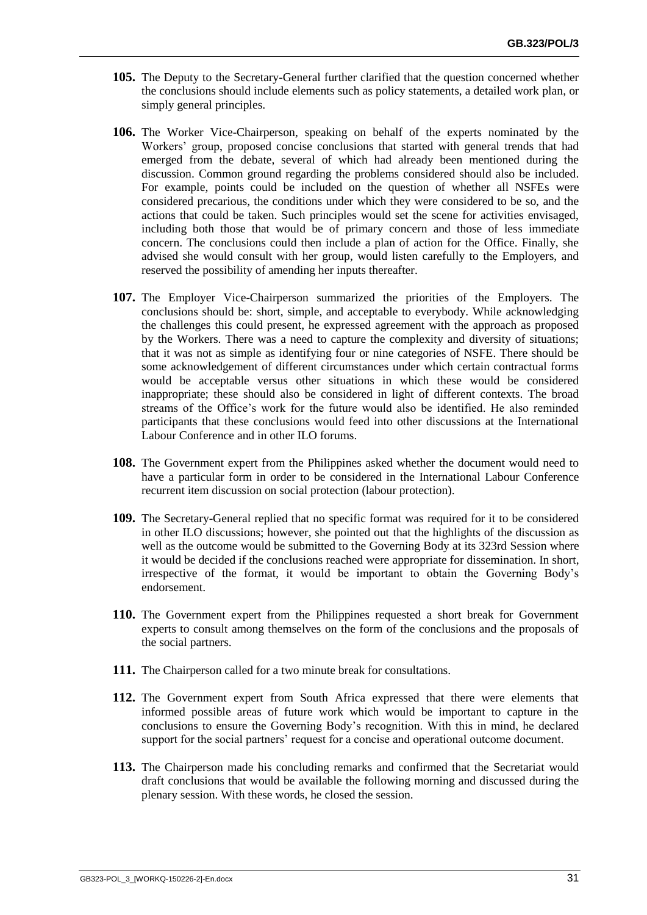**105.** The Deputy to the Secretary-General further clarified that the question concerned whether the conclusions should include elements such as policy statements, a detailed work plan, or simply general principles.

**106.** The Worker Vice-Chairperson, speaking on behalf of the experts nominated by the Workers' group, proposed concise conclusions that started with general trends that had emerged from the debate, several of which had already been mentioned during the discussion. Common ground regarding the problems considered should also be included. For example, points could be included on the question of whether all NSFEs were considered precarious, the conditions under which they were considered to be so, and the actions that could be taken. Such principles would set the scene for activities envisaged, including both those that would be of primary concern and those of less immediate concern. The conclusions could then include a plan of action for the Office. Finally, she advised she would consult with her group, would listen carefully to the Employers, and reserved the possibility of amending her inputs thereafter.

**107.** The Employer Vice-Chairperson summarized the priorities of the Employers. The conclusions should be: short, simple, and acceptable to everybody. While acknowledging the challenges this could present, he expressed agreement with the approach as proposed by the Workers. There was a need to capture the complexity and diversity of situations; that it was not as simple as identifying four or nine categories of NSFE. There should be some acknowledgement of different circumstances under which certain contractual forms would be acceptable versus other situations in which these would be considered inappropriate; these should also be considered in light of different contexts. The broad streams of the Office's work for the future would also be identified. He also reminded participants that these conclusions would feed into other discussions at the International Labour Conference and in other ILO forums.

**108.** The Government expert from the Philippines asked whether the document would need to have a particular form in order to be considered in the International Labour Conference recurrent item discussion on social protection (labour protection).

**109.** The Secretary-General replied that no specific format was required for it to be considered in other ILO discussions; however, she pointed out that the highlights of the discussion as well as the outcome would be submitted to the Governing Body at its 323rd Session where it would be decided if the conclusions reached were appropriate for dissemination. In short, irrespective of the format, it would be important to obtain the Governing Body's endorsement.

**110.** The Government expert from the Philippines requested a short break for Government experts to consult among themselves on the form of the conclusions and the proposals of the social partners.

**111.** The Chairperson called for a two minute break for consultations.

**112.** The Government expert from South Africa expressed that there were elements that informed possible areas of future work which would be important to capture in the conclusions to ensure the Governing Body's recognition. With this in mind, he declared support for the social partners' request for a concise and operational outcome document.

**113.** The Chairperson made his concluding remarks and confirmed that the Secretariat would draft conclusions that would be available the following morning and discussed during the plenary session. With these words, he closed the session.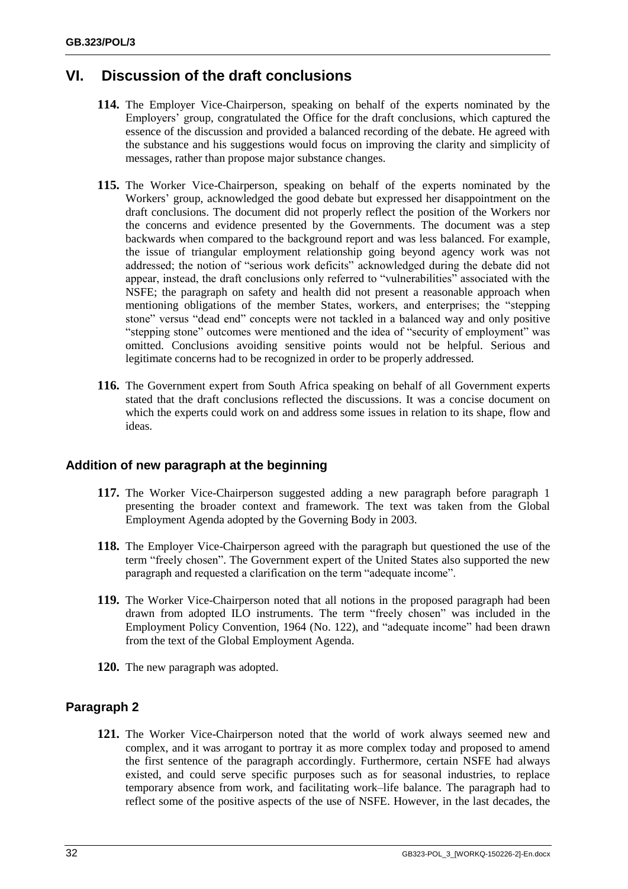## VI. Discussion of the draft conclusions

**114.** The Employer Vice-Chairperson, speaking on behalf of the experts nominated by the Employers' group, congratulated the Office for the draft conclusions, which captured the essence of the discussion and provided a balanced recording of the debate. He agreed with the substance and his suggestions would focus on improving the clarity and simplicity of messages, rather than propose major substance changes.

**115.** The Worker Vice-Chairperson, speaking on behalf of the experts nominated by the Workers' group, acknowledged the good debate but expressed her disappointment on the draft conclusions. The document did not properly reflect the position of the Workers nor the concerns and evidence presented by the Governments. The document was a step backwards when compared to the background report and was less balanced. For example, the issue of triangular employment relationship going beyond agency work was not addressed; the notion of "serious work deficits" acknowledged during the debate did not appear, instead, the draft conclusions only referred to "vulnerabilities" associated with the NSFE; the paragraph on safety and health did not present a reasonable approach when mentioning obligations of the member States, workers, and enterprises; the "stepping stone" versus "dead end" concepts were not tackled in a balanced way and only positive "stepping stone" outcomes were mentioned and the idea of "security of employment" was omitted. Conclusions avoiding sensitive points would not be helpful. Serious and legitimate concerns had to be recognized in order to be properly addressed.

**116.** The Government expert from South Africa speaking on behalf of all Government experts stated that the draft conclusions reflected the discussions. It was a concise document on which the experts could work on and address some issues in relation to its shape, flow and ideas.

### Addition of new paragraph at the beginning

**117.** The Worker Vice-Chairperson suggested adding a new paragraph before paragraph 1 presenting the broader context and framework. The text was taken from the Global Employment Agenda adopted by the Governing Body in 2003.

**118.** The Employer Vice-Chairperson agreed with the paragraph but questioned the use of the term "freely chosen". The Government expert of the United States also supported the new paragraph and requested a clarification on the term "adequate income".

**119.** The Worker Vice-Chairperson noted that all notions in the proposed paragraph had been drawn from adopted ILO instruments. The term "freely chosen" was included in the Employment Policy Convention, 1964 (No. 122), and "adequate income" had been drawn from the text of the Global Employment Agenda.

**120.** The new paragraph was adopted.

### Paragraph 2

**121.** The Worker Vice-Chairperson noted that the world of work always seemed new and complex, and it was arrogant to portray it as more complex today and proposed to amend the first sentence of the paragraph accordingly. Furthermore, certain NSFE had always existed, and could serve specific purposes such as for seasonal industries, to replace temporary absence from work, and facilitating work–life balance. The paragraph had to reflect some of the positive aspects of the use of NSFE. However, in the last decades, the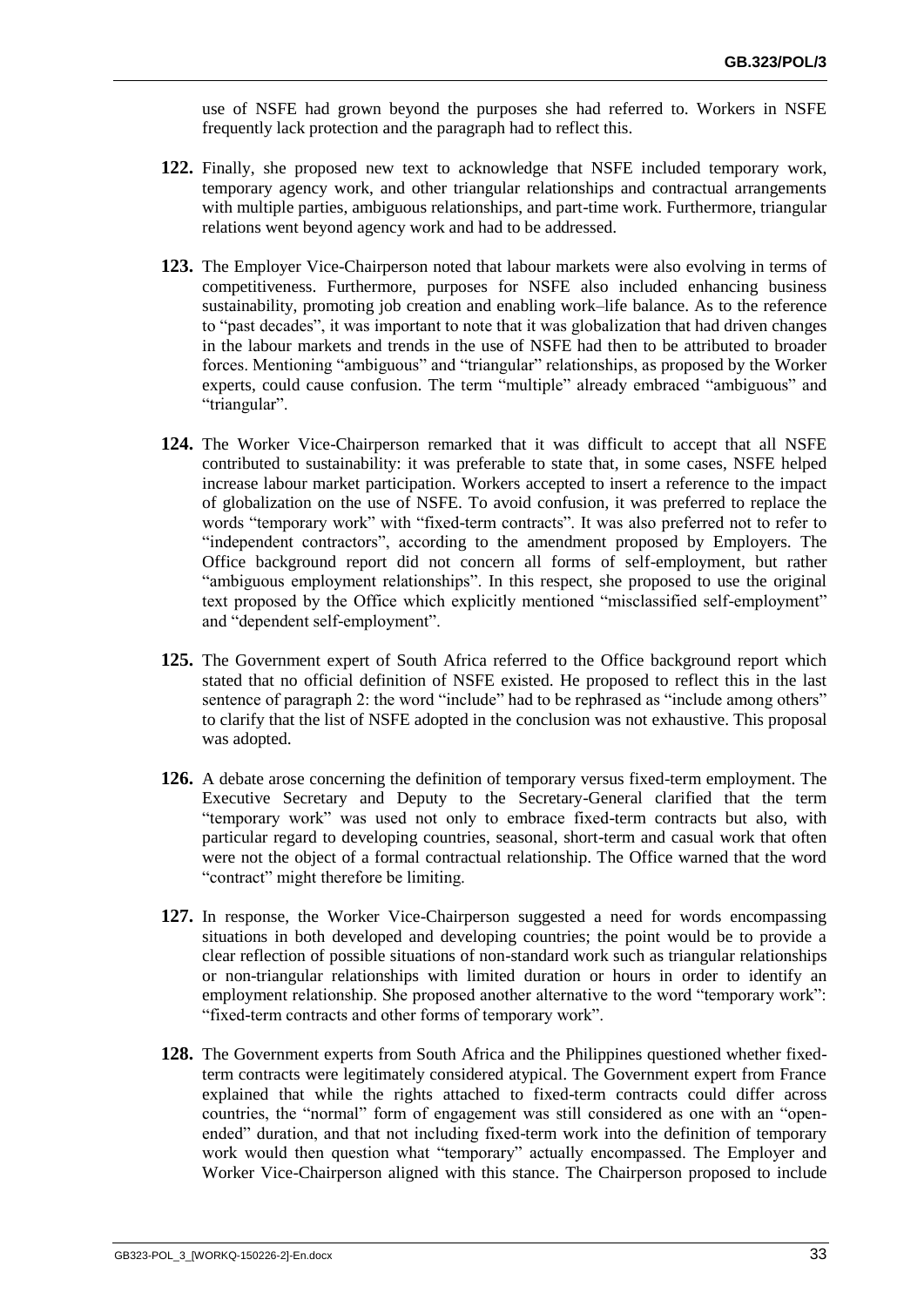use of NSFE had grown beyond the purposes she had referred to. Workers in NSFE frequently lack protection and the paragraph had to reflect this.

**122.** Finally, she proposed new text to acknowledge that NSFE included temporary work, temporary agency work, and other triangular relationships and contractual arrangements with multiple parties, ambiguous relationships, and part-time work. Furthermore, triangular relations went beyond agency work and had to be addressed.

**123.** The Employer Vice-Chairperson noted that labour markets were also evolving in terms of competitiveness. Furthermore, purposes for NSFE also included enhancing business sustainability, promoting job creation and enabling work–life balance. As to the reference to "past decades", it was important to note that it was globalization that had driven changes in the labour markets and trends in the use of NSFE had then to be attributed to broader forces. Mentioning "ambiguous" and "triangular" relationships, as proposed by the Worker experts, could cause confusion. The term "multiple" already embraced "ambiguous" and "triangular".

**124.** The Worker Vice-Chairperson remarked that it was difficult to accept that all NSFE contributed to sustainability: it was preferable to state that, in some cases, NSFE helped increase labour market participation. Workers accepted to insert a reference to the impact of globalization on the use of NSFE. To avoid confusion, it was preferred to replace the words "temporary work" with "fixed-term contracts". It was also preferred not to refer to "independent contractors", according to the amendment proposed by Employers. The Office background report did not concern all forms of self-employment, but rather "ambiguous employment relationships". In this respect, she proposed to use the original text proposed by the Office which explicitly mentioned "misclassified self-employment" and "dependent self-employment".

**125.** The Government expert of South Africa referred to the Office background report which stated that no official definition of NSFE existed. He proposed to reflect this in the last sentence of paragraph 2: the word "include" had to be rephrased as "include among others" to clarify that the list of NSFE adopted in the conclusion was not exhaustive. This proposal was adopted.

**126.** A debate arose concerning the definition of temporary versus fixed-term employment. The Executive Secretary and Deputy to the Secretary-General clarified that the term "temporary work" was used not only to embrace fixed-term contracts but also, with particular regard to developing countries, seasonal, short-term and casual work that often were not the object of a formal contractual relationship. The Office warned that the word "contract" might therefore be limiting.

**127.** In response, the Worker Vice-Chairperson suggested a need for words encompassing situations in both developed and developing countries; the point would be to provide a clear reflection of possible situations of non-standard work such as triangular relationships or non-triangular relationships with limited duration or hours in order to identify an employment relationship. She proposed another alternative to the word "temporary work": "fixed-term contracts and other forms of temporary work".

**128.** The Government experts from South Africa and the Philippines questioned whether fixed-term contracts were legitimately considered atypical. The Government expert from France explained that while the rights attached to fixed-term contracts could differ across countries, the "normal" form of engagement was still considered as one with an "open-ended" duration, and that not including fixed-term work into the definition of temporary work would then question what "temporary" actually encompassed. The Employer and Worker Vice-Chairperson aligned with this stance. The Chairperson proposed to include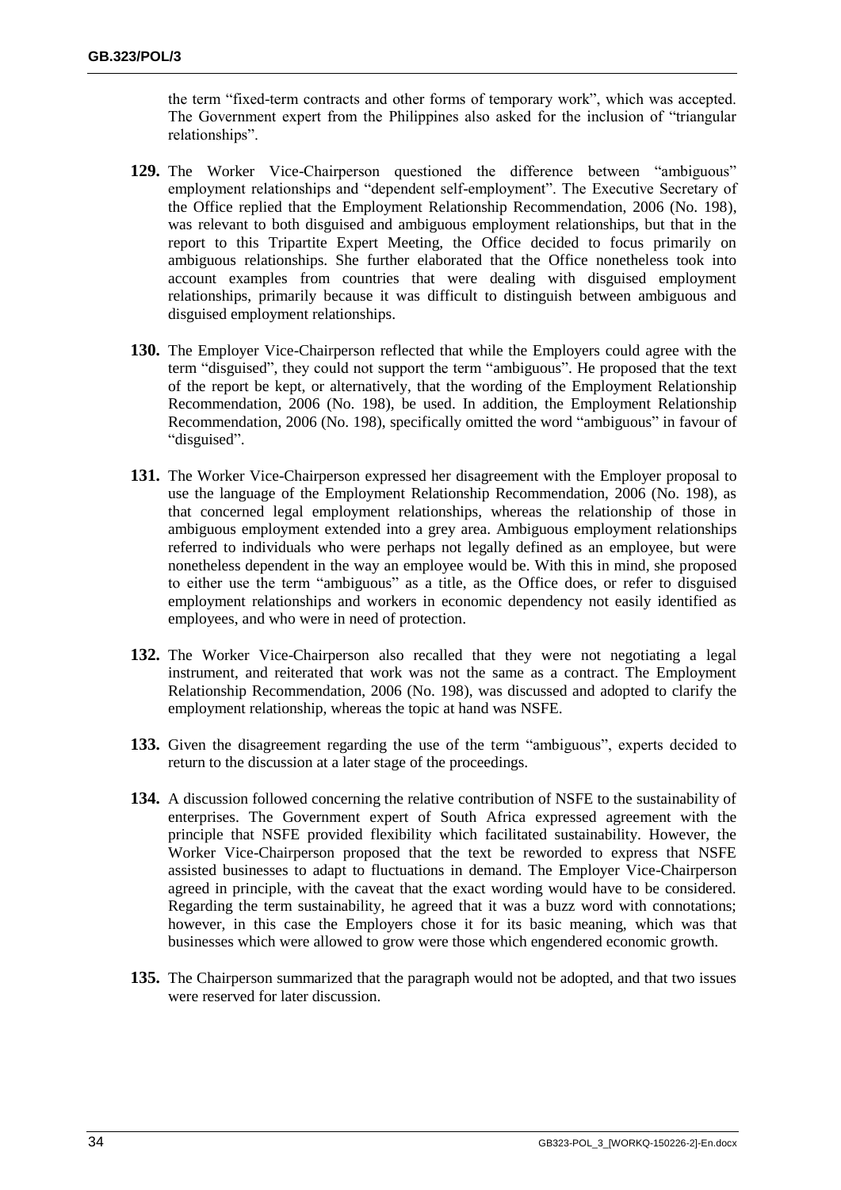the term "fixed-term contracts and other forms of temporary work", which was accepted. The Government expert from the Philippines also asked for the inclusion of "triangular relationships".

**129.** The Worker Vice-Chairperson questioned the difference between "ambiguous" employment relationships and "dependent self-employment". The Executive Secretary of the Office replied that the Employment Relationship Recommendation, 2006 (No. 198), was relevant to both disguised and ambiguous employment relationships, but that in the report to this Tripartite Expert Meeting, the Office decided to focus primarily on ambiguous relationships. She further elaborated that the Office nonetheless took into account examples from countries that were dealing with disguised employment relationships, primarily because it was difficult to distinguish between ambiguous and disguised employment relationships.

**130.** The Employer Vice-Chairperson reflected that while the Employers could agree with the term "disguised", they could not support the term "ambiguous". He proposed that the text of the report be kept, or alternatively, that the wording of the Employment Relationship Recommendation, 2006 (No. 198), be used. In addition, the Employment Relationship Recommendation, 2006 (No. 198), specifically omitted the word "ambiguous" in favour of "disguised".

**131.** The Worker Vice-Chairperson expressed her disagreement with the Employer proposal to use the language of the Employment Relationship Recommendation, 2006 (No. 198), as that concerned legal employment relationships, whereas the relationship of those in ambiguous employment extended into a grey area. Ambiguous employment relationships referred to individuals who were perhaps not legally defined as an employee, but were nonetheless dependent in the way an employee would be. With this in mind, she proposed to either use the term "ambiguous" as a title, as the Office does, or refer to disguised employment relationships and workers in economic dependency not easily identified as employees, and who were in need of protection.

**132.** The Worker Vice-Chairperson also recalled that they were not negotiating a legal instrument, and reiterated that work was not the same as a contract. The Employment Relationship Recommendation, 2006 (No. 198), was discussed and adopted to clarify the employment relationship, whereas the topic at hand was NSFE.

**133.** Given the disagreement regarding the use of the term "ambiguous", experts decided to return to the discussion at a later stage of the proceedings.

**134.** A discussion followed concerning the relative contribution of NSFE to the sustainability of enterprises. The Government expert of South Africa expressed agreement with the principle that NSFE provided flexibility which facilitated sustainability. However, the Worker Vice-Chairperson proposed that the text be reworded to express that NSFE assisted businesses to adapt to fluctuations in demand. The Employer Vice-Chairperson agreed in principle, with the caveat that the exact wording would have to be considered. Regarding the term sustainability, he agreed that it was a buzz word with connotations; however, in this case the Employers chose it for its basic meaning, which was that businesses which were allowed to grow were those which engendered economic growth.

**135.** The Chairperson summarized that the paragraph would not be adopted, and that two issues were reserved for later discussion.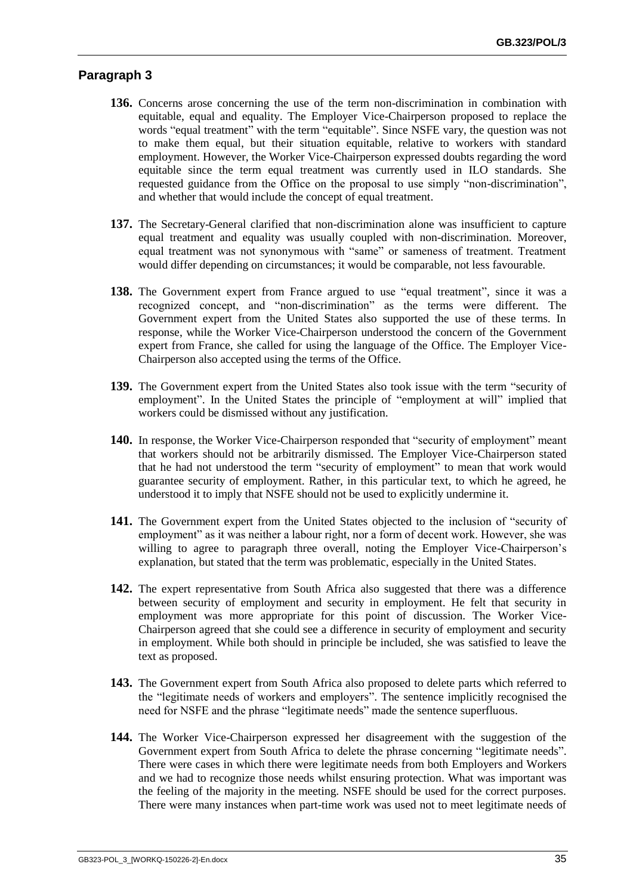## Paragraph 3

**136.** Concerns arose concerning the use of the term non-discrimination in combination with equitable, equal and equality. The Employer Vice-Chairperson proposed to replace the words "equal treatment" with the term "equitable". Since NSFE vary, the question was not to make them equal, but their situation equitable, relative to workers with standard employment. However, the Worker Vice-Chairperson expressed doubts regarding the word equitable since the term equal treatment was currently used in ILO standards. She requested guidance from the Office on the proposal to use simply "non-discrimination", and whether that would include the concept of equal treatment.

**137.** The Secretary-General clarified that non-discrimination alone was insufficient to capture equal treatment and equality was usually coupled with non-discrimination. Moreover, equal treatment was not synonymous with "same" or sameness of treatment. Treatment would differ depending on circumstances; it would be comparable, not less favourable.

**138.** The Government expert from France argued to use "equal treatment", since it was a recognized concept, and "non-discrimination" as the terms were different. The Government expert from the United States also supported the use of these terms. In response, while the Worker Vice-Chairperson understood the concern of the Government expert from France, she called for using the language of the Office. The Employer Vice-Chairperson also accepted using the terms of the Office.

**139.** The Government expert from the United States also took issue with the term "security of employment". In the United States the principle of "employment at will" implied that workers could be dismissed without any justification.

**140.** In response, the Worker Vice-Chairperson responded that "security of employment" meant that workers should not be arbitrarily dismissed. The Employer Vice-Chairperson stated that he had not understood the term "security of employment" to mean that work would guarantee security of employment. Rather, in this particular text, to which he agreed, he understood it to imply that NSFE should not be used to explicitly undermine it.

**141.** The Government expert from the United States objected to the inclusion of "security of employment" as it was neither a labour right, nor a form of decent work. However, she was willing to agree to paragraph three overall, noting the Employer Vice-Chairperson's explanation, but stated that the term was problematic, especially in the United States.

**142.** The expert representative from South Africa also suggested that there was a difference between security of employment and security in employment. He felt that security in employment was more appropriate for this point of discussion. The Worker Vice-Chairperson agreed that she could see a difference in security of employment and security in employment. While both should in principle be included, she was satisfied to leave the text as proposed.

**143.** The Government expert from South Africa also proposed to delete parts which referred to the "legitimate needs of workers and employers". The sentence implicitly recognised the need for NSFE and the phrase "legitimate needs" made the sentence superfluous.

**144.** The Worker Vice-Chairperson expressed her disagreement with the suggestion of the Government expert from South Africa to delete the phrase concerning "legitimate needs". There were cases in which there were legitimate needs from both Employers and Workers and we had to recognize those needs whilst ensuring protection. What was important was the feeling of the majority in the meeting. NSFE should be used for the correct purposes. There were many instances when part-time work was used not to meet legitimate needs of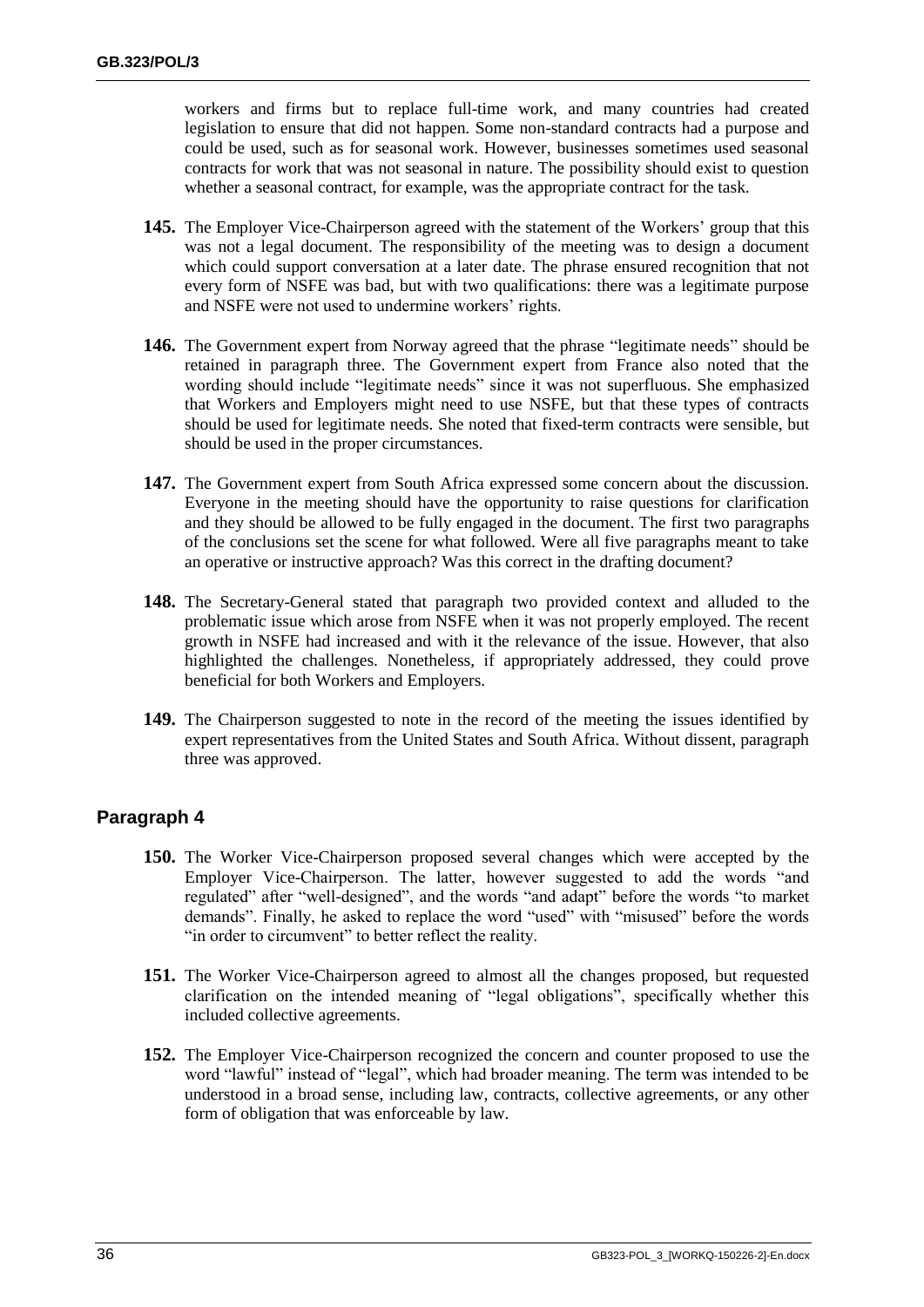workers and firms but to replace full-time work, and many countries had created legislation to ensure that did not happen. Some non-standard contracts had a purpose and could be used, such as for seasonal work. However, businesses sometimes used seasonal contracts for work that was not seasonal in nature. The possibility should exist to question whether a seasonal contract, for example, was the appropriate contract for the task.

**145.** The Employer Vice-Chairperson agreed with the statement of the Workers' group that this was not a legal document. The responsibility of the meeting was to design a document which could support conversation at a later date. The phrase ensured recognition that not every form of NSFE was bad, but with two qualifications: there was a legitimate purpose and NSFE were not used to undermine workers' rights.

**146.** The Government expert from Norway agreed that the phrase "legitimate needs" should be retained in paragraph three. The Government expert from France also noted that the wording should include "legitimate needs" since it was not superfluous. She emphasized that Workers and Employers might need to use NSFE, but that these types of contracts should be used for legitimate needs. She noted that fixed-term contracts were sensible, but should be used in the proper circumstances.

**147.** The Government expert from South Africa expressed some concern about the discussion. Everyone in the meeting should have the opportunity to raise questions for clarification and they should be allowed to be fully engaged in the document. The first two paragraphs of the conclusions set the scene for what followed. Were all five paragraphs meant to take an operative or instructive approach? Was this correct in the drafting document?

**148.** The Secretary-General stated that paragraph two provided context and alluded to the problematic issue which arose from NSFE when it was not properly employed. The recent growth in NSFE had increased and with it the relevance of the issue. However, that also highlighted the challenges. Nonetheless, if appropriately addressed, they could prove beneficial for both Workers and Employers.

**149.** The Chairperson suggested to note in the record of the meeting the issues identified by expert representatives from the United States and South Africa. Without dissent, paragraph three was approved.

## Paragraph 4

**150.** The Worker Vice-Chairperson proposed several changes which were accepted by the Employer Vice-Chairperson. The latter, however suggested to add the words "and regulated" after "well-designed", and the words "and adapt" before the words "to market demands". Finally, he asked to replace the word "used" with "misused" before the words "in order to circumvent" to better reflect the reality.

**151.** The Worker Vice-Chairperson agreed to almost all the changes proposed, but requested clarification on the intended meaning of "legal obligations", specifically whether this included collective agreements.

**152.** The Employer Vice-Chairperson recognized the concern and counter proposed to use the word "lawful" instead of "legal", which had broader meaning. The term was intended to be understood in a broad sense, including law, contracts, collective agreements, or any other form of obligation that was enforceable by law.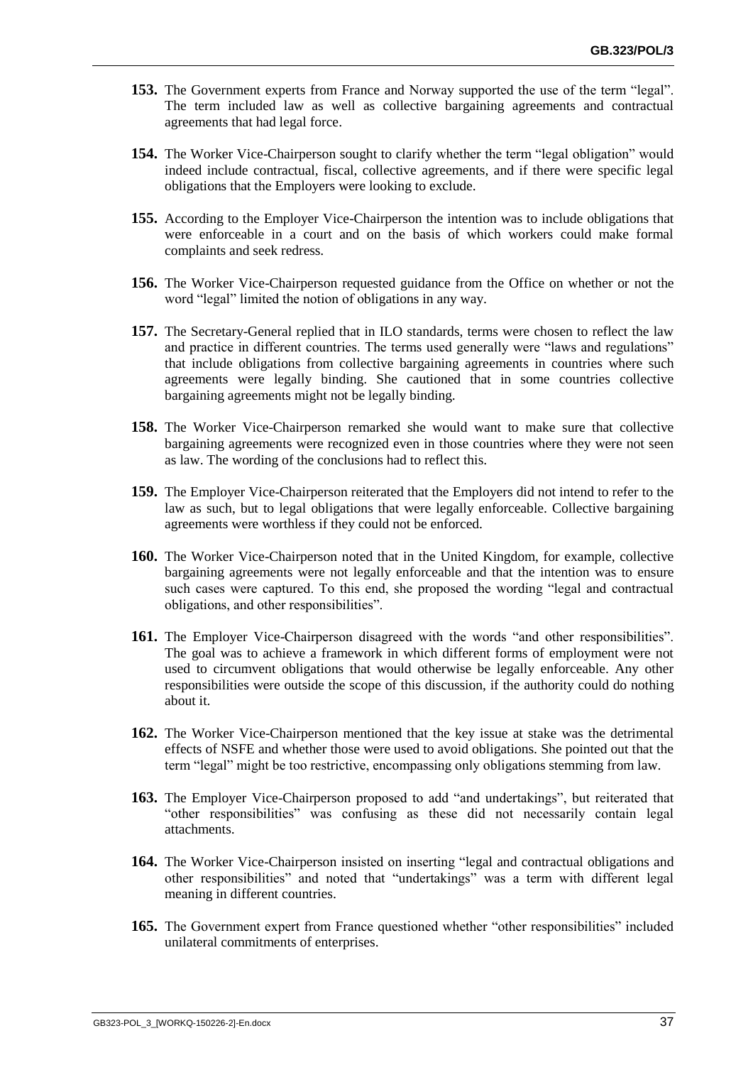**153.** The Government experts from France and Norway supported the use of the term "legal". The term included law as well as collective bargaining agreements and contractual agreements that had legal force.

**154.** The Worker Vice-Chairperson sought to clarify whether the term "legal obligation" would indeed include contractual, fiscal, collective agreements, and if there were specific legal obligations that the Employers were looking to exclude.

**155.** According to the Employer Vice-Chairperson the intention was to include obligations that were enforceable in a court and on the basis of which workers could make formal complaints and seek redress.

**156.** The Worker Vice-Chairperson requested guidance from the Office on whether or not the word "legal" limited the notion of obligations in any way.

**157.** The Secretary-General replied that in ILO standards, terms were chosen to reflect the law and practice in different countries. The terms used generally were "laws and regulations" that include obligations from collective bargaining agreements in countries where such agreements were legally binding. She cautioned that in some countries collective bargaining agreements might not be legally binding.

**158.** The Worker Vice-Chairperson remarked she would want to make sure that collective bargaining agreements were recognized even in those countries where they were not seen as law. The wording of the conclusions had to reflect this.

**159.** The Employer Vice-Chairperson reiterated that the Employers did not intend to refer to the law as such, but to legal obligations that were legally enforceable. Collective bargaining agreements were worthless if they could not be enforced.

**160.** The Worker Vice-Chairperson noted that in the United Kingdom, for example, collective bargaining agreements were not legally enforceable and that the intention was to ensure such cases were captured. To this end, she proposed the wording "legal and contractual obligations, and other responsibilities".

**161.** The Employer Vice-Chairperson disagreed with the words "and other responsibilities". The goal was to achieve a framework in which different forms of employment were not used to circumvent obligations that would otherwise be legally enforceable. Any other responsibilities were outside the scope of this discussion, if the authority could do nothing about it.

**162.** The Worker Vice-Chairperson mentioned that the key issue at stake was the detrimental effects of NSFE and whether those were used to avoid obligations. She pointed out that the term "legal" might be too restrictive, encompassing only obligations stemming from law.

**163.** The Employer Vice-Chairperson proposed to add "and undertakings", but reiterated that "other responsibilities" was confusing as these did not necessarily contain legal attachments.

**164.** The Worker Vice-Chairperson insisted on inserting "legal and contractual obligations and other responsibilities" and noted that "undertakings" was a term with different legal meaning in different countries.

**165.** The Government expert from France questioned whether "other responsibilities" included unilateral commitments of enterprises.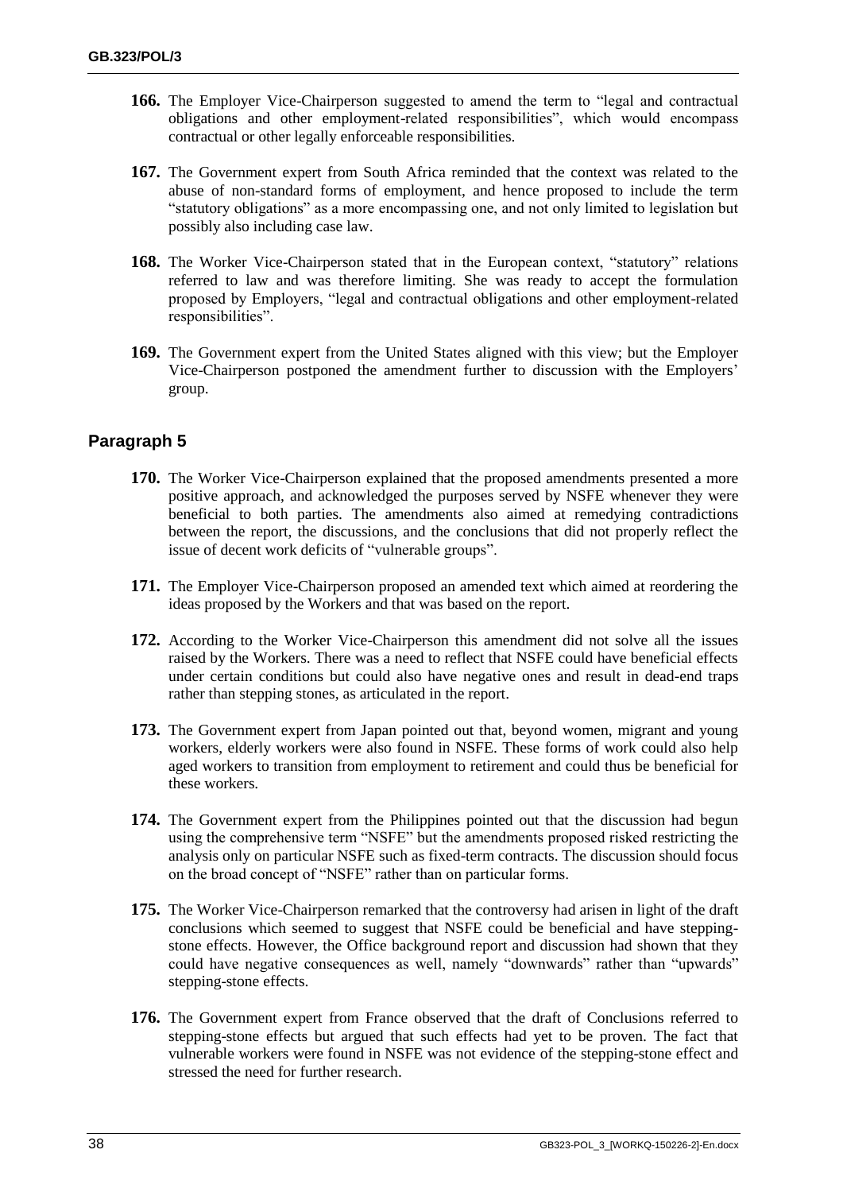**166.** The Employer Vice-Chairperson suggested to amend the term to "legal and contractual obligations and other employment-related responsibilities", which would encompass contractual or other legally enforceable responsibilities.

**167.** The Government expert from South Africa reminded that the context was related to the abuse of non-standard forms of employment, and hence proposed to include the term "statutory obligations" as a more encompassing one, and not only limited to legislation but possibly also including case law.

**168.** The Worker Vice-Chairperson stated that in the European context, "statutory" relations referred to law and was therefore limiting. She was ready to accept the formulation proposed by Employers, "legal and contractual obligations and other employment-related responsibilities".

**169.** The Government expert from the United States aligned with this view; but the Employer Vice-Chairperson postponed the amendment further to discussion with the Employers' group.

## Paragraph 5

**170.** The Worker Vice-Chairperson explained that the proposed amendments presented a more positive approach, and acknowledged the purposes served by NSFE whenever they were beneficial to both parties. The amendments also aimed at remedying contradictions between the report, the discussions, and the conclusions that did not properly reflect the issue of decent work deficits of "vulnerable groups".

**171.** The Employer Vice-Chairperson proposed an amended text which aimed at reordering the ideas proposed by the Workers and that was based on the report.

**172.** According to the Worker Vice-Chairperson this amendment did not solve all the issues raised by the Workers. There was a need to reflect that NSFE could have beneficial effects under certain conditions but could also have negative ones and result in dead-end traps rather than stepping stones, as articulated in the report.

**173.** The Government expert from Japan pointed out that, beyond women, migrant and young workers, elderly workers were also found in NSFE. These forms of work could also help aged workers to transition from employment to retirement and could thus be beneficial for these workers.

**174.** The Government expert from the Philippines pointed out that the discussion had begun using the comprehensive term "NSFE" but the amendments proposed risked restricting the analysis only on particular NSFE such as fixed-term contracts. The discussion should focus on the broad concept of "NSFE" rather than on particular forms.

**175.** The Worker Vice-Chairperson remarked that the controversy had arisen in light of the draft conclusions which seemed to suggest that NSFE could be beneficial and have stepping-stone effects. However, the Office background report and discussion had shown that they could have negative consequences as well, namely "downwards" rather than "upwards" stepping-stone effects.

**176.** The Government expert from France observed that the draft of Conclusions referred to stepping-stone effects but argued that such effects had yet to be proven. The fact that vulnerable workers were found in NSFE was not evidence of the stepping-stone effect and stressed the need for further research.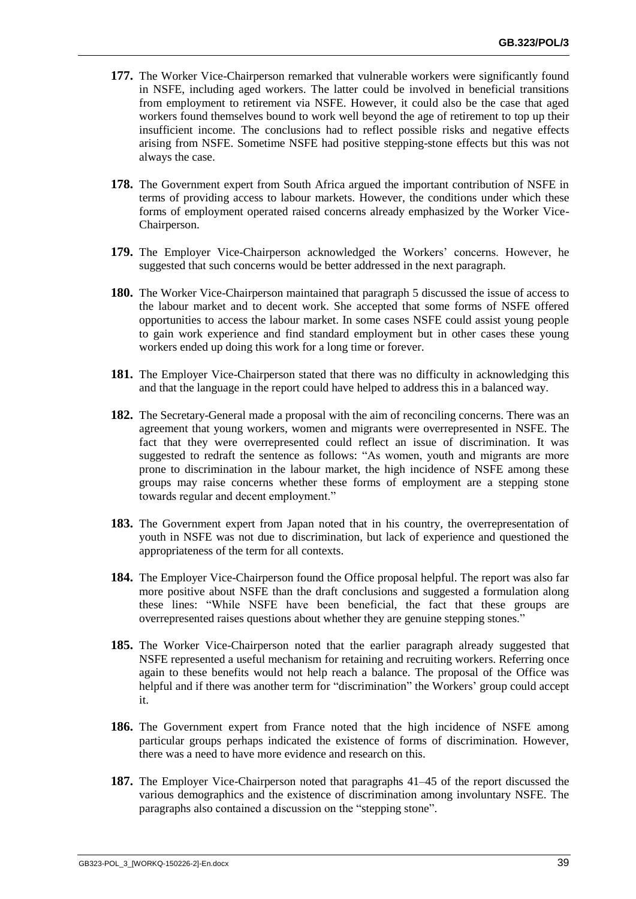**177.** The Worker Vice-Chairperson remarked that vulnerable workers were significantly found in NSFE, including aged workers. The latter could be involved in beneficial transitions from employment to retirement via NSFE. However, it could also be the case that aged workers found themselves bound to work well beyond the age of retirement to top up their insufficient income. The conclusions had to reflect possible risks and negative effects arising from NSFE. Sometime NSFE had positive stepping-stone effects but this was not always the case.

**178.** The Government expert from South Africa argued the important contribution of NSFE in terms of providing access to labour markets. However, the conditions under which these forms of employment operated raised concerns already emphasized by the Worker Vice-Chairperson.

**179.** The Employer Vice-Chairperson acknowledged the Workers' concerns. However, he suggested that such concerns would be better addressed in the next paragraph.

**180.** The Worker Vice-Chairperson maintained that paragraph 5 discussed the issue of access to the labour market and to decent work. She accepted that some forms of NSFE offered opportunities to access the labour market. In some cases NSFE could assist young people to gain work experience and find standard employment but in other cases these young workers ended up doing this work for a long time or forever.

**181.** The Employer Vice-Chairperson stated that there was no difficulty in acknowledging this and that the language in the report could have helped to address this in a balanced way.

**182.** The Secretary-General made a proposal with the aim of reconciling concerns. There was an agreement that young workers, women and migrants were overrepresented in NSFE. The fact that they were overrepresented could reflect an issue of discrimination. It was suggested to redraft the sentence as follows: "As women, youth and migrants are more prone to discrimination in the labour market, the high incidence of NSFE among these groups may raise concerns whether these forms of employment are a stepping stone towards regular and decent employment."

**183.** The Government expert from Japan noted that in his country, the overrepresentation of youth in NSFE was not due to discrimination, but lack of experience and questioned the appropriateness of the term for all contexts.

**184.** The Employer Vice-Chairperson found the Office proposal helpful. The report was also far more positive about NSFE than the draft conclusions and suggested a formulation along these lines: "While NSFE have been beneficial, the fact that these groups are overrepresented raises questions about whether they are genuine stepping stones."

**185.** The Worker Vice-Chairperson noted that the earlier paragraph already suggested that NSFE represented a useful mechanism for retaining and recruiting workers. Referring once again to these benefits would not help reach a balance. The proposal of the Office was helpful and if there was another term for "discrimination" the Workers' group could accept it.

**186.** The Government expert from France noted that the high incidence of NSFE among particular groups perhaps indicated the existence of forms of discrimination. However, there was a need to have more evidence and research on this.

**187.** The Employer Vice-Chairperson noted that paragraphs 41–45 of the report discussed the various demographics and the existence of discrimination among involuntary NSFE. The paragraphs also contained a discussion on the "stepping stone".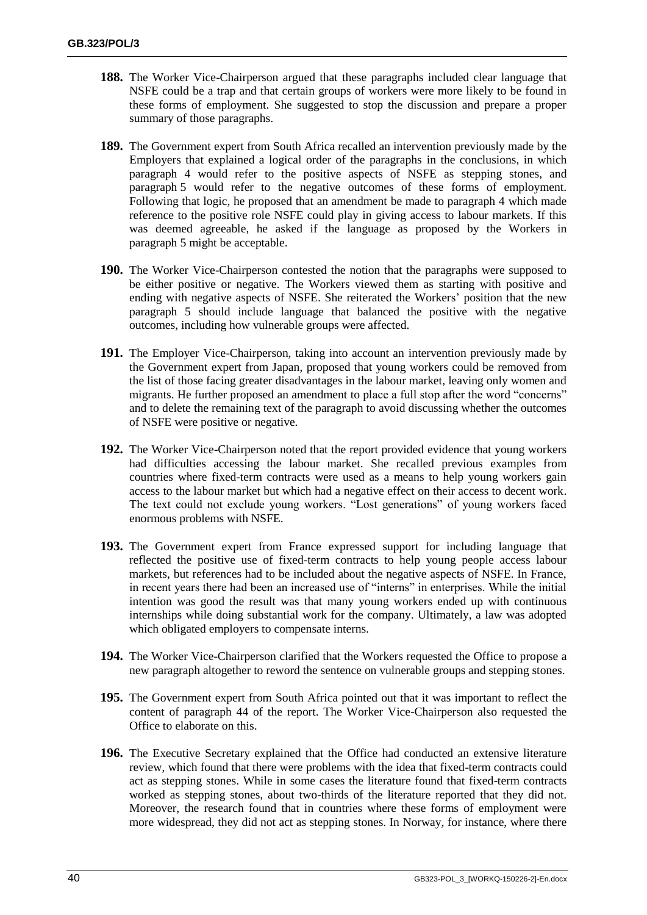**188.** The Worker Vice-Chairperson argued that these paragraphs included clear language that NSFE could be a trap and that certain groups of workers were more likely to be found in these forms of employment. She suggested to stop the discussion and prepare a proper summary of those paragraphs.

**189.** The Government expert from South Africa recalled an intervention previously made by the Employers that explained a logical order of the paragraphs in the conclusions, in which paragraph 4 would refer to the positive aspects of NSFE as stepping stones, and paragraph 5 would refer to the negative outcomes of these forms of employment. Following that logic, he proposed that an amendment be made to paragraph 4 which made reference to the positive role NSFE could play in giving access to labour markets. If this was deemed agreeable, he asked if the language as proposed by the Workers in paragraph 5 might be acceptable.

**190.** The Worker Vice-Chairperson contested the notion that the paragraphs were supposed to be either positive or negative. The Workers viewed them as starting with positive and ending with negative aspects of NSFE. She reiterated the Workers' position that the new paragraph 5 should include language that balanced the positive with the negative outcomes, including how vulnerable groups were affected.

**191.** The Employer Vice-Chairperson, taking into account an intervention previously made by the Government expert from Japan, proposed that young workers could be removed from the list of those facing greater disadvantages in the labour market, leaving only women and migrants. He further proposed an amendment to place a full stop after the word "concerns" and to delete the remaining text of the paragraph to avoid discussing whether the outcomes of NSFE were positive or negative.

**192.** The Worker Vice-Chairperson noted that the report provided evidence that young workers had difficulties accessing the labour market. She recalled previous examples from countries where fixed-term contracts were used as a means to help young workers gain access to the labour market but which had a negative effect on their access to decent work. The text could not exclude young workers. "Lost generations" of young workers faced enormous problems with NSFE.

**193.** The Government expert from France expressed support for including language that reflected the positive use of fixed-term contracts to help young people access labour markets, but references had to be included about the negative aspects of NSFE. In France, in recent years there had been an increased use of "interns" in enterprises. While the initial intention was good the result was that many young workers ended up with continuous internships while doing substantial work for the company. Ultimately, a law was adopted which obligated employers to compensate interns.

**194.** The Worker Vice-Chairperson clarified that the Workers requested the Office to propose a new paragraph altogether to reword the sentence on vulnerable groups and stepping stones.

**195.** The Government expert from South Africa pointed out that it was important to reflect the content of paragraph 44 of the report. The Worker Vice-Chairperson also requested the Office to elaborate on this.

**196.** The Executive Secretary explained that the Office had conducted an extensive literature review, which found that there were problems with the idea that fixed-term contracts could act as stepping stones. While in some cases the literature found that fixed-term contracts worked as stepping stones, about two-thirds of the literature reported that they did not. Moreover, the research found that in countries where these forms of employment were more widespread, they did not act as stepping stones. In Norway, for instance, where there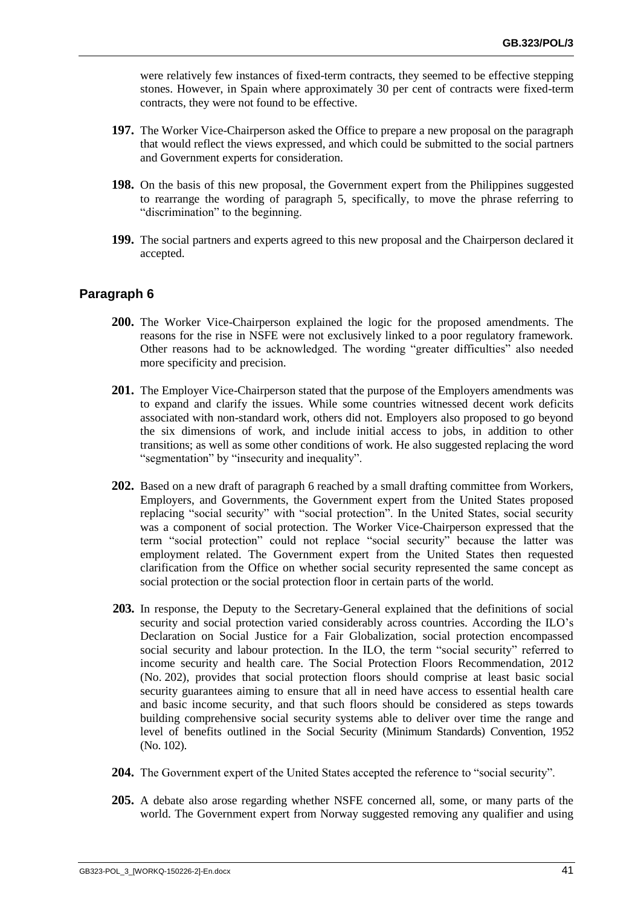were relatively few instances of fixed-term contracts, they seemed to be effective stepping stones. However, in Spain where approximately 30 per cent of contracts were fixed-term contracts, they were not found to be effective.

**197.** The Worker Vice-Chairperson asked the Office to prepare a new proposal on the paragraph that would reflect the views expressed, and which could be submitted to the social partners and Government experts for consideration.

**198.** On the basis of this new proposal, the Government expert from the Philippines suggested to rearrange the wording of paragraph 5, specifically, to move the phrase referring to "discrimination" to the beginning.

**199.** The social partners and experts agreed to this new proposal and the Chairperson declared it accepted.

## Paragraph 6

**200.** The Worker Vice-Chairperson explained the logic for the proposed amendments. The reasons for the rise in NSFE were not exclusively linked to a poor regulatory framework. Other reasons had to be acknowledged. The wording "greater difficulties" also needed more specificity and precision.

**201.** The Employer Vice-Chairperson stated that the purpose of the Employers amendments was to expand and clarify the issues. While some countries witnessed decent work deficits associated with non-standard work, others did not. Employers also proposed to go beyond the six dimensions of work, and include initial access to jobs, in addition to other transitions; as well as some other conditions of work. He also suggested replacing the word "segmentation" by "insecurity and inequality".

**202.** Based on a new draft of paragraph 6 reached by a small drafting committee from Workers, Employers, and Governments, the Government expert from the United States proposed replacing "social security" with "social protection". In the United States, social security was a component of social protection. The Worker Vice-Chairperson expressed that the term "social protection" could not replace "social security" because the latter was employment related. The Government expert from the United States then requested clarification from the Office on whether social security represented the same concept as social protection or the social protection floor in certain parts of the world.

**203.** In response, the Deputy to the Secretary-General explained that the definitions of social security and social protection varied considerably across countries. According the ILO's Declaration on Social Justice for a Fair Globalization, social protection encompassed social security and labour protection. In the ILO, the term "social security" referred to income security and health care. The Social Protection Floors Recommendation, 2012 (No. 202), provides that social protection floors should comprise at least basic social security guarantees aiming to ensure that all in need have access to essential health care and basic income security, and that such floors should be considered as steps towards building comprehensive social security systems able to deliver over time the range and level of benefits outlined in the Social Security (Minimum Standards) Convention, 1952 (No. 102).

**204.** The Government expert of the United States accepted the reference to "social security".

**205.** A debate also arose regarding whether NSFE concerned all, some, or many parts of the world. The Government expert from Norway suggested removing any qualifier and using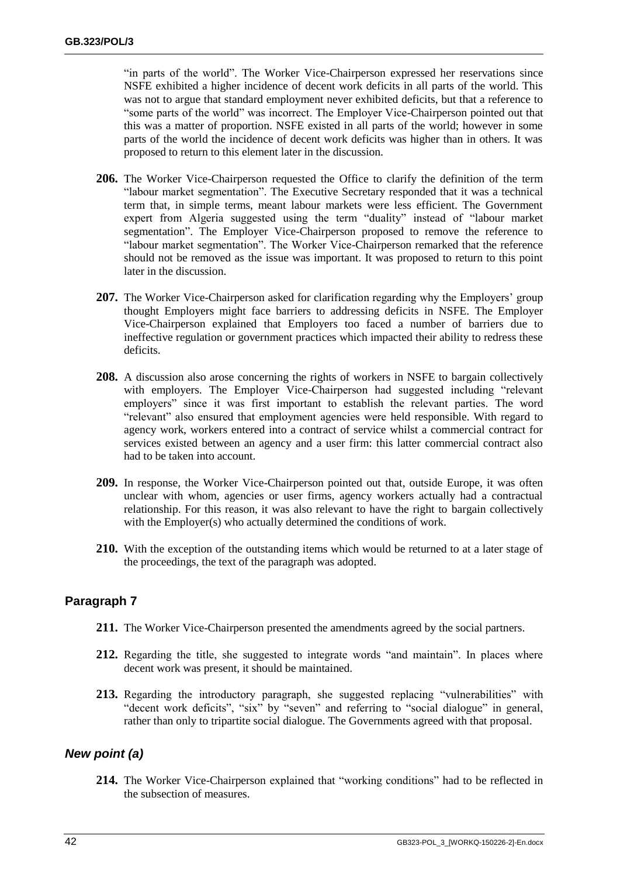"in parts of the world". The Worker Vice-Chairperson expressed her reservations since NSFE exhibited a higher incidence of decent work deficits in all parts of the world. This was not to argue that standard employment never exhibited deficits, but that a reference to "some parts of the world" was incorrect. The Employer Vice-Chairperson pointed out that this was a matter of proportion. NSFE existed in all parts of the world; however in some parts of the world the incidence of decent work deficits was higher than in others. It was proposed to return to this element later in the discussion.

**206.** The Worker Vice-Chairperson requested the Office to clarify the definition of the term "labour market segmentation". The Executive Secretary responded that it was a technical term that, in simple terms, meant labour markets were less efficient. The Government expert from Algeria suggested using the term "duality" instead of "labour market segmentation". The Employer Vice-Chairperson proposed to remove the reference to "labour market segmentation". The Worker Vice-Chairperson remarked that the reference should not be removed as the issue was important. It was proposed to return to this point later in the discussion.

**207.** The Worker Vice-Chairperson asked for clarification regarding why the Employers' group thought Employers might face barriers to addressing deficits in NSFE. The Employer Vice-Chairperson explained that Employers too faced a number of barriers due to ineffective regulation or government practices which impacted their ability to redress these deficits.

**208.** A discussion also arose concerning the rights of workers in NSFE to bargain collectively with employers. The Employer Vice-Chairperson had suggested including "relevant employers" since it was first important to establish the relevant parties. The word "relevant" also ensured that employment agencies were held responsible. With regard to agency work, workers entered into a contract of service whilst a commercial contract for services existed between an agency and a user firm: this latter commercial contract also had to be taken into account.

**209.** In response, the Worker Vice-Chairperson pointed out that, outside Europe, it was often unclear with whom, agencies or user firms, agency workers actually had a contractual relationship. For this reason, it was also relevant to have the right to bargain collectively with the Employer(s) who actually determined the conditions of work.

**210.** With the exception of the outstanding items which would be returned to at a later stage of the proceedings, the text of the paragraph was adopted.

## Paragraph 7

**211.** The Worker Vice-Chairperson presented the amendments agreed by the social partners.

**212.** Regarding the title, she suggested to integrate words "and maintain". In places where decent work was present, it should be maintained.

**213.** Regarding the introductory paragraph, she suggested replacing "vulnerabilities" with "decent work deficits", "six" by "seven" and referring to "social dialogue" in general, rather than only to tripartite social dialogue. The Governments agreed with that proposal.

### *New point (a)*

**214.** The Worker Vice-Chairperson explained that "working conditions" had to be reflected in the subsection of measures.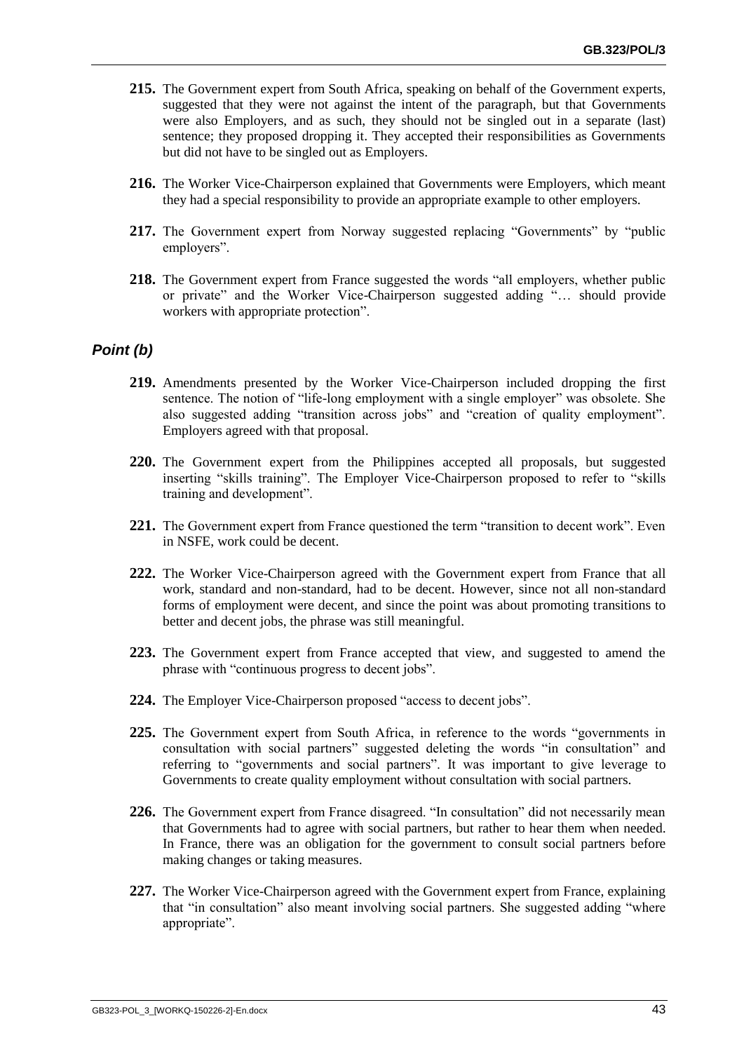**215.** The Government expert from South Africa, speaking on behalf of the Government experts, suggested that they were not against the intent of the paragraph, but that Governments were also Employers, and as such, they should not be singled out in a separate (last) sentence; they proposed dropping it. They accepted their responsibilities as Governments but did not have to be singled out as Employers.

**216.** The Worker Vice-Chairperson explained that Governments were Employers, which meant they had a special responsibility to provide an appropriate example to other employers.

**217.** The Government expert from Norway suggested replacing "Governments" by "public employers".

**218.** The Government expert from France suggested the words "all employers, whether public or private" and the Worker Vice-Chairperson suggested adding "… should provide workers with appropriate protection".

### *Point (b)*

**219.** Amendments presented by the Worker Vice-Chairperson included dropping the first sentence. The notion of "life-long employment with a single employer" was obsolete. She also suggested adding "transition across jobs" and "creation of quality employment". Employers agreed with that proposal.

**220.** The Government expert from the Philippines accepted all proposals, but suggested inserting "skills training". The Employer Vice-Chairperson proposed to refer to "skills training and development".

**221.** The Government expert from France questioned the term "transition to decent work". Even in NSFE, work could be decent.

**222.** The Worker Vice-Chairperson agreed with the Government expert from France that all work, standard and non-standard, had to be decent. However, since not all non-standard forms of employment were decent, and since the point was about promoting transitions to better and decent jobs, the phrase was still meaningful.

**223.** The Government expert from France accepted that view, and suggested to amend the phrase with "continuous progress to decent jobs".

**224.** The Employer Vice-Chairperson proposed "access to decent jobs".

**225.** The Government expert from South Africa, in reference to the words "governments in consultation with social partners" suggested deleting the words "in consultation" and referring to "governments and social partners". It was important to give leverage to Governments to create quality employment without consultation with social partners.

**226.** The Government expert from France disagreed. "In consultation" did not necessarily mean that Governments had to agree with social partners, but rather to hear them when needed. In France, there was an obligation for the government to consult social partners before making changes or taking measures.

**227.** The Worker Vice-Chairperson agreed with the Government expert from France, explaining that "in consultation" also meant involving social partners. She suggested adding "where appropriate".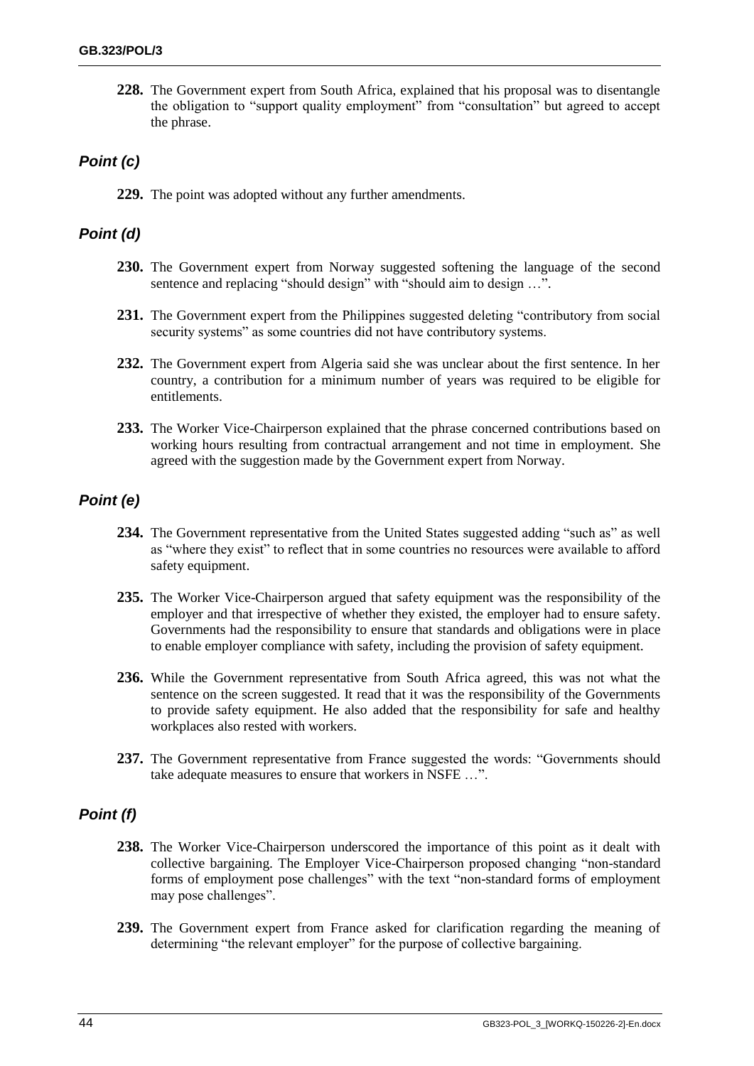**228.** The Government expert from South Africa, explained that his proposal was to disentangle the obligation to "support quality employment" from "consultation" but agreed to accept the phrase.

### *Point (c)*

**229.** The point was adopted without any further amendments.

### *Point (d)*

**230.** The Government expert from Norway suggested softening the language of the second sentence and replacing "should design" with "should aim to design …".

**231.** The Government expert from the Philippines suggested deleting "contributory from social security systems" as some countries did not have contributory systems.

**232.** The Government expert from Algeria said she was unclear about the first sentence. In her country, a contribution for a minimum number of years was required to be eligible for entitlements.

**233.** The Worker Vice-Chairperson explained that the phrase concerned contributions based on working hours resulting from contractual arrangement and not time in employment. She agreed with the suggestion made by the Government expert from Norway.

### *Point (e)*

**234.** The Government representative from the United States suggested adding "such as" as well as "where they exist" to reflect that in some countries no resources were available to afford safety equipment.

**235.** The Worker Vice-Chairperson argued that safety equipment was the responsibility of the employer and that irrespective of whether they existed, the employer had to ensure safety. Governments had the responsibility to ensure that standards and obligations were in place to enable employer compliance with safety, including the provision of safety equipment.

**236.** While the Government representative from South Africa agreed, this was not what the sentence on the screen suggested. It read that it was the responsibility of the Governments to provide safety equipment. He also added that the responsibility for safe and healthy workplaces also rested with workers.

**237.** The Government representative from France suggested the words: "Governments should take adequate measures to ensure that workers in NSFE …".

### *Point (f)*

**238.** The Worker Vice-Chairperson underscored the importance of this point as it dealt with collective bargaining. The Employer Vice-Chairperson proposed changing "non-standard forms of employment pose challenges" with the text "non-standard forms of employment may pose challenges".

**239.** The Government expert from France asked for clarification regarding the meaning of determining "the relevant employer" for the purpose of collective bargaining.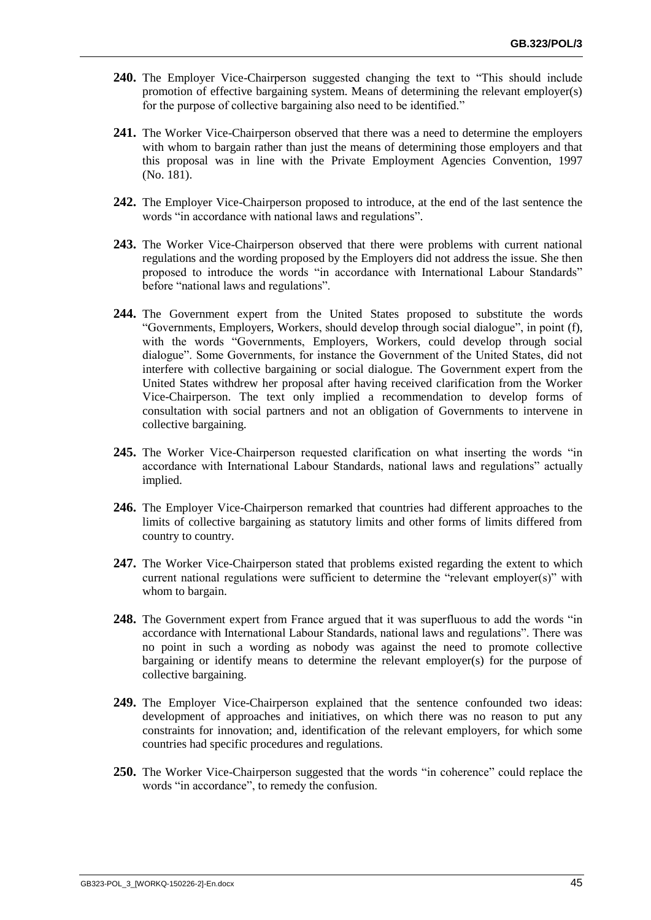**240.** The Employer Vice-Chairperson suggested changing the text to "This should include promotion of effective bargaining system. Means of determining the relevant employer(s) for the purpose of collective bargaining also need to be identified."

**241.** The Worker Vice-Chairperson observed that there was a need to determine the employers with whom to bargain rather than just the means of determining those employers and that this proposal was in line with the Private Employment Agencies Convention, 1997 (No. 181).

**242.** The Employer Vice-Chairperson proposed to introduce, at the end of the last sentence the words "in accordance with national laws and regulations".

**243.** The Worker Vice-Chairperson observed that there were problems with current national regulations and the wording proposed by the Employers did not address the issue. She then proposed to introduce the words "in accordance with International Labour Standards" before "national laws and regulations".

**244.** The Government expert from the United States proposed to substitute the words "Governments, Employers, Workers, should develop through social dialogue", in point (f), with the words "Governments, Employers, Workers, could develop through social dialogue". Some Governments, for instance the Government of the United States, did not interfere with collective bargaining or social dialogue. The Government expert from the United States withdrew her proposal after having received clarification from the Worker Vice-Chairperson. The text only implied a recommendation to develop forms of consultation with social partners and not an obligation of Governments to intervene in collective bargaining.

**245.** The Worker Vice-Chairperson requested clarification on what inserting the words "in accordance with International Labour Standards, national laws and regulations" actually implied.

**246.** The Employer Vice-Chairperson remarked that countries had different approaches to the limits of collective bargaining as statutory limits and other forms of limits differed from country to country.

**247.** The Worker Vice-Chairperson stated that problems existed regarding the extent to which current national regulations were sufficient to determine the "relevant employer(s)" with whom to bargain.

**248.** The Government expert from France argued that it was superfluous to add the words "in accordance with International Labour Standards, national laws and regulations". There was no point in such a wording as nobody was against the need to promote collective bargaining or identify means to determine the relevant employer(s) for the purpose of collective bargaining.

**249.** The Employer Vice-Chairperson explained that the sentence confounded two ideas: development of approaches and initiatives, on which there was no reason to put any constraints for innovation; and, identification of the relevant employers, for which some countries had specific procedures and regulations.

**250.** The Worker Vice-Chairperson suggested that the words "in coherence" could replace the words "in accordance", to remedy the confusion.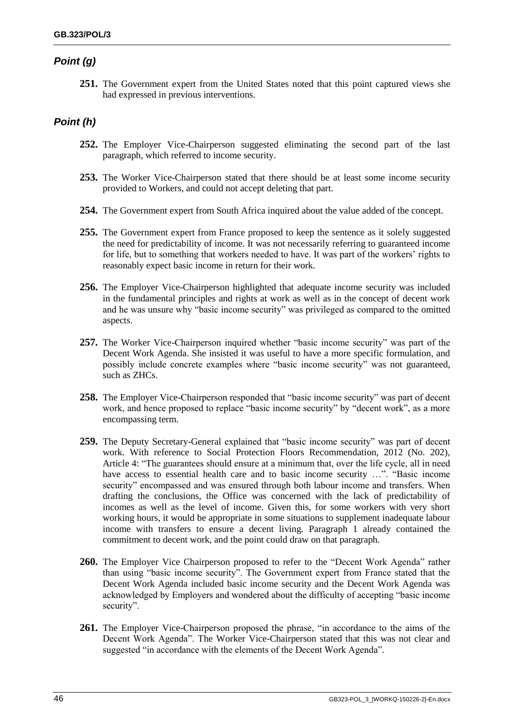### *Point (g)*

**251.** The Government expert from the United States noted that this point captured views she had expressed in previous interventions.

### *Point (h)*

**252.** The Employer Vice-Chairperson suggested eliminating the second part of the last paragraph, which referred to income security.

**253.** The Worker Vice-Chairperson stated that there should be at least some income security provided to Workers, and could not accept deleting that part.

**254.** The Government expert from South Africa inquired about the value added of the concept.

**255.** The Government expert from France proposed to keep the sentence as it solely suggested the need for predictability of income. It was not necessarily referring to guaranteed income for life, but to something that workers needed to have. It was part of the workers' rights to reasonably expect basic income in return for their work.

**256.** The Employer Vice-Chairperson highlighted that adequate income security was included in the fundamental principles and rights at work as well as in the concept of decent work and he was unsure why "basic income security" was privileged as compared to the omitted aspects.

**257.** The Worker Vice-Chairperson inquired whether "basic income security" was part of the Decent Work Agenda. She insisted it was useful to have a more specific formulation, and possibly include concrete examples where "basic income security" was not guaranteed, such as ZHCs.

**258.** The Employer Vice-Chairperson responded that "basic income security" was part of decent work, and hence proposed to replace "basic income security" by "decent work", as a more encompassing term.

**259.** The Deputy Secretary-General explained that "basic income security" was part of decent work. With reference to Social Protection Floors Recommendation, 2012 (No. 202), Article 4: "The guarantees should ensure at a minimum that, over the life cycle, all in need have access to essential health care and to basic income security …". "Basic income security" encompassed and was ensured through both labour income and transfers. When drafting the conclusions, the Office was concerned with the lack of predictability of incomes as well as the level of income. Given this, for some workers with very short working hours, it would be appropriate in some situations to supplement inadequate labour income with transfers to ensure a decent living. Paragraph 1 already contained the commitment to decent work, and the point could draw on that paragraph.

**260.** The Employer Vice Chairperson proposed to refer to the "Decent Work Agenda" rather than using "basic income security". The Government expert from France stated that the Decent Work Agenda included basic income security and the Decent Work Agenda was acknowledged by Employers and wondered about the difficulty of accepting "basic income security".

**261.** The Employer Vice-Chairperson proposed the phrase, "in accordance to the aims of the Decent Work Agenda". The Worker Vice-Chairperson stated that this was not clear and suggested "in accordance with the elements of the Decent Work Agenda".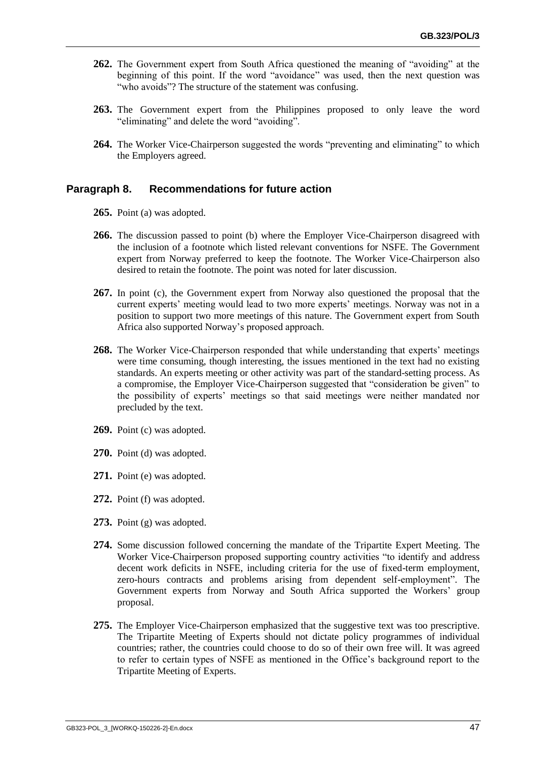**262.** The Government expert from South Africa questioned the meaning of "avoiding" at the beginning of this point. If the word "avoidance" was used, then the next question was "who avoids"? The structure of the statement was confusing.

**263.** The Government expert from the Philippines proposed to only leave the word "eliminating" and delete the word "avoiding".

**264.** The Worker Vice-Chairperson suggested the words "preventing and eliminating" to which the Employers agreed.

## Paragraph 8. Recommendations for future action

**265.** Point (a) was adopted.

**266.** The discussion passed to point (b) where the Employer Vice-Chairperson disagreed with the inclusion of a footnote which listed relevant conventions for NSFE. The Government expert from Norway preferred to keep the footnote. The Worker Vice-Chairperson also desired to retain the footnote. The point was noted for later discussion.

**267.** In point (c), the Government expert from Norway also questioned the proposal that the current experts' meeting would lead to two more experts' meetings. Norway was not in a position to support two more meetings of this nature. The Government expert from South Africa also supported Norway's proposed approach.

**268.** The Worker Vice-Chairperson responded that while understanding that experts' meetings were time consuming, though interesting, the issues mentioned in the text had no existing standards. An experts meeting or other activity was part of the standard-setting process. As a compromise, the Employer Vice-Chairperson suggested that "consideration be given" to the possibility of experts' meetings so that said meetings were neither mandated nor precluded by the text.

**269.** Point (c) was adopted.

**270.** Point (d) was adopted.

**271.** Point (e) was adopted.

**272.** Point (f) was adopted.

**273.** Point (g) was adopted.

**274.** Some discussion followed concerning the mandate of the Tripartite Expert Meeting. The Worker Vice-Chairperson proposed supporting country activities "to identify and address decent work deficits in NSFE, including criteria for the use of fixed-term employment, zero-hours contracts and problems arising from dependent self-employment". The Government experts from Norway and South Africa supported the Workers' group proposal.

**275.** The Employer Vice-Chairperson emphasized that the suggestive text was too prescriptive. The Tripartite Meeting of Experts should not dictate policy programmes of individual countries; rather, the countries could choose to do so of their own free will. It was agreed to refer to certain types of NSFE as mentioned in the Office's background report to the Tripartite Meeting of Experts.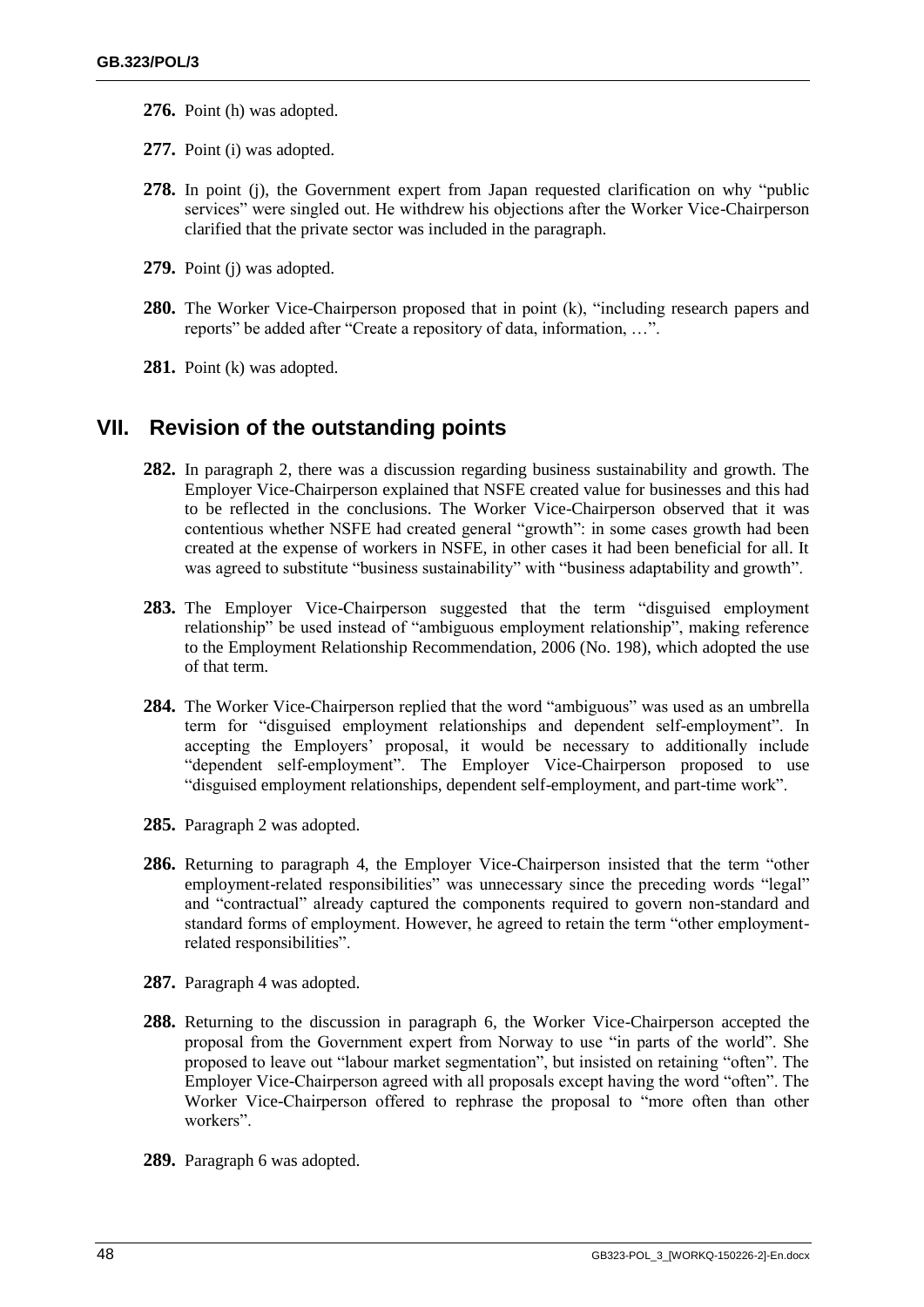**276.** Point (h) was adopted.

**277.** Point (i) was adopted.

**278.** In point (j), the Government expert from Japan requested clarification on why "public services" were singled out. He withdrew his objections after the Worker Vice-Chairperson clarified that the private sector was included in the paragraph.

**279.** Point (j) was adopted.

**280.** The Worker Vice-Chairperson proposed that in point (k), "including research papers and reports" be added after "Create a repository of data, information, …".

**281.** Point (k) was adopted.

## VII. Revision of the outstanding points

**282.** In paragraph 2, there was a discussion regarding business sustainability and growth. The Employer Vice-Chairperson explained that NSFE created value for businesses and this had to be reflected in the conclusions. The Worker Vice-Chairperson observed that it was contentious whether NSFE had created general "growth": in some cases growth had been created at the expense of workers in NSFE, in other cases it had been beneficial for all. It was agreed to substitute "business sustainability" with "business adaptability and growth".

**283.** The Employer Vice-Chairperson suggested that the term "disguised employment relationship" be used instead of "ambiguous employment relationship", making reference to the Employment Relationship Recommendation, 2006 (No. 198), which adopted the use of that term.

**284.** The Worker Vice-Chairperson replied that the word "ambiguous" was used as an umbrella term for "disguised employment relationships and dependent self-employment". In accepting the Employers' proposal, it would be necessary to additionally include "dependent self-employment". The Employer Vice-Chairperson proposed to use "disguised employment relationships, dependent self-employment, and part-time work".

**285.** Paragraph 2 was adopted.

**286.** Returning to paragraph 4, the Employer Vice-Chairperson insisted that the term "other employment-related responsibilities" was unnecessary since the preceding words "legal" and "contractual" already captured the components required to govern non-standard and standard forms of employment. However, he agreed to retain the term "other employment-related responsibilities".

**287.** Paragraph 4 was adopted.

**288.** Returning to the discussion in paragraph 6, the Worker Vice-Chairperson accepted the proposal from the Government expert from Norway to use "in parts of the world". She proposed to leave out "labour market segmentation", but insisted on retaining "often". The Employer Vice-Chairperson agreed with all proposals except having the word "often". The Worker Vice-Chairperson offered to rephrase the proposal to "more often than other workers".

**289.** Paragraph 6 was adopted.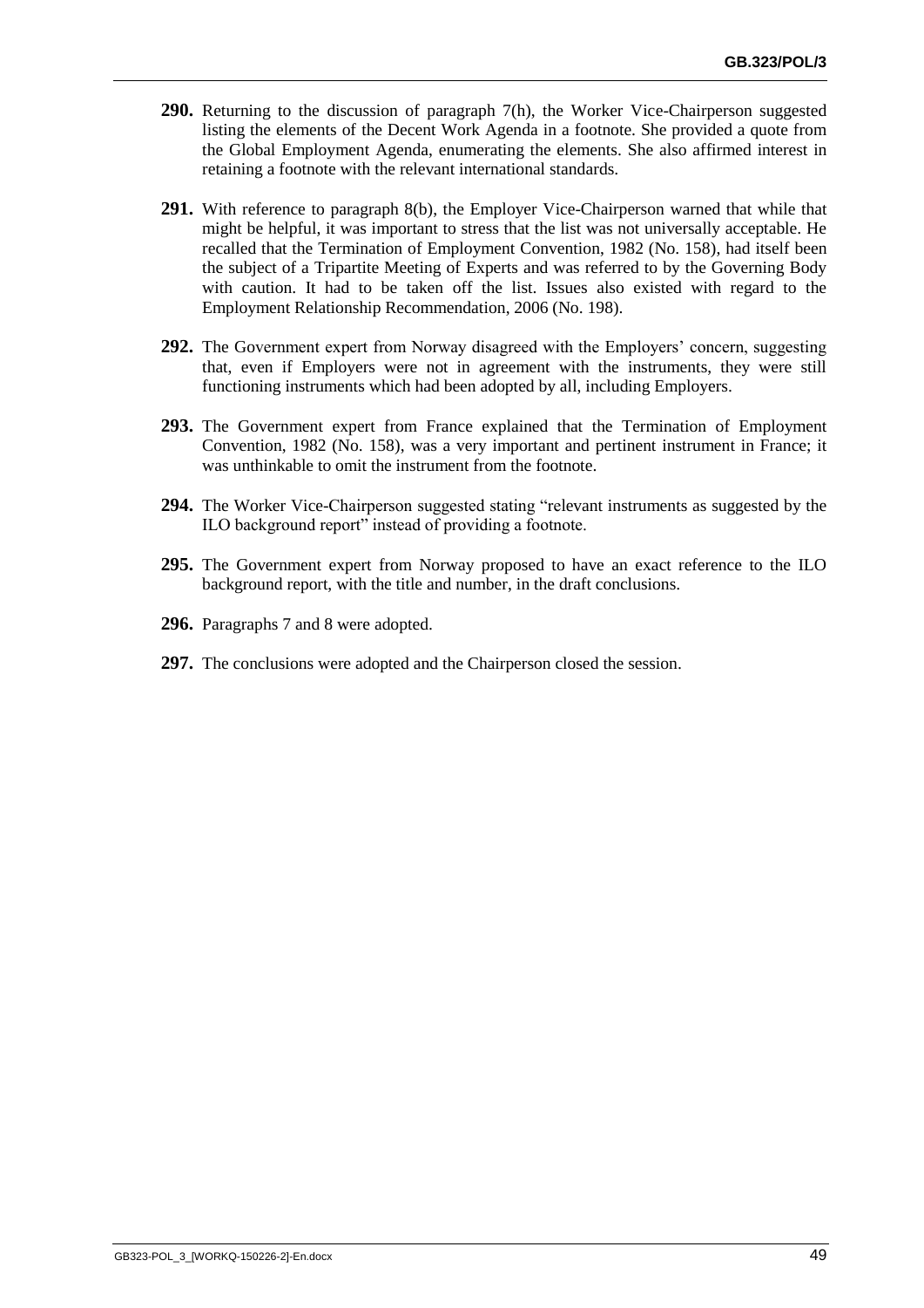**290.** Returning to the discussion of paragraph 7(h), the Worker Vice-Chairperson suggested listing the elements of the Decent Work Agenda in a footnote. She provided a quote from the Global Employment Agenda, enumerating the elements. She also affirmed interest in retaining a footnote with the relevant international standards.

**291.** With reference to paragraph 8(b), the Employer Vice-Chairperson warned that while that might be helpful, it was important to stress that the list was not universally acceptable. He recalled that the Termination of Employment Convention, 1982 (No. 158), had itself been the subject of a Tripartite Meeting of Experts and was referred to by the Governing Body with caution. It had to be taken off the list. Issues also existed with regard to the Employment Relationship Recommendation, 2006 (No. 198).

**292.** The Government expert from Norway disagreed with the Employers' concern, suggesting that, even if Employers were not in agreement with the instruments, they were still functioning instruments which had been adopted by all, including Employers.

**293.** The Government expert from France explained that the Termination of Employment Convention, 1982 (No. 158), was a very important and pertinent instrument in France; it was unthinkable to omit the instrument from the footnote.

**294.** The Worker Vice-Chairperson suggested stating "relevant instruments as suggested by the ILO background report" instead of providing a footnote.

**295.** The Government expert from Norway proposed to have an exact reference to the ILO background report, with the title and number, in the draft conclusions.

**296.** Paragraphs 7 and 8 were adopted.

**297.** The conclusions were adopted and the Chairperson closed the session.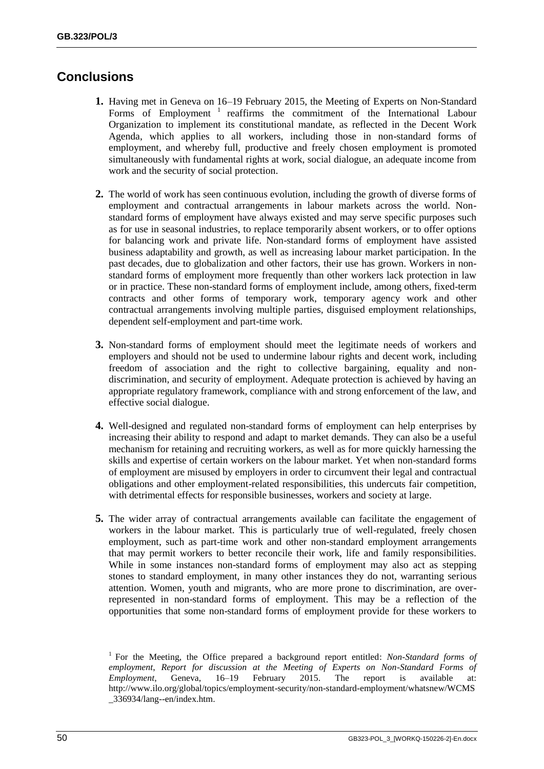## Conclusions

**1.** Having met in Geneva on 16–19 February 2015, the Meeting of Experts on Non-Standard Forms of Employment [1] reaffirms the commitment of the International Labour Organization to implement its constitutional mandate, as reflected in the Decent Work Agenda, which applies to all workers, including those in non-standard forms of employment, and whereby full, productive and freely chosen employment is promoted simultaneously with fundamental rights at work, social dialogue, an adequate income from work and the security of social protection.

**2.** The world of work has seen continuous evolution, including the growth of diverse forms of employment and contractual arrangements in labour markets across the world. Non-standard forms of employment have always existed and may serve specific purposes such as for use in seasonal industries, to replace temporarily absent workers, or to offer options for balancing work and private life. Non-standard forms of employment have assisted business adaptability and growth, as well as increasing labour market participation. In the past decades, due to globalization and other factors, their use has grown. Workers in non-standard forms of employment more frequently than other workers lack protection in law or in practice. These non-standard forms of employment include, among others, fixed-term contracts and other forms of temporary work, temporary agency work and other contractual arrangements involving multiple parties, disguised employment relationships, dependent self-employment and part-time work.

**3.** Non-standard forms of employment should meet the legitimate needs of workers and employers and should not be used to undermine labour rights and decent work, including freedom of association and the right to collective bargaining, equality and non-discrimination, and security of employment. Adequate protection is achieved by having an appropriate regulatory framework, compliance with and strong enforcement of the law, and effective social dialogue.

**4.** Well-designed and regulated non-standard forms of employment can help enterprises by increasing their ability to respond and adapt to market demands. They can also be a useful mechanism for retaining and recruiting workers, as well as for more quickly harnessing the skills and expertise of certain workers on the labour market. Yet when non-standard forms of employment are misused by employers in order to circumvent their legal and contractual obligations and other employment-related responsibilities, this undercuts fair competition, with detrimental effects for responsible businesses, workers and society at large.

**5.** The wider array of contractual arrangements available can facilitate the engagement of workers in the labour market. This is particularly true of well-regulated, freely chosen employment, such as part-time work and other non-standard employment arrangements that may permit workers to better reconcile their work, life and family responsibilities. While in some instances non-standard forms of employment may also act as stepping stones to standard employment, in many other instances they do not, warranting serious attention. Women, youth and migrants, who are more prone to discrimination, are over-represented in non-standard forms of employment. This may be a reflection of the opportunities that some non-standard forms of employment provide for these workers to

[1] For the Meeting, the Office prepared a background report entitled: *Non-Standard forms of employment, Report for discussion at the Meeting of Experts on Non-Standard Forms of Employment*, Geneva, 16–19 February 2015. The report is available at: http://www.ilo.org/global/topics/employment-security/non-standard-employment/whatsnew/WCMS_336934/lang--en/index.htm.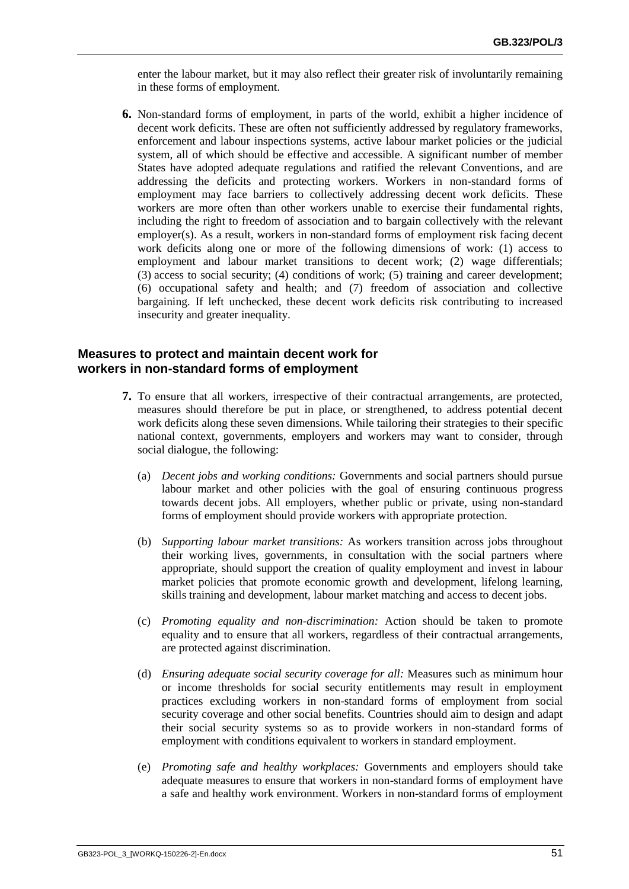enter the labour market, but it may also reflect their greater risk of involuntarily remaining in these forms of employment.

**6.** Non-standard forms of employment, in parts of the world, exhibit a higher incidence of decent work deficits. These are often not sufficiently addressed by regulatory frameworks, enforcement and labour inspections systems, active labour market policies or the judicial system, all of which should be effective and accessible. A significant number of member States have adopted adequate regulations and ratified the relevant Conventions, and are addressing the deficits and protecting workers. Workers in non-standard forms of employment may face barriers to collectively addressing decent work deficits. These workers are more often than other workers unable to exercise their fundamental rights, including the right to freedom of association and to bargain collectively with the relevant employer(s). As a result, workers in non-standard forms of employment risk facing decent work deficits along one or more of the following dimensions of work: (1) access to employment and labour market transitions to decent work; (2) wage differentials; (3) access to social security; (4) conditions of work; (5) training and career development; (6) occupational safety and health; and (7) freedom of association and collective bargaining. If left unchecked, these decent work deficits risk contributing to increased insecurity and greater inequality.

### Measures to protect and maintain decent work for workers in non-standard forms of employment

**7.** To ensure that all workers, irrespective of their contractual arrangements, are protected, measures should therefore be put in place, or strengthened, to address potential decent work deficits along these seven dimensions. While tailoring their strategies to their specific national context, governments, employers and workers may want to consider, through social dialogue, the following:

(a) *Decent jobs and working conditions:* Governments and social partners should pursue labour market and other policies with the goal of ensuring continuous progress towards decent jobs. All employers, whether public or private, using non-standard forms of employment should provide workers with appropriate protection.

(b) *Supporting labour market transitions:* As workers transition across jobs throughout their working lives, governments, in consultation with the social partners where appropriate, should support the creation of quality employment and invest in labour market policies that promote economic growth and development, lifelong learning, skills training and development, labour market matching and access to decent jobs.

(c) *Promoting equality and non-discrimination:* Action should be taken to promote equality and to ensure that all workers, regardless of their contractual arrangements, are protected against discrimination.

(d) *Ensuring adequate social security coverage for all:* Measures such as minimum hour or income thresholds for social security entitlements may result in employment practices excluding workers in non-standard forms of employment from social security coverage and other social benefits. Countries should aim to design and adapt their social security systems so as to provide workers in non-standard forms of employment with conditions equivalent to workers in standard employment.

(e) *Promoting safe and healthy workplaces:* Governments and employers should take adequate measures to ensure that workers in non-standard forms of employment have a safe and healthy work environment. Workers in non-standard forms of employment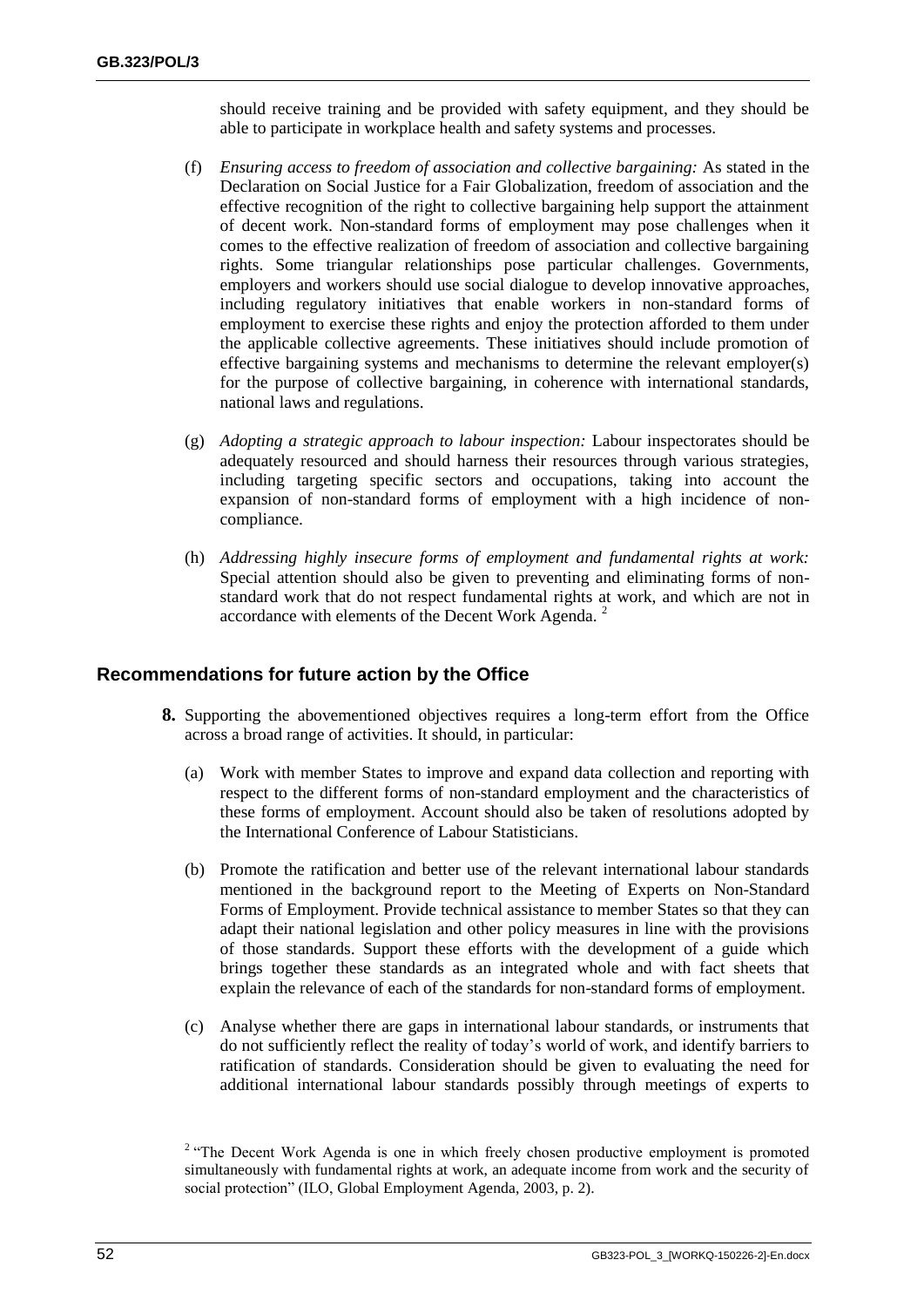should receive training and be provided with safety equipment, and they should be able to participate in workplace health and safety systems and processes.

(f) *Ensuring access to freedom of association and collective bargaining:* As stated in the Declaration on Social Justice for a Fair Globalization, freedom of association and the effective recognition of the right to collective bargaining help support the attainment of decent work. Non-standard forms of employment may pose challenges when it comes to the effective realization of freedom of association and collective bargaining rights. Some triangular relationships pose particular challenges. Governments, employers and workers should use social dialogue to develop innovative approaches, including regulatory initiatives that enable workers in non-standard forms of employment to exercise these rights and enjoy the protection afforded to them under the applicable collective agreements. These initiatives should include promotion of effective bargaining systems and mechanisms to determine the relevant employer(s) for the purpose of collective bargaining, in coherence with international standards, national laws and regulations.

(g) *Adopting a strategic approach to labour inspection:* Labour inspectorates should be adequately resourced and should harness their resources through various strategies, including targeting specific sectors and occupations, taking into account the expansion of non-standard forms of employment with a high incidence of non-compliance.

(h) *Addressing highly insecure forms of employment and fundamental rights at work:* Special attention should also be given to preventing and eliminating forms of non-standard work that do not respect fundamental rights at work, and which are not in accordance with elements of the Decent Work Agenda. [2]

## Recommendations for future action by the Office

**8.** Supporting the abovementioned objectives requires a long-term effort from the Office across a broad range of activities. It should, in particular:

(a) Work with member States to improve and expand data collection and reporting with respect to the different forms of non-standard employment and the characteristics of these forms of employment. Account should also be taken of resolutions adopted by the International Conference of Labour Statisticians.

(b) Promote the ratification and better use of the relevant international labour standards mentioned in the background report to the Meeting of Experts on Non-Standard Forms of Employment. Provide technical assistance to member States so that they can adapt their national legislation and other policy measures in line with the provisions of those standards. Support these efforts with the development of a guide which brings together these standards as an integrated whole and with fact sheets that explain the relevance of each of the standards for non-standard forms of employment.

(c) Analyse whether there are gaps in international labour standards, or instruments that do not sufficiently reflect the reality of today's world of work, and identify barriers to ratification of standards. Consideration should be given to evaluating the need for additional international labour standards possibly through meetings of experts to

[2] "The Decent Work Agenda is one in which freely chosen productive employment is promoted simultaneously with fundamental rights at work, an adequate income from work and the security of social protection" (ILO, Global Employment Agenda, 2003, p. 2).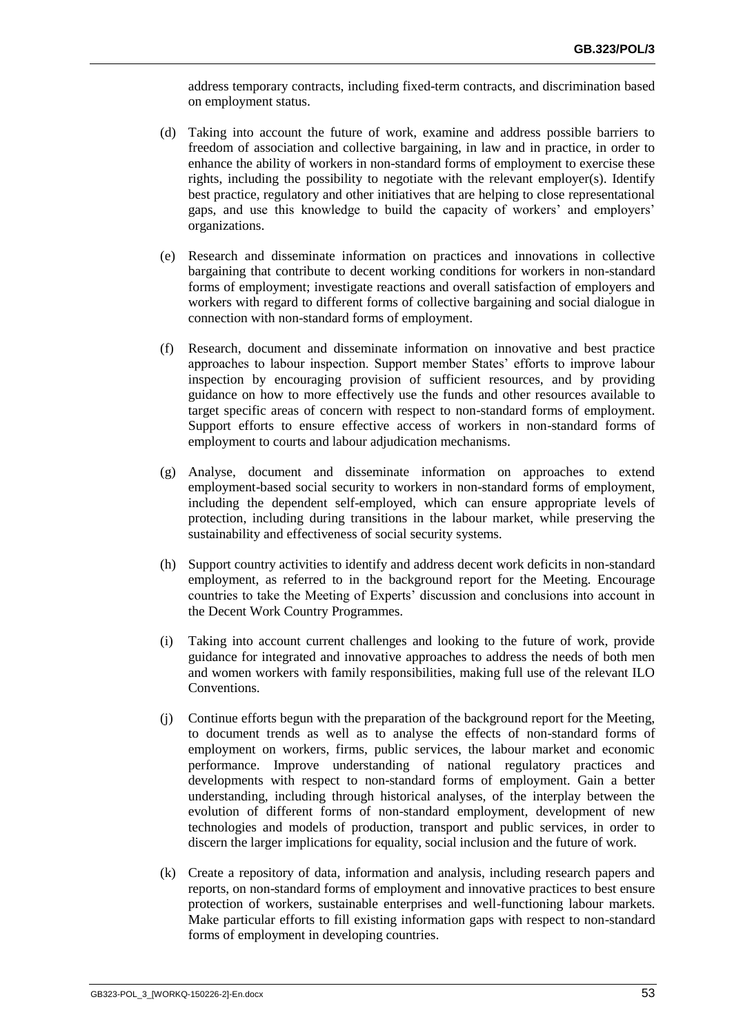address temporary contracts, including fixed-term contracts, and discrimination based on employment status.

(d) Taking into account the future of work, examine and address possible barriers to freedom of association and collective bargaining, in law and in practice, in order to enhance the ability of workers in non-standard forms of employment to exercise these rights, including the possibility to negotiate with the relevant employer(s). Identify best practice, regulatory and other initiatives that are helping to close representational gaps, and use this knowledge to build the capacity of workers' and employers' organizations.

(e) Research and disseminate information on practices and innovations in collective bargaining that contribute to decent working conditions for workers in non-standard forms of employment; investigate reactions and overall satisfaction of employers and workers with regard to different forms of collective bargaining and social dialogue in connection with non-standard forms of employment.

(f) Research, document and disseminate information on innovative and best practice approaches to labour inspection. Support member States' efforts to improve labour inspection by encouraging provision of sufficient resources, and by providing guidance on how to more effectively use the funds and other resources available to target specific areas of concern with respect to non-standard forms of employment. Support efforts to ensure effective access of workers in non-standard forms of employment to courts and labour adjudication mechanisms.

(g) Analyse, document and disseminate information on approaches to extend employment-based social security to workers in non-standard forms of employment, including the dependent self-employed, which can ensure appropriate levels of protection, including during transitions in the labour market, while preserving the sustainability and effectiveness of social security systems.

(h) Support country activities to identify and address decent work deficits in non-standard employment, as referred to in the background report for the Meeting. Encourage countries to take the Meeting of Experts' discussion and conclusions into account in the Decent Work Country Programmes.

(i) Taking into account current challenges and looking to the future of work, provide guidance for integrated and innovative approaches to address the needs of both men and women workers with family responsibilities, making full use of the relevant ILO Conventions.

(j) Continue efforts begun with the preparation of the background report for the Meeting, to document trends as well as to analyse the effects of non-standard forms of employment on workers, firms, public services, the labour market and economic performance. Improve understanding of national regulatory practices and developments with respect to non-standard forms of employment. Gain a better understanding, including through historical analyses, of the interplay between the evolution of different forms of non-standard employment, development of new technologies and models of production, transport and public services, in order to discern the larger implications for equality, social inclusion and the future of work.

(k) Create a repository of data, information and analysis, including research papers and reports, on non-standard forms of employment and innovative practices to best ensure protection of workers, sustainable enterprises and well-functioning labour markets. Make particular efforts to fill existing information gaps with respect to non-standard forms of employment in developing countries.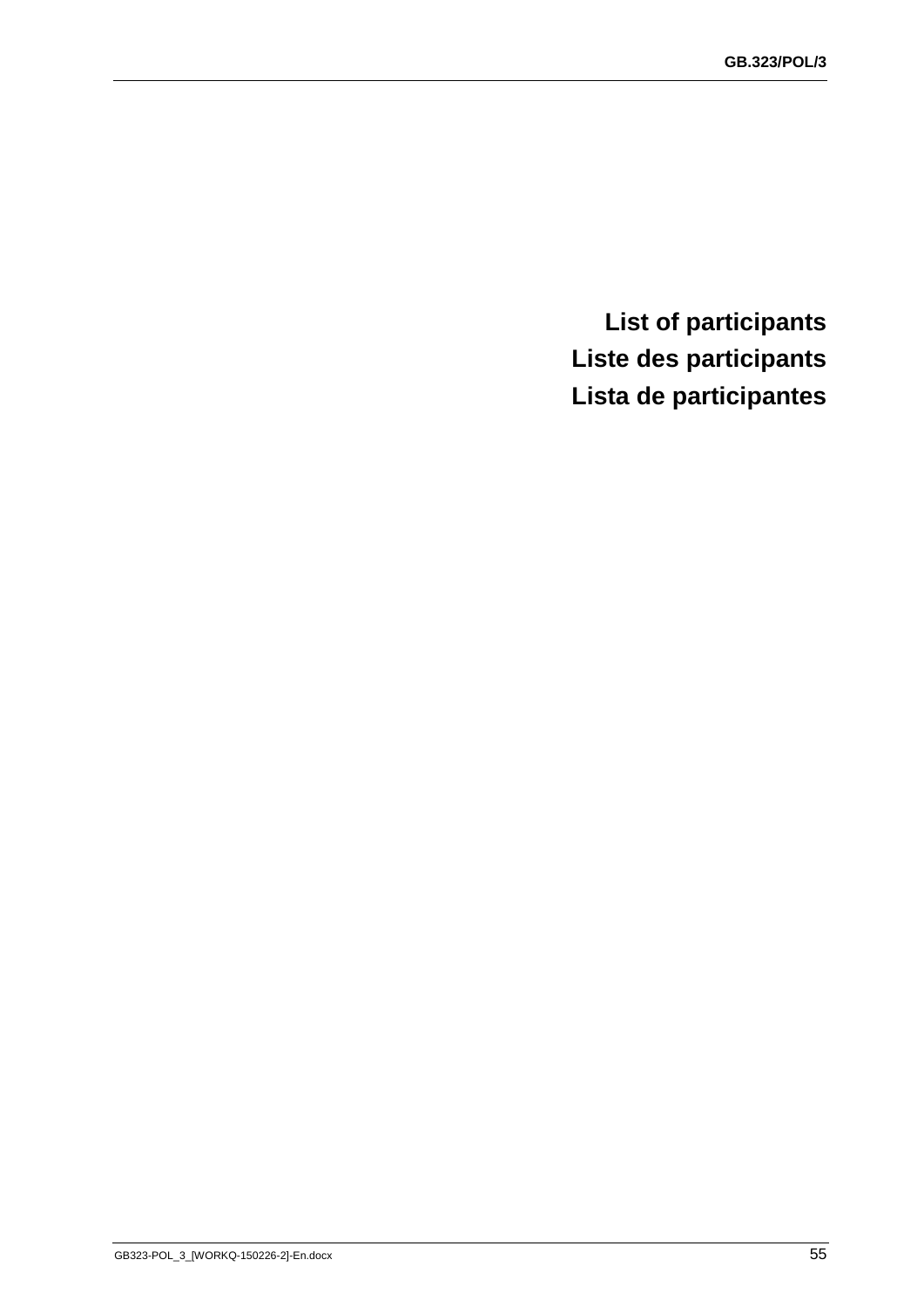# List of participants
# Liste des participants
# Lista de participantes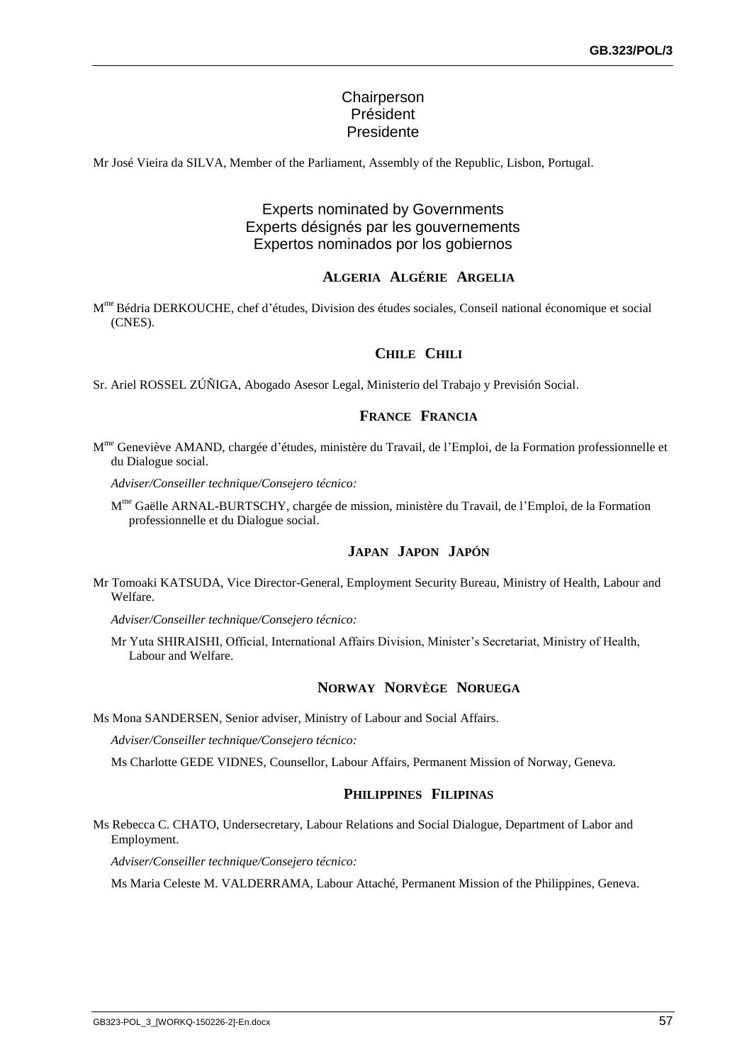## Chairperson
## Président
## Presidente

Mr José Vieira da SILVA, Member of the Parliament, Assembly of the Republic, Lisbon, Portugal.

## Experts nominated by Governments
## Experts désignés par les gouvernements
## Expertos nominados por los gobiernos

### ALGERIA ALGÉRIE ARGELIA

Mme Bédria DERKOUCHE, chef d'études, Division des études sociales, Conseil national économique et social (CNES).

### CHILE CHILI

Sr. Ariel ROSSEL ZÚÑIGA, Abogado Asesor Legal, Ministerio del Trabajo y Previsión Social.

### FRANCE FRANCIA

Mme Geneviève AMAND, chargée d'études, ministère du Travail, de l'Emploi, de la Formation professionnelle et du Dialogue social.

*Adviser/Conseiller technique/Consejero técnico:*

Mme Gaëlle ARNAL-BURTSCHY, chargée de mission, ministère du Travail, de l'Emploi, de la Formation professionnelle et du Dialogue social.

### JAPAN JAPON JAPÓN

Mr Tomoaki KATSUDA, Vice Director-General, Employment Security Bureau, Ministry of Health, Labour and Welfare.

*Adviser/Conseiller technique/Consejero técnico:*

Mr Yuta SHIRAISHI, Official, International Affairs Division, Minister's Secretariat, Ministry of Health, Labour and Welfare.

### NORWAY NORVÈGE NORUEGA

Ms Mona SANDERSEN, Senior adviser, Ministry of Labour and Social Affairs.

*Adviser/Conseiller technique/Consejero técnico:*

Ms Charlotte GEDE VIDNES, Counsellor, Labour Affairs, Permanent Mission of Norway, Geneva.

### PHILIPPINES FILIPINAS

Ms Rebecca C. CHATO, Undersecretary, Labour Relations and Social Dialogue, Department of Labor and Employment.

*Adviser/Conseiller technique/Consejero técnico:*

Ms Maria Celeste M. VALDERRAMA, Labour Attaché, Permanent Mission of the Philippines, Geneva.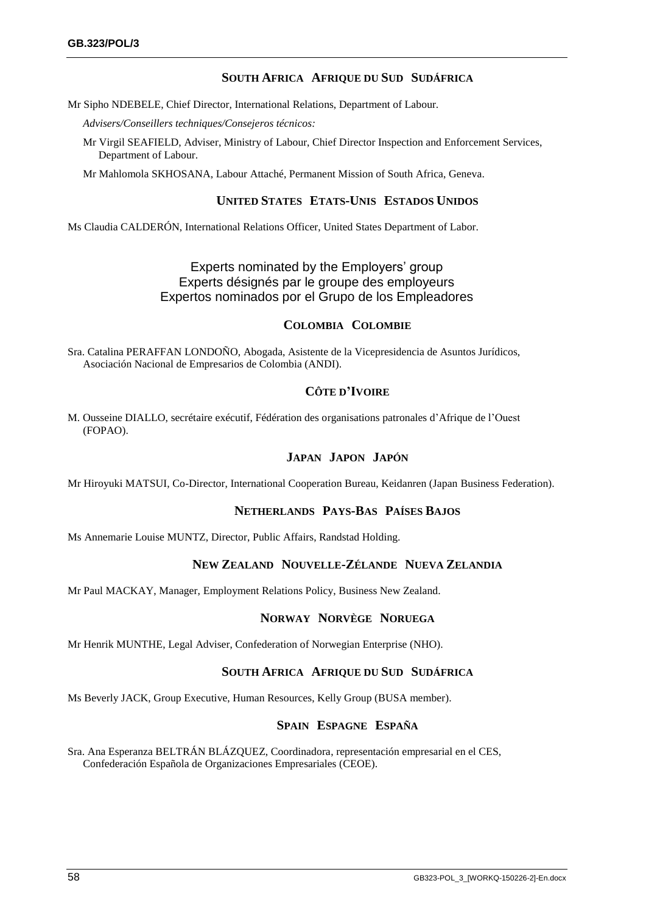### SOUTH AFRICA AFRIQUE DU SUD SUDÁFRICA

Mr Sipho NDEBELE, Chief Director, International Relations, Department of Labour.

*Advisers/Conseillers techniques/Consejeros técnicos:*

Mr Virgil SEAFIELD, Adviser, Ministry of Labour, Chief Director Inspection and Enforcement Services, Department of Labour.

Mr Mahlomola SKHOSANA, Labour Attaché, Permanent Mission of South Africa, Geneva.

### UNITED STATES ETATS-UNIS ESTADOS UNIDOS

Ms Claudia CALDERÓN, International Relations Officer, United States Department of Labor.

## Experts nominated by the Employers' group
## Experts désignés par le groupe des employeurs
## Expertos nominados por el Grupo de los Empleadores

### COLOMBIA COLOMBIE

Sra. Catalina PERAFFAN LONDOÑO, Abogada, Asistente de la Vicepresidencia de Asuntos Jurídicos, Asociación Nacional de Empresarios de Colombia (ANDI).

### CÔTE D'IVOIRE

M. Ousseine DIALLO, secrétaire exécutif, Fédération des organisations patronales d'Afrique de l'Ouest (FOPAO).

### JAPAN JAPON JAPÓN

Mr Hiroyuki MATSUI, Co-Director, International Cooperation Bureau, Keidanren (Japan Business Federation).

### NETHERLANDS PAYS-BAS PAÍSES BAJOS

Ms Annemarie Louise MUNTZ, Director, Public Affairs, Randstad Holding.

### NEW ZEALAND NOUVELLE-ZÉLANDE NUEVA ZELANDIA

Mr Paul MACKAY, Manager, Employment Relations Policy, Business New Zealand.

### NORWAY NORVÈGE NORUEGA

Mr Henrik MUNTHE, Legal Adviser, Confederation of Norwegian Enterprise (NHO).

### SOUTH AFRICA AFRIQUE DU SUD SUDÁFRICA

Ms Beverly JACK, Group Executive, Human Resources, Kelly Group (BUSA member).

### SPAIN ESPAGNE ESPAÑA

Sra. Ana Esperanza BELTRÁN BLÁZQUEZ, Coordinadora, representación empresarial en el CES, Confederación Española de Organizaciones Empresariales (CEOE).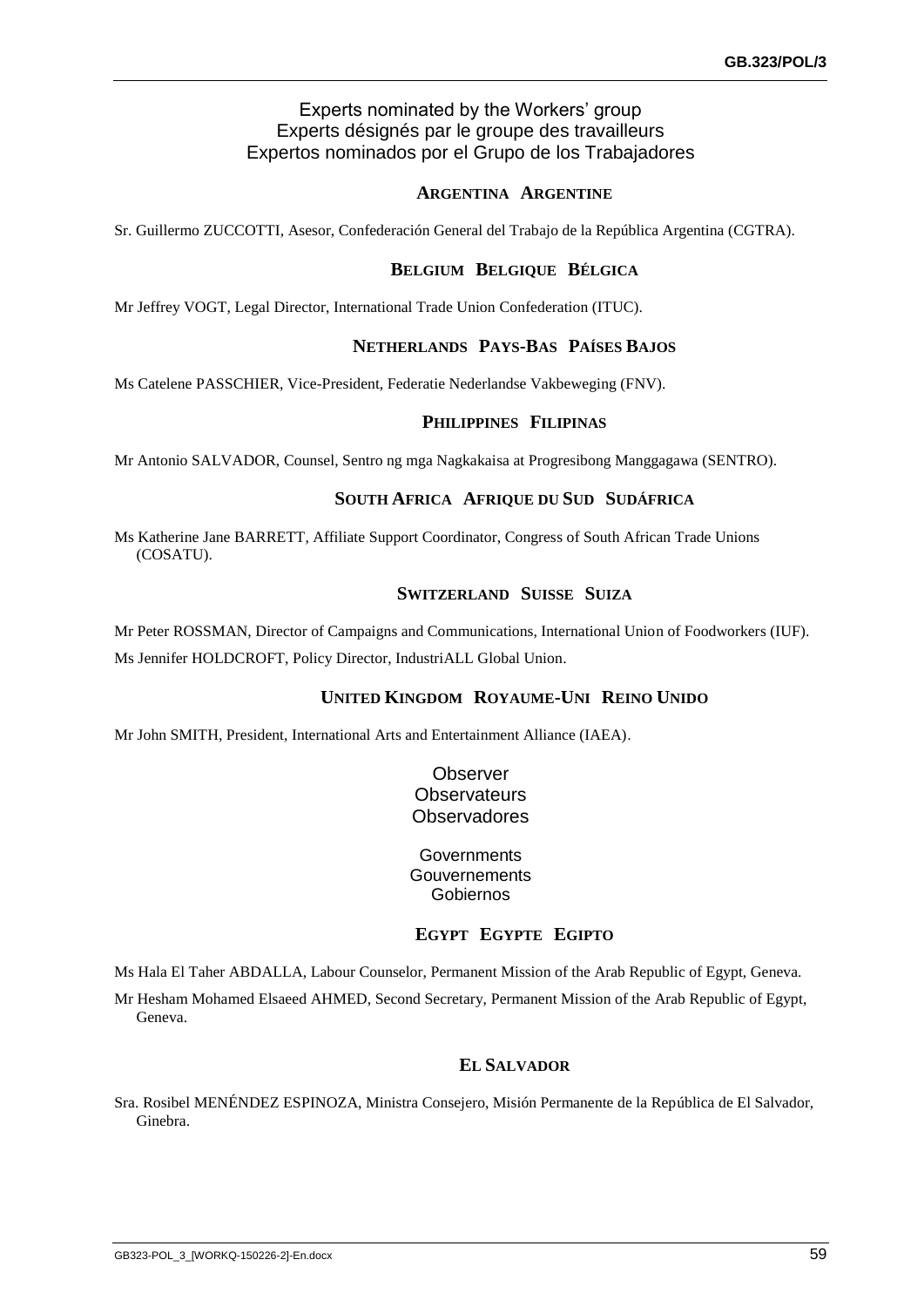## Experts nominated by the Workers' group
## Experts désignés par le groupe des travailleurs
## Expertos nominados por el Grupo de los Trabajadores

### ARGENTINA ARGENTINE

Sr. Guillermo ZUCCOTTI, Asesor, Confederación General del Trabajo de la República Argentina (CGTRA).

### BELGIUM BELGIQUE BÉLGICA

Mr Jeffrey VOGT, Legal Director, International Trade Union Confederation (ITUC).

### NETHERLANDS PAYS-BAS PAÍSES BAJOS

Ms Catelene PASSCHIER, Vice-President, Federatie Nederlandse Vakbeweging (FNV).

### PHILIPPINES FILIPINAS

Mr Antonio SALVADOR, Counsel, Sentro ng mga Nagkakaisa at Progresibong Manggagawa (SENTRO).

### SOUTH AFRICA AFRIQUE DU SUD SUDÁFRICA

Ms Katherine Jane BARRETT, Affiliate Support Coordinator, Congress of South African Trade Unions (COSATU).

### SWITZERLAND SUISSE SUIZA

Mr Peter ROSSMAN, Director of Campaigns and Communications, International Union of Foodworkers (IUF).

Ms Jennifer HOLDCROFT, Policy Director, IndustriALL Global Union.

### UNITED KINGDOM ROYAUME-UNI REINO UNIDO

Mr John SMITH, President, International Arts and Entertainment Alliance (IAEA).

## Observer
## Observateurs
## Observadores

## Governments
## Gouvernements
## Gobiernos

### EGYPT EGYPTE EGIPTO

Ms Hala El Taher ABDALLA, Labour Counselor, Permanent Mission of the Arab Republic of Egypt, Geneva.

Mr Hesham Mohamed Elsaeed AHMED, Second Secretary, Permanent Mission of the Arab Republic of Egypt, Geneva.

### EL SALVADOR

Sra. Rosibel MENÉNDEZ ESPINOZA, Ministra Consejero, Misión Permanente de la República de El Salvador, Ginebra.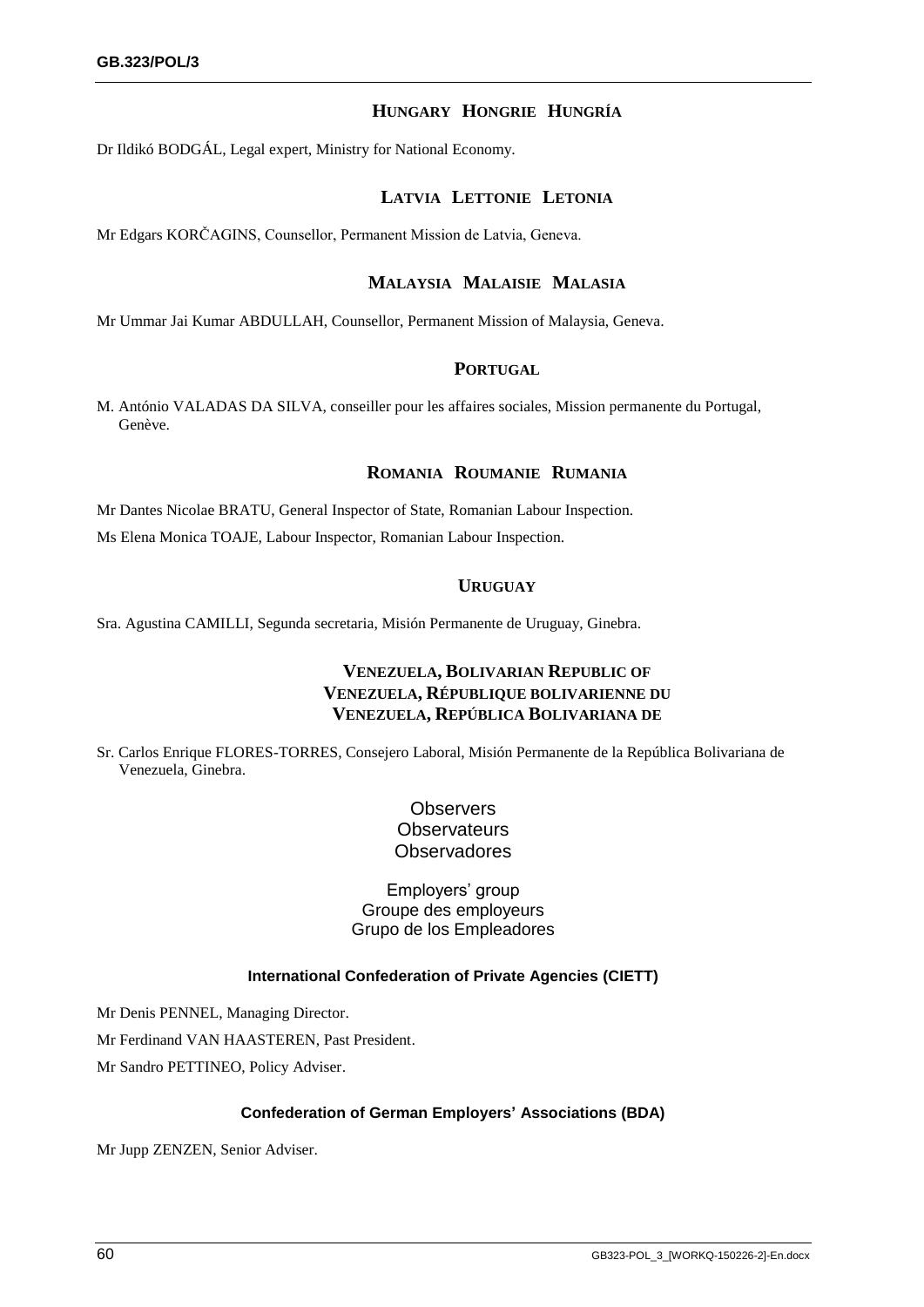### Hungary Hongrie Hungría

Dr Ildikó BODGÁL, Legal expert, Ministry for National Economy.

### Latvia Lettonie Letonia

Mr Edgars KORČAGINS, Counsellor, Permanent Mission de Latvia, Geneva.

### Malaysia Malaisie Malasia

Mr Ummar Jai Kumar ABDULLAH, Counsellor, Permanent Mission of Malaysia, Geneva.

### Portugal

M. António VALADAS DA SILVA, conseiller pour les affaires sociales, Mission permanente du Portugal, Genève.

### Romania Roumanie Rumania

Mr Dantes Nicolae BRATU, General Inspector of State, Romanian Labour Inspection.

Ms Elena Monica TOAJE, Labour Inspector, Romanian Labour Inspection.

### Uruguay

Sra. Agustina CAMILLI, Segunda secretaria, Misión Permanente de Uruguay, Ginebra.

### Venezuela, Bolivarian Republic of
### Venezuela, République bolivarienne du
### Venezuela, República Bolivariana de

Sr. Carlos Enrique FLORES-TORRES, Consejero Laboral, Misión Permanente de la República Bolivariana de Venezuela, Ginebra.

## Observers
## Observateurs
## Observadores

### Employers' group
### Groupe des employeurs
### Grupo de los Empleadores

#### International Confederation of Private Agencies (CIETT)

Mr Denis PENNEL, Managing Director.

Mr Ferdinand VAN HAASTEREN, Past President.

Mr Sandro PETTINEO, Policy Adviser.

#### Confederation of German Employers' Associations (BDA)

Mr Jupp ZENZEN, Senior Adviser.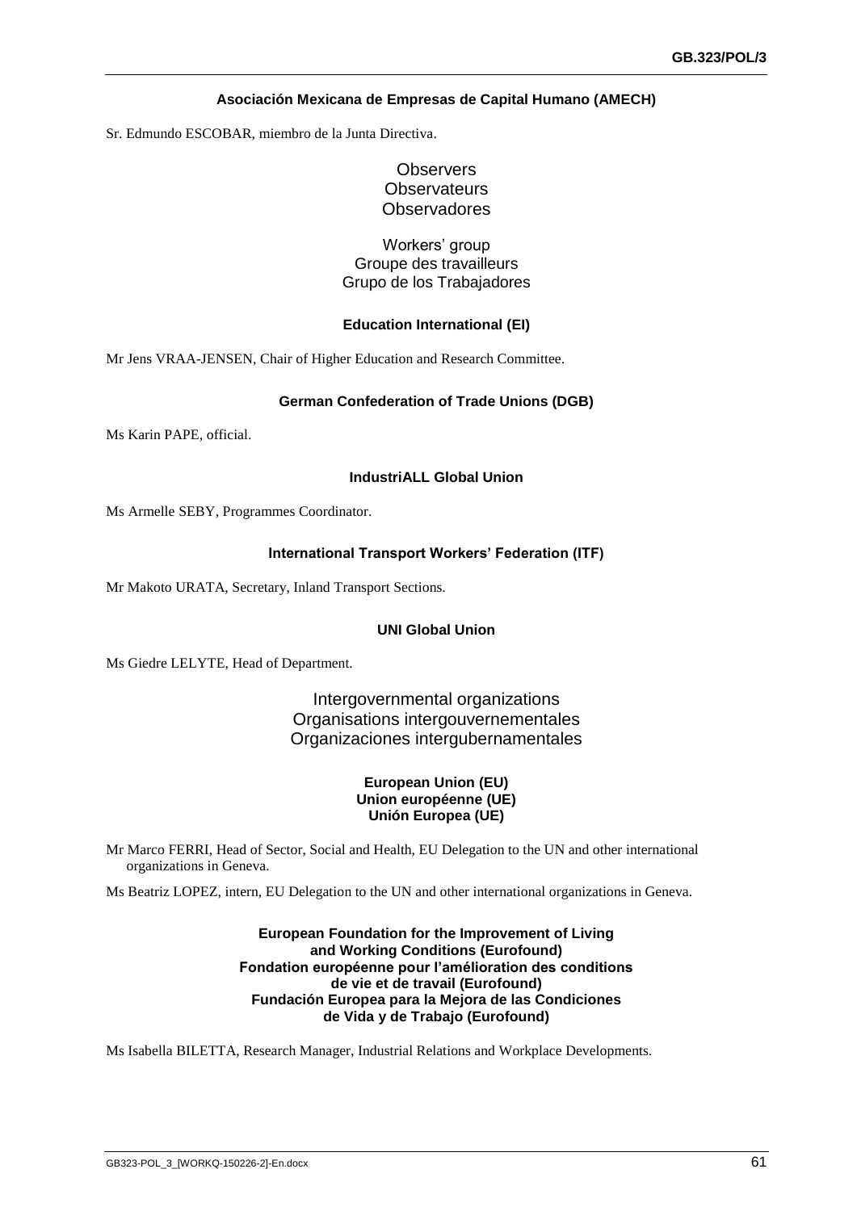**Asociación Mexicana de Empresas de Capital Humano (AMECH)**

Sr. Edmundo ESCOBAR, miembro de la Junta Directiva.

## Observers
## Observateurs
## Observadores

### Workers' group
### Groupe des travailleurs
### Grupo de los Trabajadores

**Education International (EI)**

Mr Jens VRAA-JENSEN, Chair of Higher Education and Research Committee.

**German Confederation of Trade Unions (DGB)**

Ms Karin PAPE, official.

**IndustriALL Global Union**

Ms Armelle SEBY, Programmes Coordinator.

**International Transport Workers' Federation (ITF)**

Mr Makoto URATA, Secretary, Inland Transport Sections.

**UNI Global Union**

Ms Giedre LELYTE, Head of Department.

## Intergovernmental organizations
## Organisations intergouvernementales
## Organizaciones intergubernamentales

**European Union (EU)**
**Union européenne (UE)**
**Unión Europea (UE)**

Mr Marco FERRI, Head of Sector, Social and Health, EU Delegation to the UN and other international organizations in Geneva.

Ms Beatriz LOPEZ, intern, EU Delegation to the UN and other international organizations in Geneva.

**European Foundation for the Improvement of Living and Working Conditions (Eurofound)**
**Fondation européenne pour l'amélioration des conditions de vie et de travail (Eurofound)**
**Fundación Europea para la Mejora de las Condiciones de Vida y de Trabajo (Eurofound)**

Ms Isabella BILETTA, Research Manager, Industrial Relations and Workplace Developments.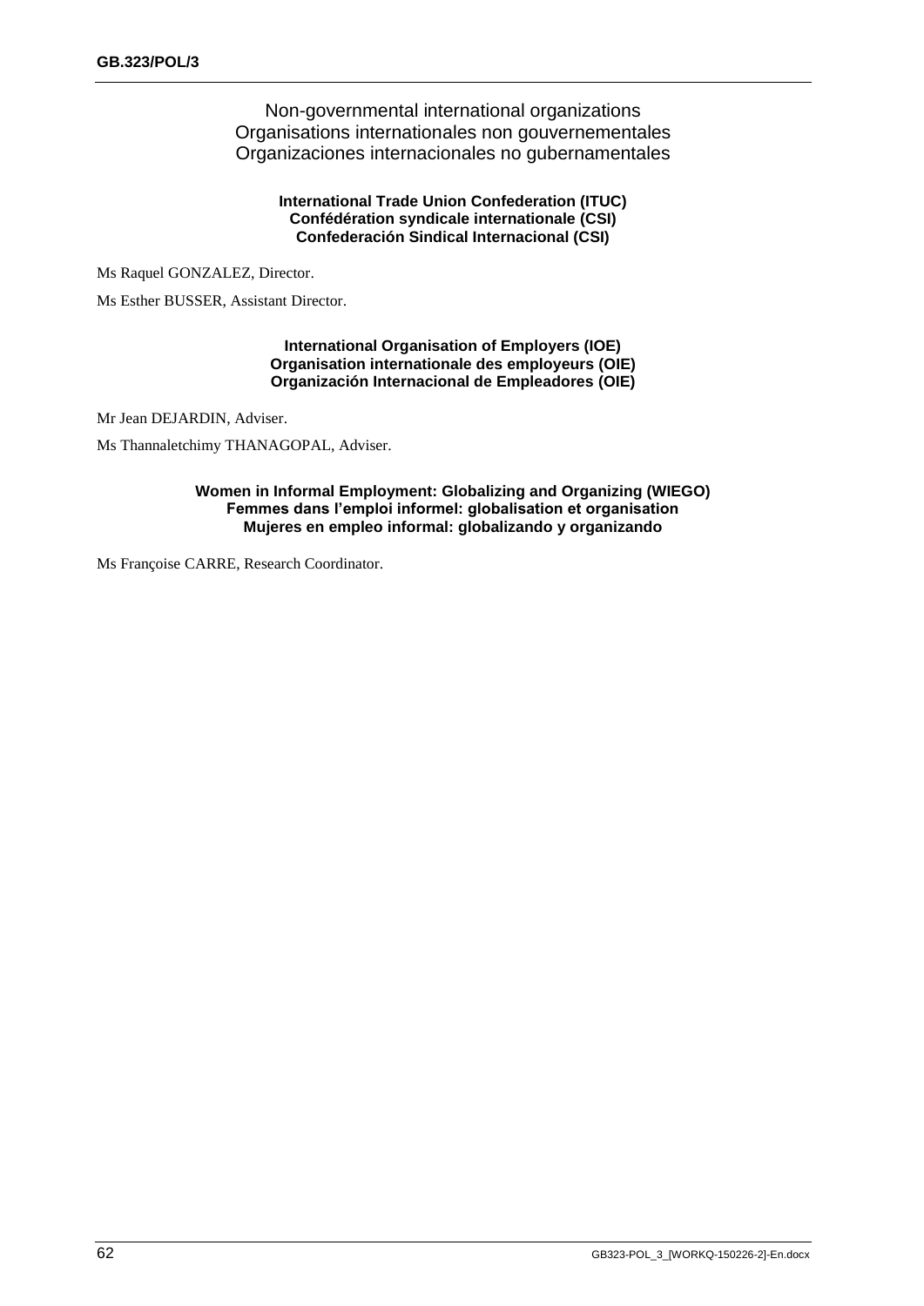## Non-governmental international organizations
## Organisations internationales non gouvernementales
## Organizaciones internacionales no gubernamentales

### International Trade Union Confederation (ITUC)
### Confédération syndicale internationale (CSI)
### Confederación Sindical Internacional (CSI)

Ms Raquel GONZALEZ, Director.

Ms Esther BUSSER, Assistant Director.

### International Organisation of Employers (IOE)
### Organisation internationale des employeurs (OIE)
### Organización Internacional de Empleadores (OIE)

Mr Jean DEJARDIN, Adviser.

Ms Thannaletchimy THANAGOPAL, Adviser.

### Women in Informal Employment: Globalizing and Organizing (WIEGO)
### Femmes dans l'emploi informel: globalisation et organisation
### Mujeres en empleo informal: globalizando y organizando

Ms Françoise CARRE, Research Coordinator.